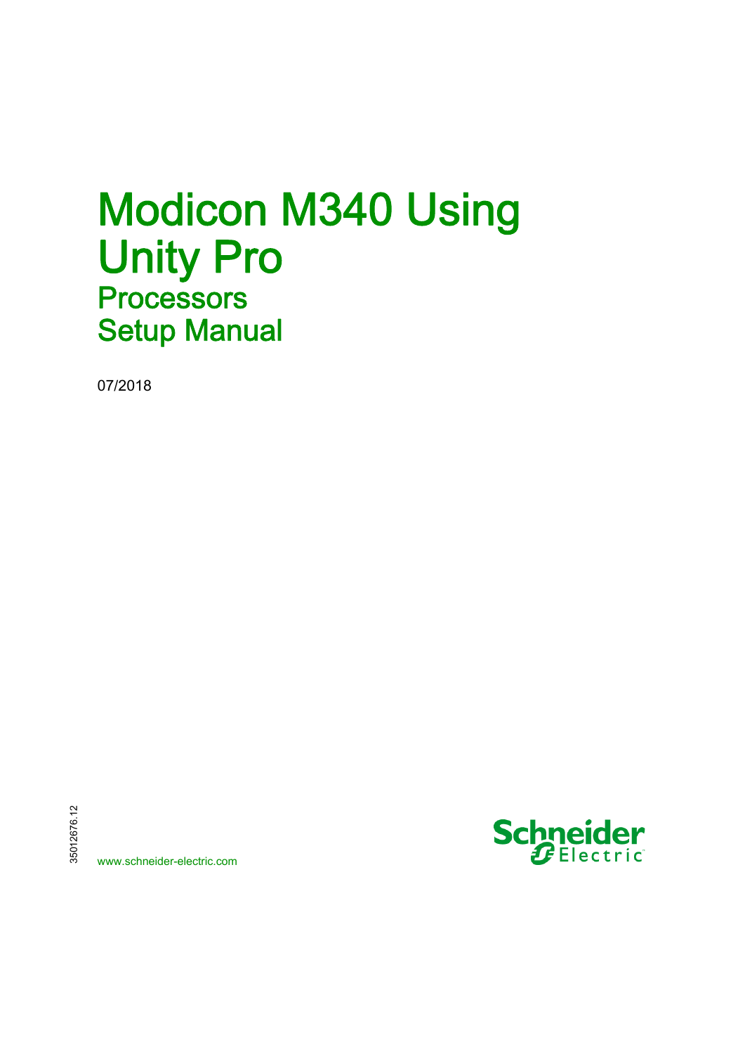# Modicon M340 Using Unity Pro

## Processors

## Setup Manual

07/2018

35012676.12

www.schneider-electric.com

Schneider Electric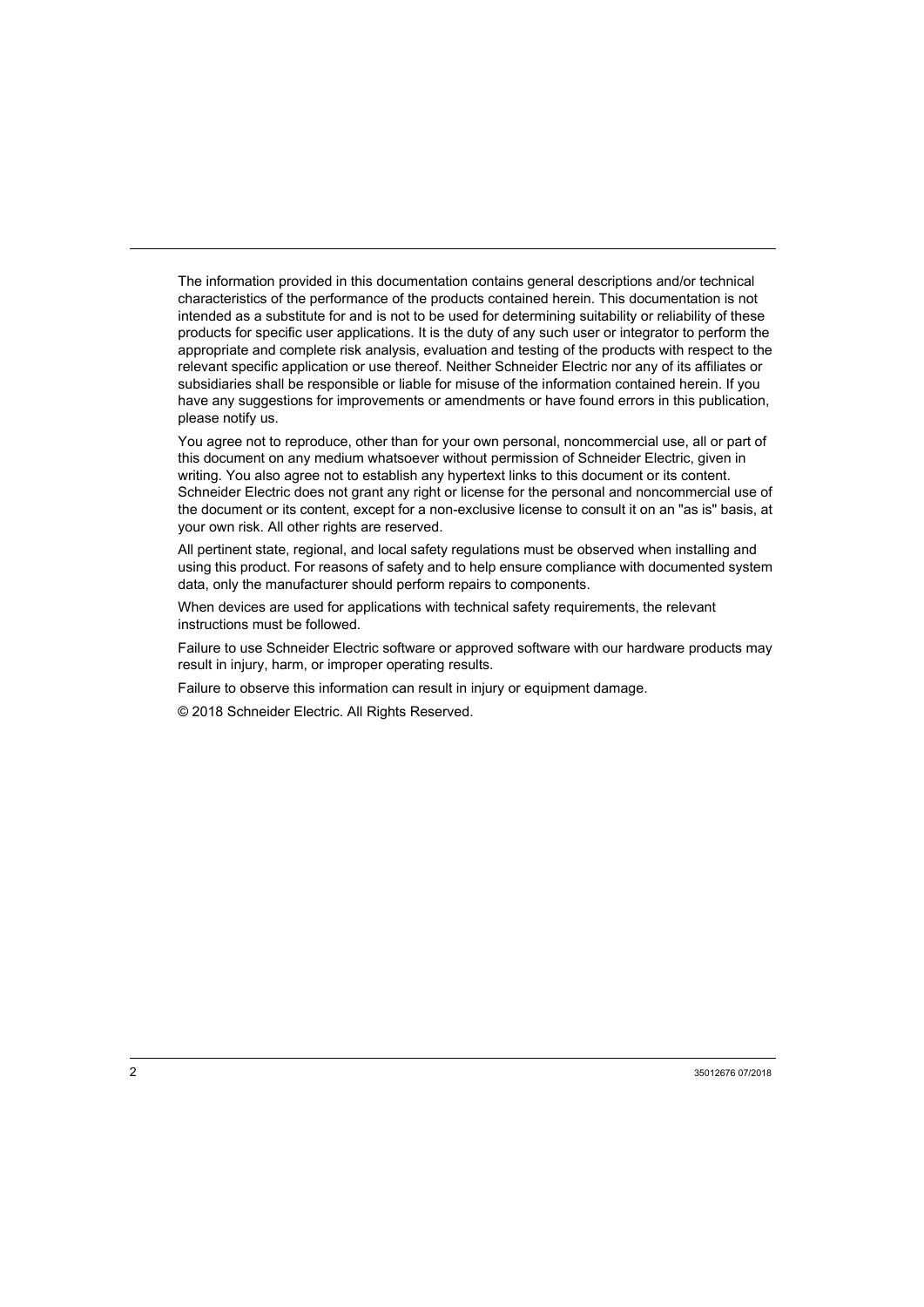The information provided in this documentation contains general descriptions and/or technical characteristics of the performance of the products contained herein. This documentation is not intended as a substitute for and is not to be used for determining suitability or reliability of these products for specific user applications. It is the duty of any such user or integrator to perform the appropriate and complete risk analysis, evaluation and testing of the products with respect to the relevant specific application or use thereof. Neither Schneider Electric nor any of its affiliates or subsidiaries shall be responsible or liable for misuse of the information contained herein. If you have any suggestions for improvements or amendments or have found errors in this publication, please notify us.

You agree not to reproduce, other than for your own personal, noncommercial use, all or part of this document on any medium whatsoever without permission of Schneider Electric, given in writing. You also agree not to establish any hypertext links to this document or its content. Schneider Electric does not grant any right or license for the personal and noncommercial use of the document or its content, except for a non-exclusive license to consult it on an "as is" basis, at your own risk. All other rights are reserved.

All pertinent state, regional, and local safety regulations must be observed when installing and using this product. For reasons of safety and to help ensure compliance with documented system data, only the manufacturer should perform repairs to components.

When devices are used for applications with technical safety requirements, the relevant instructions must be followed.

Failure to use Schneider Electric software or approved software with our hardware products may result in injury, harm, or improper operating results.

Failure to observe this information can result in injury or equipment damage.

© 2018 Schneider Electric. All Rights Reserved.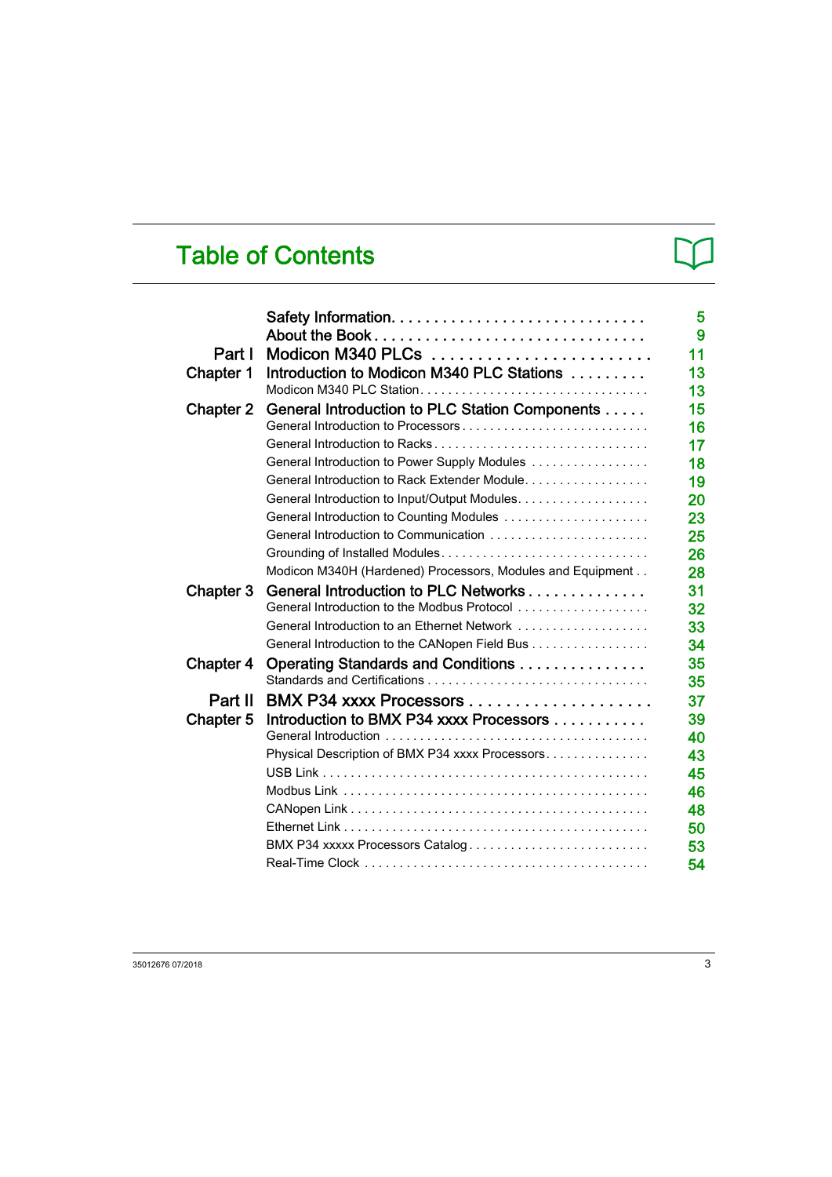# Table of Contents

| | | |
|---|---|---|
| | **Safety Information** | 5 |
| | **About the Book** | 9 |
| **Part I** | **Modicon M340 PLCs** | 11 |
| **Chapter 1** | **Introduction to Modicon M340 PLC Stations** | 13 |
| | Modicon M340 PLC Station | 13 |
| **Chapter 2** | **General Introduction to PLC Station Components** | 15 |
| | General Introduction to Processors | 16 |
| | General Introduction to Racks | 17 |
| | General Introduction to Power Supply Modules | 18 |
| | General Introduction to Rack Extender Module | 19 |
| | General Introduction to Input/Output Modules | 20 |
| | General Introduction to Counting Modules | 23 |
| | General Introduction to Communication | 25 |
| | Grounding of Installed Modules | 26 |
| | Modicon M340H (Hardened) Processors, Modules and Equipment | 28 |
| **Chapter 3** | **General Introduction to PLC Networks** | 31 |
| | General Introduction to the Modbus Protocol | 32 |
| | General Introduction to an Ethernet Network | 33 |
| | General Introduction to the CANopen Field Bus | 34 |
| **Chapter 4** | **Operating Standards and Conditions** | 35 |
| | Standards and Certifications | 35 |
| **Part II** | **BMX P34 xxxx Processors** | 37 |
| **Chapter 5** | **Introduction to BMX P34 xxxx Processors** | 39 |
| | General Introduction | 40 |
| | Physical Description of BMX P34 xxxx Processors | 43 |
| | USB Link | 45 |
| | Modbus Link | 46 |
| | CANopen Link | 48 |
| | Ethernet Link | 50 |
| | BMX P34 xxxxx Processors Catalog | 53 |
| | Real-Time Clock | 54 |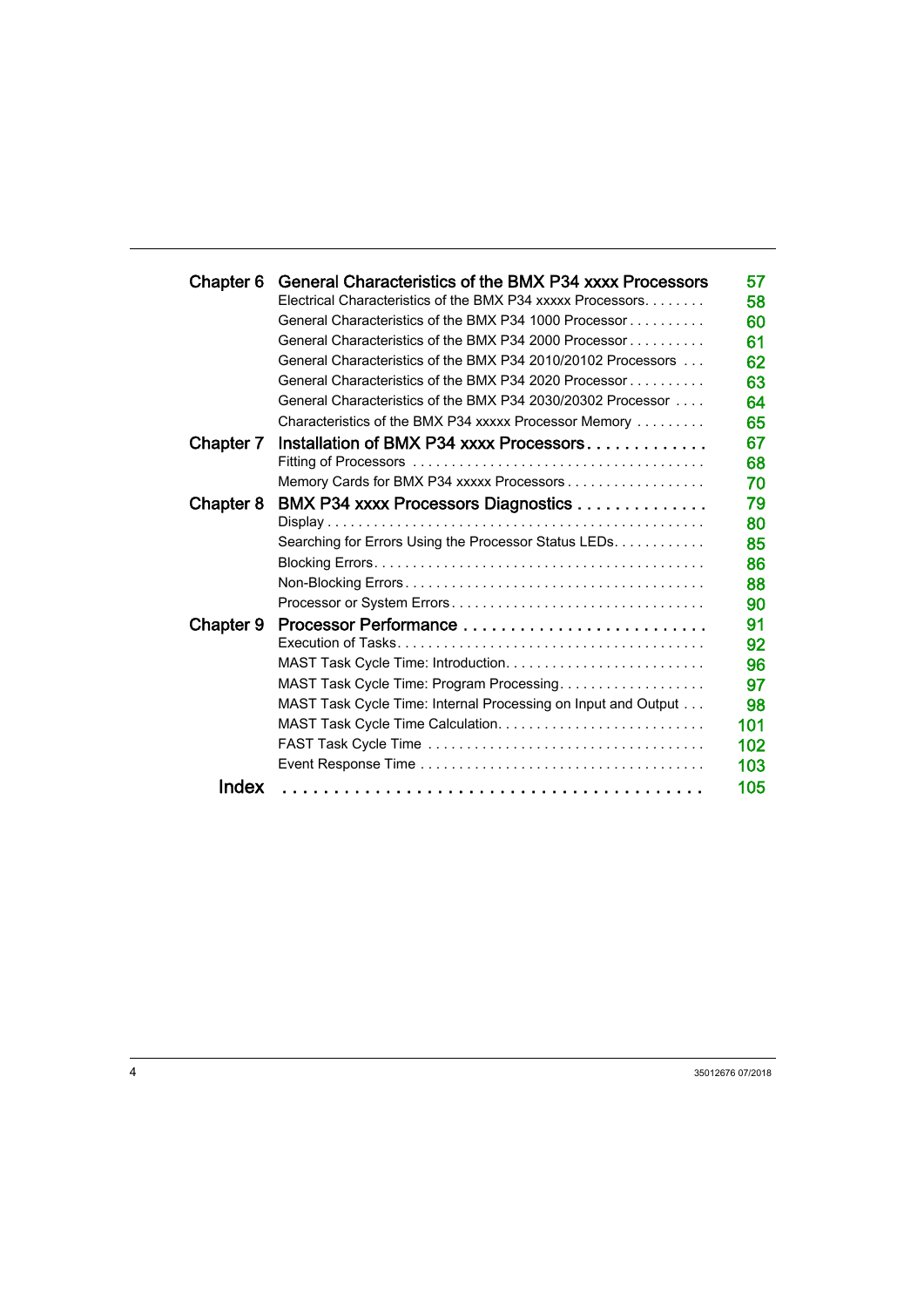| | | |
|---|---|---|
| **Chapter 6** | **General Characteristics of the BMX P34 xxxx Processors** | **57** |
| | Electrical Characteristics of the BMX P34 xxxxx Processors | 58 |
| | General Characteristics of the BMX P34 1000 Processor | 60 |
| | General Characteristics of the BMX P34 2000 Processor | 61 |
| | General Characteristics of the BMX P34 2010/20102 Processors | 62 |
| | General Characteristics of the BMX P34 2020 Processor | 63 |
| | General Characteristics of the BMX P34 2030/20302 Processor | 64 |
| | Characteristics of the BMX P34 xxxxx Processor Memory | 65 |
| **Chapter 7** | **Installation of BMX P34 xxxx Processors** | **67** |
| | Fitting of Processors | 68 |
| | Memory Cards for BMX P34 xxxxx Processors | 70 |
| **Chapter 8** | **BMX P34 xxxx Processors Diagnostics** | **79** |
| | Display | 80 |
| | Searching for Errors Using the Processor Status LEDs | 85 |
| | Blocking Errors | 86 |
| | Non-Blocking Errors | 88 |
| | Processor or System Errors | 90 |
| **Chapter 9** | **Processor Performance** | **91** |
| | Execution of Tasks | 92 |
| | MAST Task Cycle Time: Introduction | 96 |
| | MAST Task Cycle Time: Program Processing | 97 |
| | MAST Task Cycle Time: Internal Processing on Input and Output | 98 |
| | MAST Task Cycle Time Calculation | 101 |
| | FAST Task Cycle Time | 102 |
| | Event Response Time | 103 |
| **Index** | | **105** |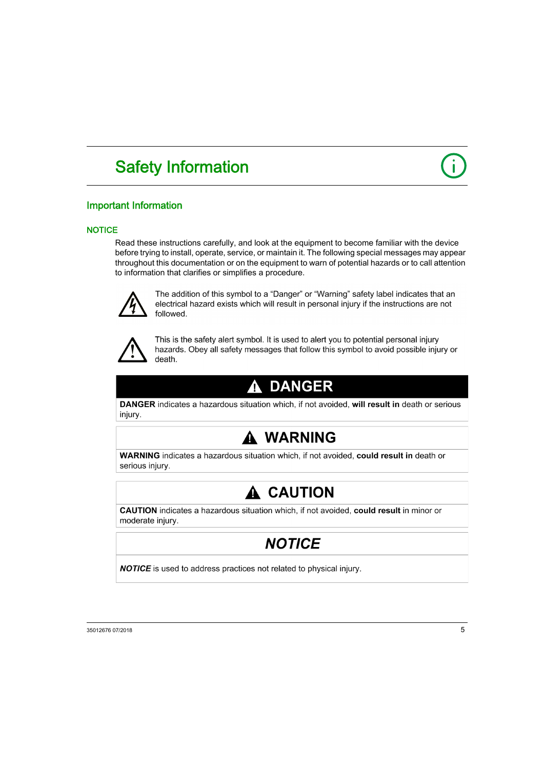# Safety Information

## Important Information

### NOTICE

Read these instructions carefully, and look at the equipment to become familiar with the device before trying to install, operate, service, or maintain it. The following special messages may appear throughout this documentation or on the equipment to warn of potential hazards or to call attention to information that clarifies or simplifies a procedure.

The addition of this symbol to a “Danger” or “Warning” safety label indicates that an electrical hazard exists which will result in personal injury if the instructions are not followed.

This is the safety alert symbol. It is used to alert you to potential personal injury hazards. Obey all safety messages that follow this symbol to avoid possible injury or death.

**DANGER**

**DANGER** indicates a hazardous situation which, if not avoided, **will result in** death or serious injury.

**WARNING**

**WARNING** indicates a hazardous situation which, if not avoided, **could result in** death or serious injury.

**CAUTION**

**CAUTION** indicates a hazardous situation which, if not avoided, **could result** in minor or moderate injury.

***NOTICE***

***NOTICE*** is used to address practices not related to physical injury.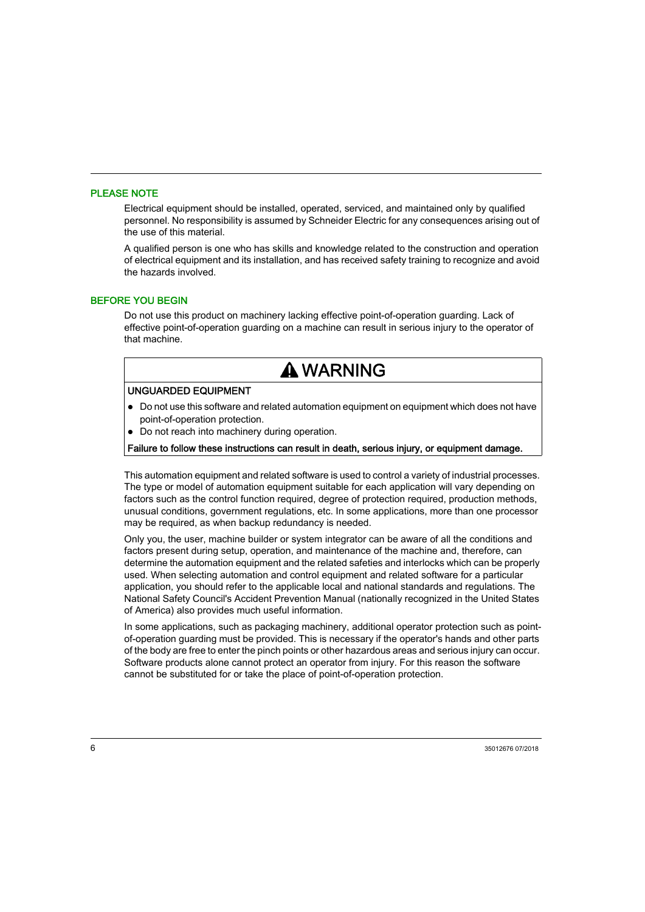## PLEASE NOTE

Electrical equipment should be installed, operated, serviced, and maintained only by qualified personnel. No responsibility is assumed by Schneider Electric for any consequences arising out of the use of this material.

A qualified person is one who has skills and knowledge related to the construction and operation of electrical equipment and its installation, and has received safety training to recognize and avoid the hazards involved.

## BEFORE YOU BEGIN

Do not use this product on machinery lacking effective point-of-operation guarding. Lack of effective point-of-operation guarding on a machine can result in serious injury to the operator of that machine.

### ⚠ WARNING

**UNGUARDED EQUIPMENT**

- Do not use this software and related automation equipment on equipment which does not have point-of-operation protection.
- Do not reach into machinery during operation.

**Failure to follow these instructions can result in death, serious injury, or equipment damage.**

This automation equipment and related software is used to control a variety of industrial processes. The type or model of automation equipment suitable for each application will vary depending on factors such as the control function required, degree of protection required, production methods, unusual conditions, government regulations, etc. In some applications, more than one processor may be required, as when backup redundancy is needed.

Only you, the user, machine builder or system integrator can be aware of all the conditions and factors present during setup, operation, and maintenance of the machine and, therefore, can determine the automation equipment and the related safeties and interlocks which can be properly used. When selecting automation and control equipment and related software for a particular application, you should refer to the applicable local and national standards and regulations. The National Safety Council's Accident Prevention Manual (nationally recognized in the United States of America) also provides much useful information.

In some applications, such as packaging machinery, additional operator protection such as point-of-operation guarding must be provided. This is necessary if the operator's hands and other parts of the body are free to enter the pinch points or other hazardous areas and serious injury can occur. Software products alone cannot protect an operator from injury. For this reason the software cannot be substituted for or take the place of point-of-operation protection.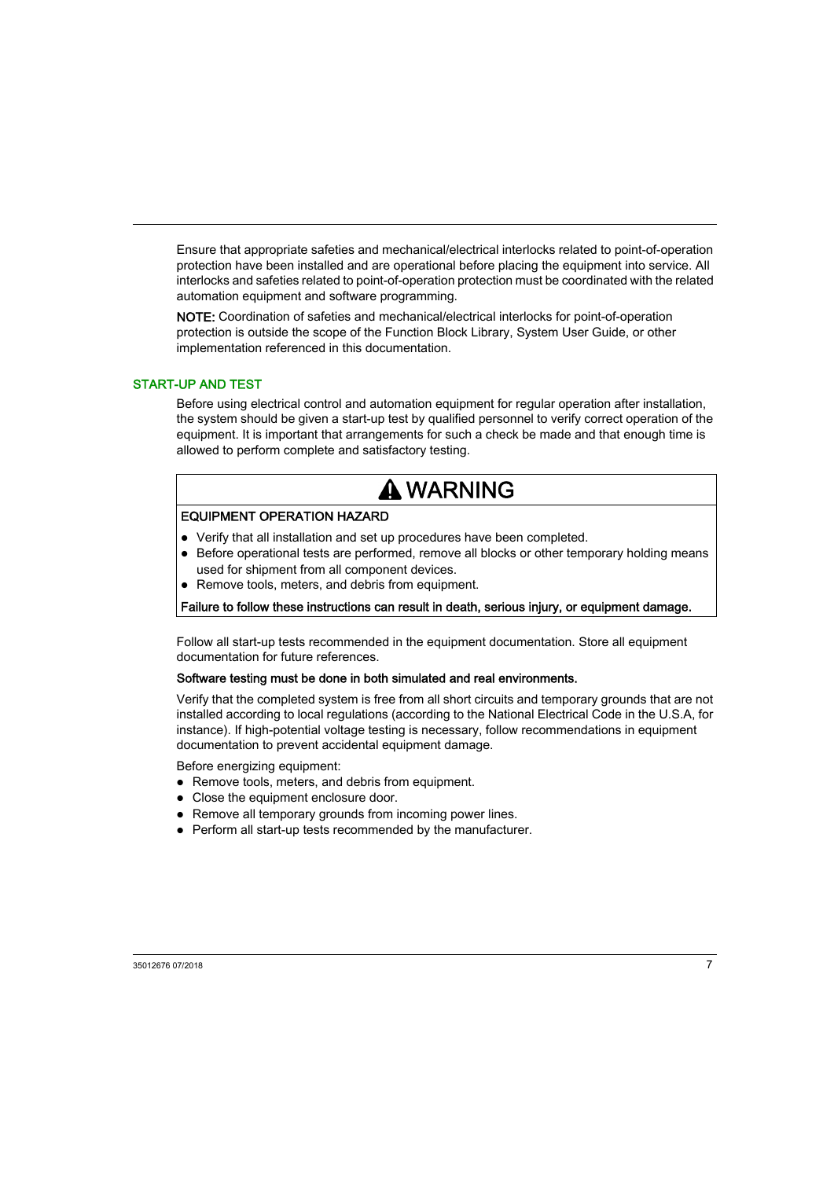Ensure that appropriate safeties and mechanical/electrical interlocks related to point-of-operation protection have been installed and are operational before placing the equipment into service. All interlocks and safeties related to point-of-operation protection must be coordinated with the related automation equipment and software programming.

**NOTE:** Coordination of safeties and mechanical/electrical interlocks for point-of-operation protection is outside the scope of the Function Block Library, System User Guide, or other implementation referenced in this documentation.

## START-UP AND TEST

Before using electrical control and automation equipment for regular operation after installation, the system should be given a start-up test by qualified personnel to verify correct operation of the equipment. It is important that arrangements for such a check be made and that enough time is allowed to perform complete and satisfactory testing.

| ⚠ WARNING |
| --- |
| **EQUIPMENT OPERATION HAZARD**<br>● Verify that all installation and set up procedures have been completed.<br>● Before operational tests are performed, remove all blocks or other temporary holding means used for shipment from all component devices.<br>● Remove tools, meters, and debris from equipment.<br>**Failure to follow these instructions can result in death, serious injury, or equipment damage.** |

Follow all start-up tests recommended in the equipment documentation. Store all equipment documentation for future references.

**Software testing must be done in both simulated and real environments.**

Verify that the completed system is free from all short circuits and temporary grounds that are not installed according to local regulations (according to the National Electrical Code in the U.S.A, for instance). If high-potential voltage testing is necessary, follow recommendations in equipment documentation to prevent accidental equipment damage.

Before energizing equipment:

- Remove tools, meters, and debris from equipment.
- Close the equipment enclosure door.
- Remove all temporary grounds from incoming power lines.
- Perform all start-up tests recommended by the manufacturer.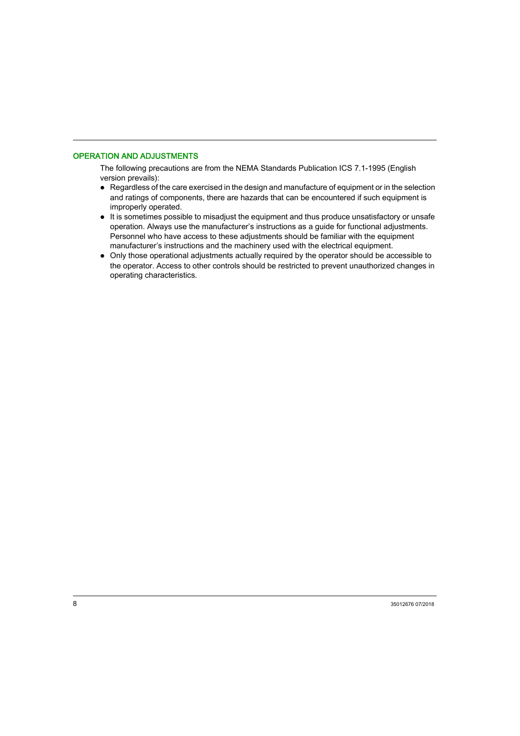## OPERATION AND ADJUSTMENTS

The following precautions are from the NEMA Standards Publication ICS 7.1-1995 (English version prevails):

- Regardless of the care exercised in the design and manufacture of equipment or in the selection and ratings of components, there are hazards that can be encountered if such equipment is improperly operated.
- It is sometimes possible to misadjust the equipment and thus produce unsatisfactory or unsafe operation. Always use the manufacturer's instructions as a guide for functional adjustments. Personnel who have access to these adjustments should be familiar with the equipment manufacturer's instructions and the machinery used with the electrical equipment.
- Only those operational adjustments actually required by the operator should be accessible to the operator. Access to other controls should be restricted to prevent unauthorized changes in operating characteristics.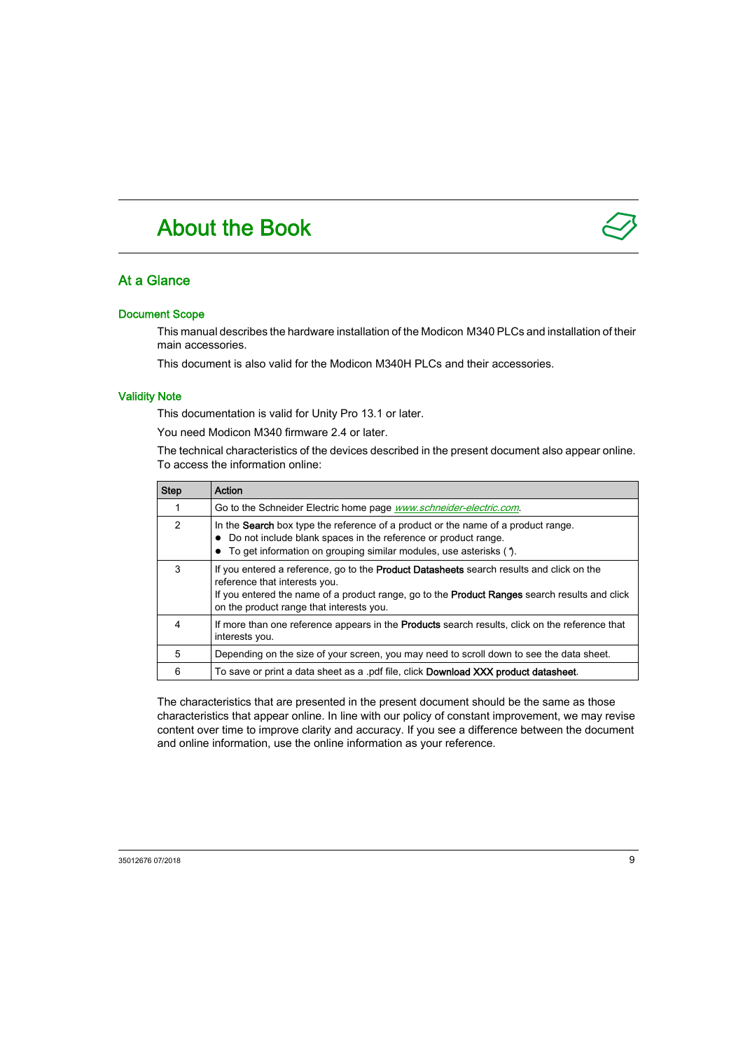# About the Book

## At a Glance

### Document Scope

This manual describes the hardware installation of the Modicon M340 PLCs and installation of their main accessories.

This document is also valid for the Modicon M340H PLCs and their accessories.

### Validity Note

This documentation is valid for Unity Pro 13.1 or later.

You need Modicon M340 firmware 2.4 or later.

The technical characteristics of the devices described in the present document also appear online. To access the information online:

| Step | Action |
| --- | --- |
| 1 | Go to the Schneider Electric home page *www.schneider-electric.com*. |
| 2 | In the **Search** box type the reference of a product or the name of a product range.<br>• Do not include blank spaces in the reference or product range.<br>• To get information on grouping similar modules, use asterisks (*). |
| 3 | If you entered a reference, go to the **Product Datasheets** search results and click on the reference that interests you.<br>If you entered the name of a product range, go to the **Product Ranges** search results and click on the product range that interests you. |
| 4 | If more than one reference appears in the **Products** search results, click on the reference that interests you. |
| 5 | Depending on the size of your screen, you may need to scroll down to see the data sheet. |
| 6 | To save or print a data sheet as a .pdf file, click **Download XXX product datasheet**. |

The characteristics that are presented in the present document should be the same as those characteristics that appear online. In line with our policy of constant improvement, we may revise content over time to improve clarity and accuracy. If you see a difference between the document and online information, use the online information as your reference.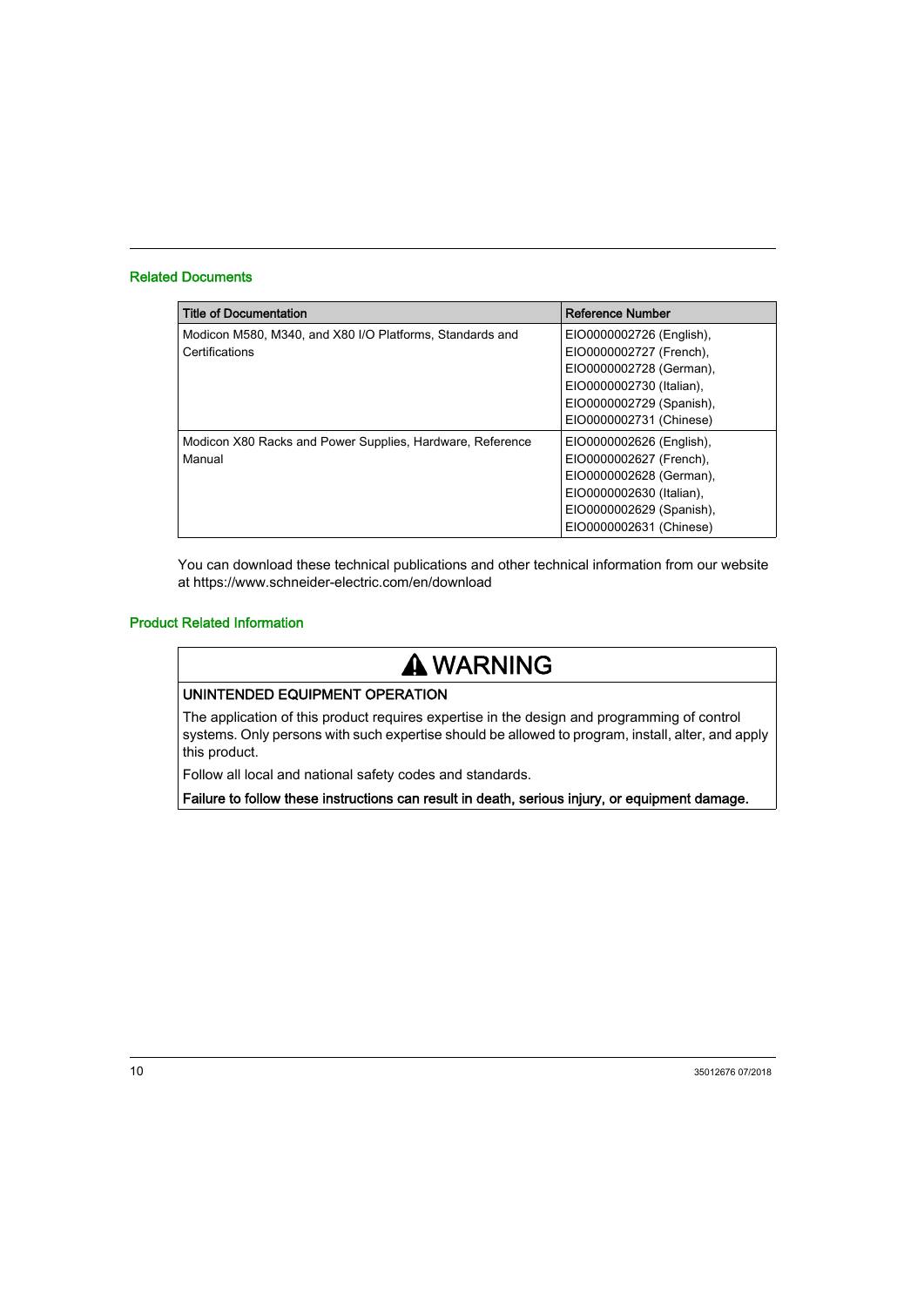## Related Documents

| Title of Documentation | Reference Number |
|---|---|
| Modicon M580, M340, and X80 I/O Platforms, Standards and Certifications | EIO0000002726 (English), EIO0000002727 (French), EIO0000002728 (German), EIO0000002730 (Italian), EIO0000002729 (Spanish), EIO0000002731 (Chinese) |
| Modicon X80 Racks and Power Supplies, Hardware, Reference Manual | EIO0000002626 (English), EIO0000002627 (French), EIO0000002628 (German), EIO0000002630 (Italian), EIO0000002629 (Spanish), EIO0000002631 (Chinese) |

You can download these technical publications and other technical information from our website at https://www.schneider-electric.com/en/download

## Product Related Information

**⚠ WARNING**

**UNINTENDED EQUIPMENT OPERATION**

The application of this product requires expertise in the design and programming of control systems. Only persons with such expertise should be allowed to program, install, alter, and apply this product.

Follow all local and national safety codes and standards.

**Failure to follow these instructions can result in death, serious injury, or equipment damage.**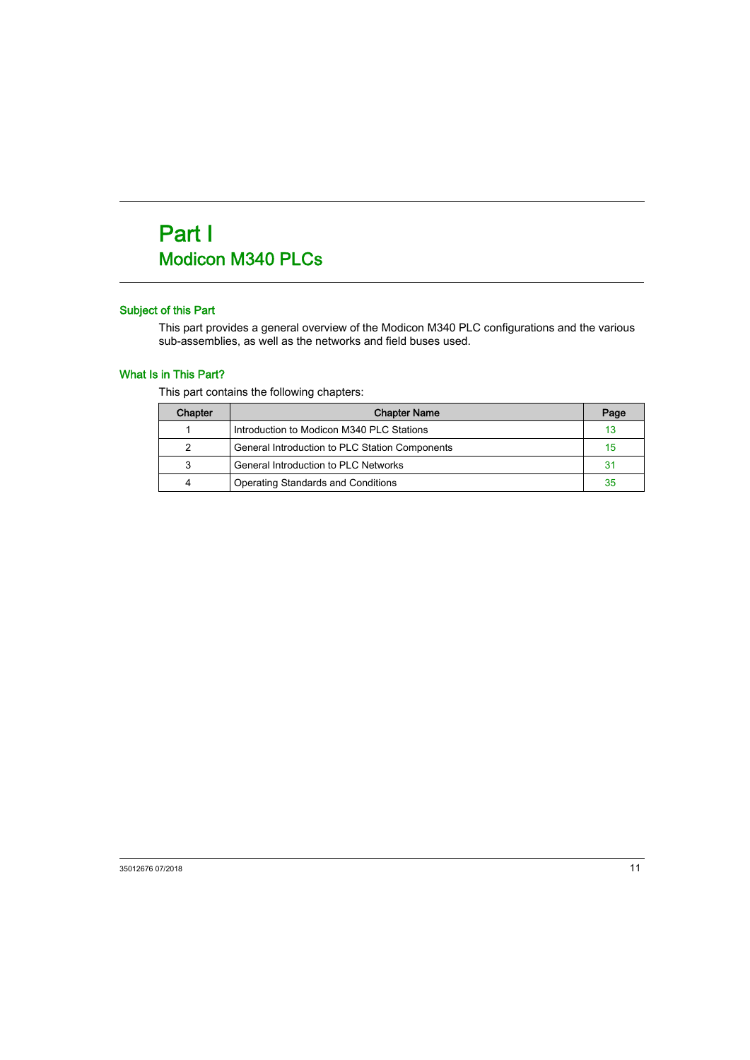# Part I
## Modicon M340 PLCs

### Subject of this Part

This part provides a general overview of the Modicon M340 PLC configurations and the various sub-assemblies, as well as the networks and field buses used.

### What Is in This Part?

This part contains the following chapters:

| Chapter | Chapter Name | Page |
|---|---|---|
| 1 | Introduction to Modicon M340 PLC Stations | 13 |
| 2 | General Introduction to PLC Station Components | 15 |
| 3 | General Introduction to PLC Networks | 31 |
| 4 | Operating Standards and Conditions | 35 |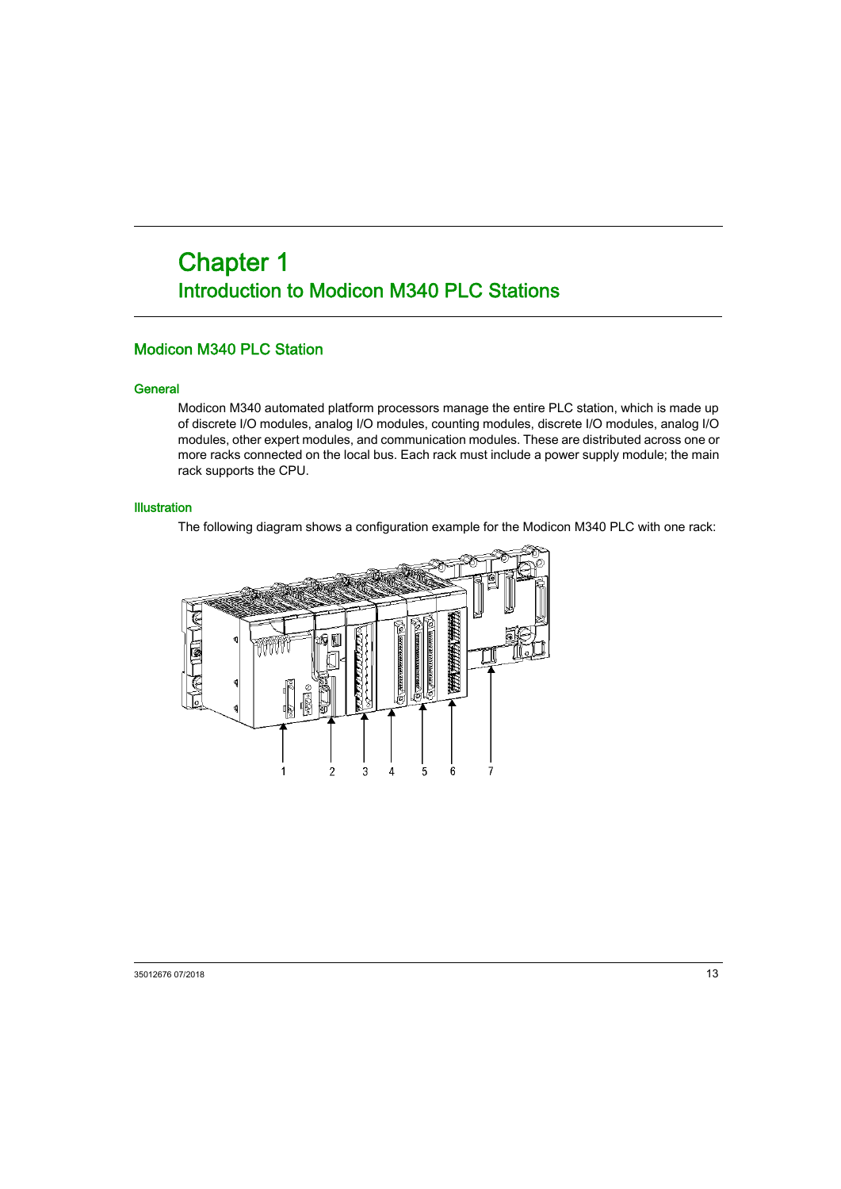# Chapter 1
# Introduction to Modicon M340 PLC Stations

## Modicon M340 PLC Station

### General

Modicon M340 automated platform processors manage the entire PLC station, which is made up of discrete I/O modules, analog I/O modules, counting modules, discrete I/O modules, analog I/O modules, other expert modules, and communication modules. These are distributed across one or more racks connected on the local bus. Each rack must include a power supply module; the main rack supports the CPU.

### Illustration

The following diagram shows a configuration example for the Modicon M340 PLC with one rack:

1 2 3 4 5 6 7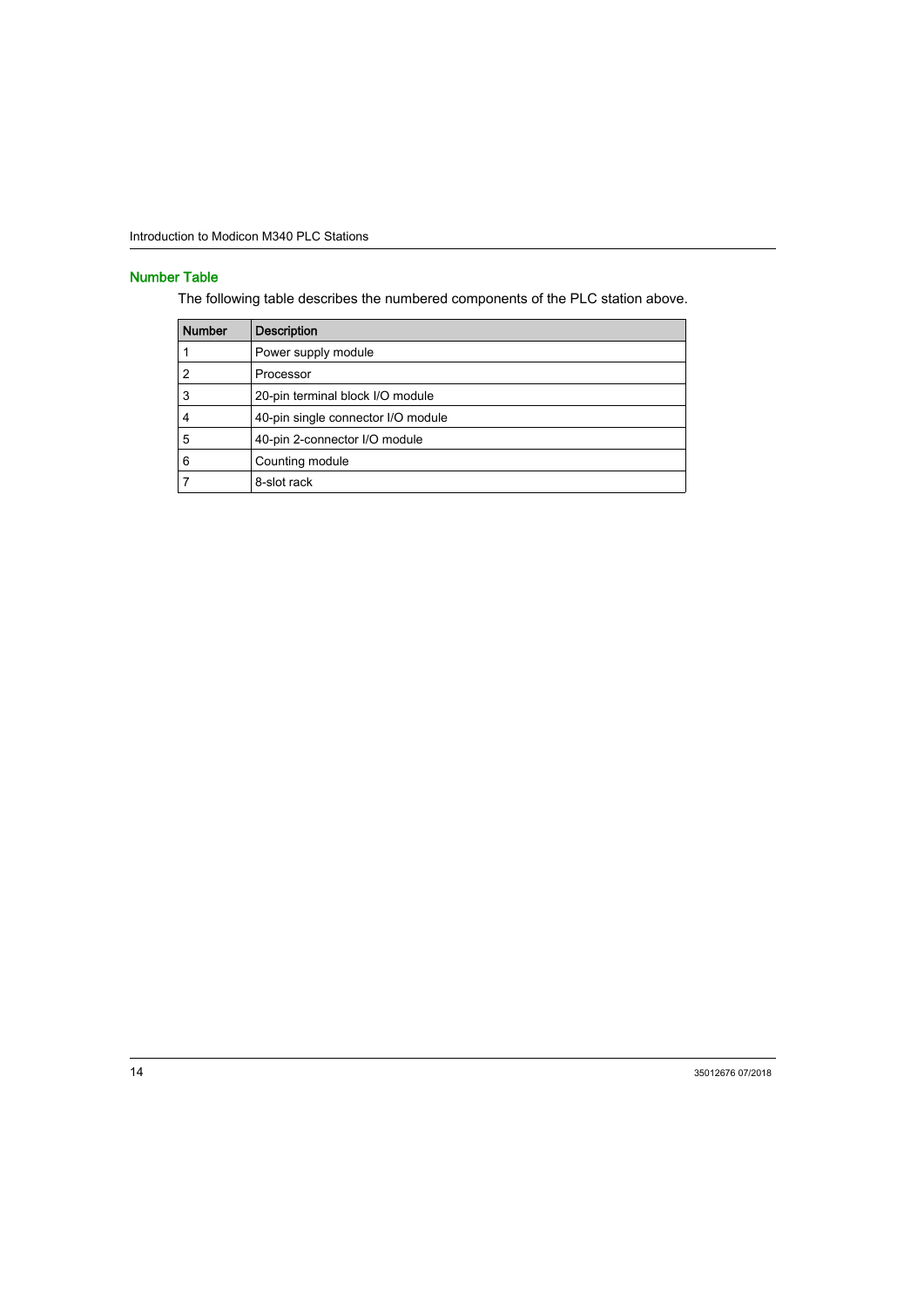### Number Table

The following table describes the numbered components of the PLC station above.

| Number | Description |
|---|---|
| 1 | Power supply module |
| 2 | Processor |
| 3 | 20-pin terminal block I/O module |
| 4 | 40-pin single connector I/O module |
| 5 | 40-pin 2-connector I/O module |
| 6 | Counting module |
| 7 | 8-slot rack |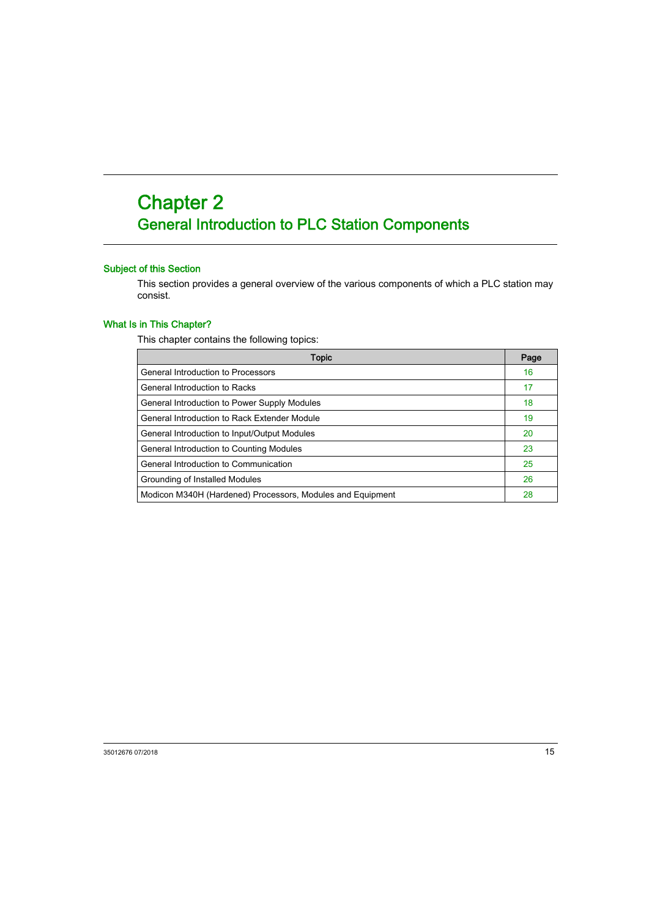# Chapter 2
# General Introduction to PLC Station Components

### Subject of this Section

This section provides a general overview of the various components of which a PLC station may consist.

### What Is in This Chapter?

This chapter contains the following topics:

| Topic | Page |
|---|---|
| General Introduction to Processors | 16 |
| General Introduction to Racks | 17 |
| General Introduction to Power Supply Modules | 18 |
| General Introduction to Rack Extender Module | 19 |
| General Introduction to Input/Output Modules | 20 |
| General Introduction to Counting Modules | 23 |
| General Introduction to Communication | 25 |
| Grounding of Installed Modules | 26 |
| Modicon M340H (Hardened) Processors, Modules and Equipment | 28 |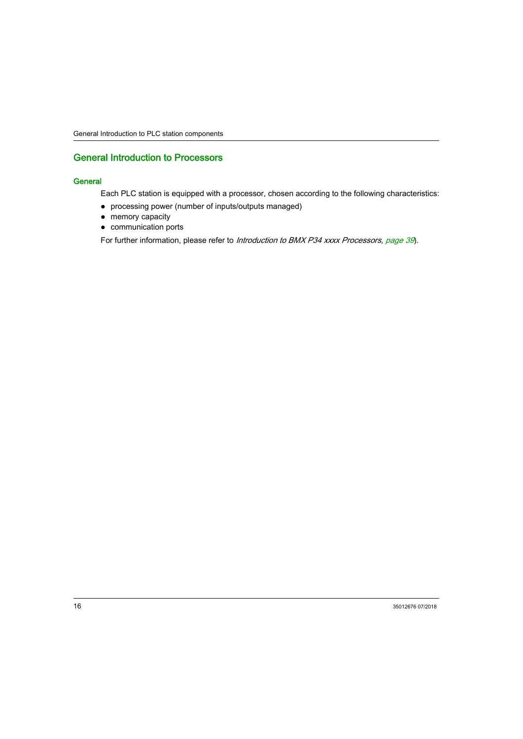## General Introduction to Processors

### General

Each PLC station is equipped with a processor, chosen according to the following characteristics:

- processing power (number of inputs/outputs managed)
- memory capacity
- communication ports

For further information, please refer to *Introduction to BMX P34 xxxx Processors, page 39*).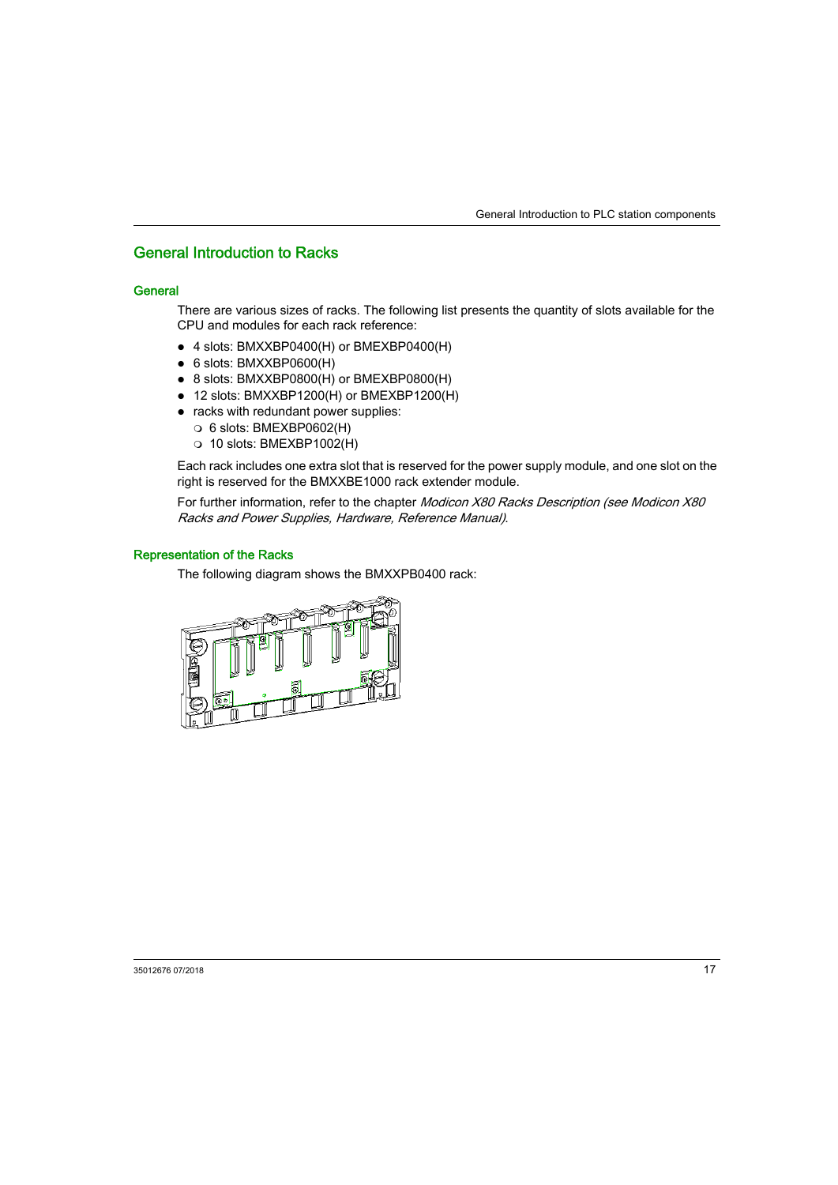## General Introduction to Racks

### General

There are various sizes of racks. The following list presents the quantity of slots available for the CPU and modules for each rack reference:

- 4 slots: BMXXBP0400(H) or BMEXBP0400(H)
- 6 slots: BMXXBP0600(H)
- 8 slots: BMXXBP0800(H) or BMEXBP0800(H)
- 12 slots: BMXXBP1200(H) or BMEXBP1200(H)
- racks with redundant power supplies:
  - 6 slots: BMEXBP0602(H)
  - 10 slots: BMEXBP1002(H)

Each rack includes one extra slot that is reserved for the power supply module, and one slot on the right is reserved for the BMXXBE1000 rack extender module.

For further information, refer to the chapter *Modicon X80 Racks Description (see Modicon X80 Racks and Power Supplies, Hardware, Reference Manual)*.

### Representation of the Racks

The following diagram shows the BMXXPB0400 rack: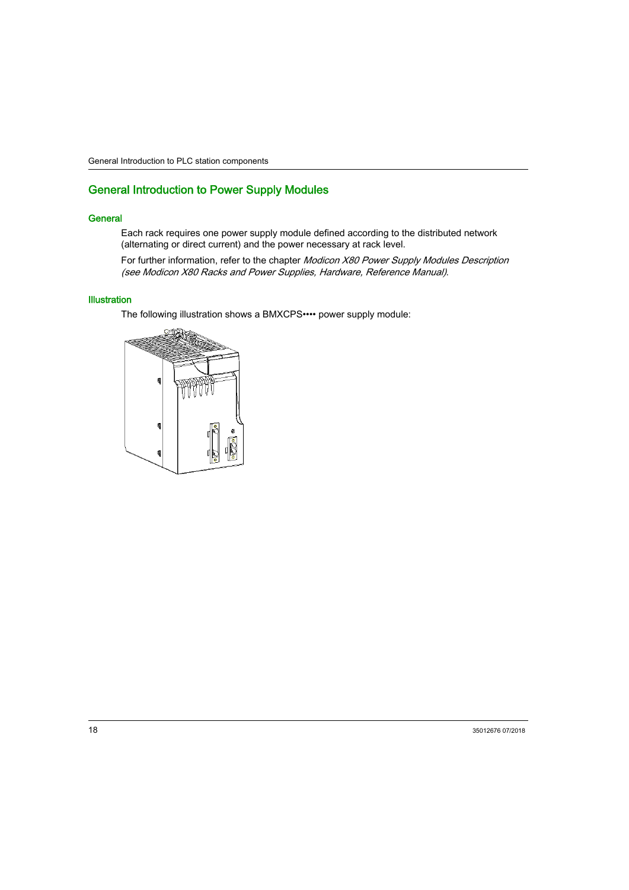## General Introduction to Power Supply Modules

### General

Each rack requires one power supply module defined according to the distributed network (alternating or direct current) and the power necessary at rack level.

For further information, refer to the chapter *Modicon X80 Power Supply Modules Description (see Modicon X80 Racks and Power Supplies, Hardware, Reference Manual)*.

### Illustration

The following illustration shows a BMXCPS•••• power supply module: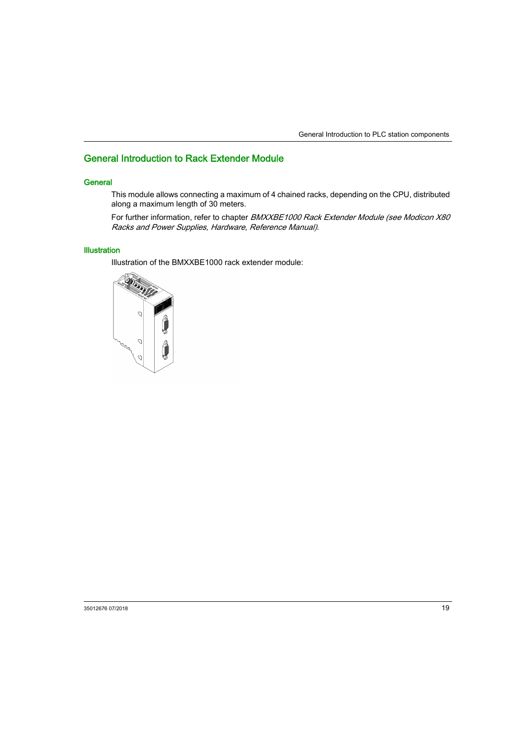## General Introduction to Rack Extender Module

### General

This module allows connecting a maximum of 4 chained racks, depending on the CPU, distributed along a maximum length of 30 meters.

For further information, refer to chapter *BMXXBE1000 Rack Extender Module (see Modicon X80 Racks and Power Supplies, Hardware, Reference Manual)*.

### Illustration

Illustration of the BMXXBE1000 rack extender module: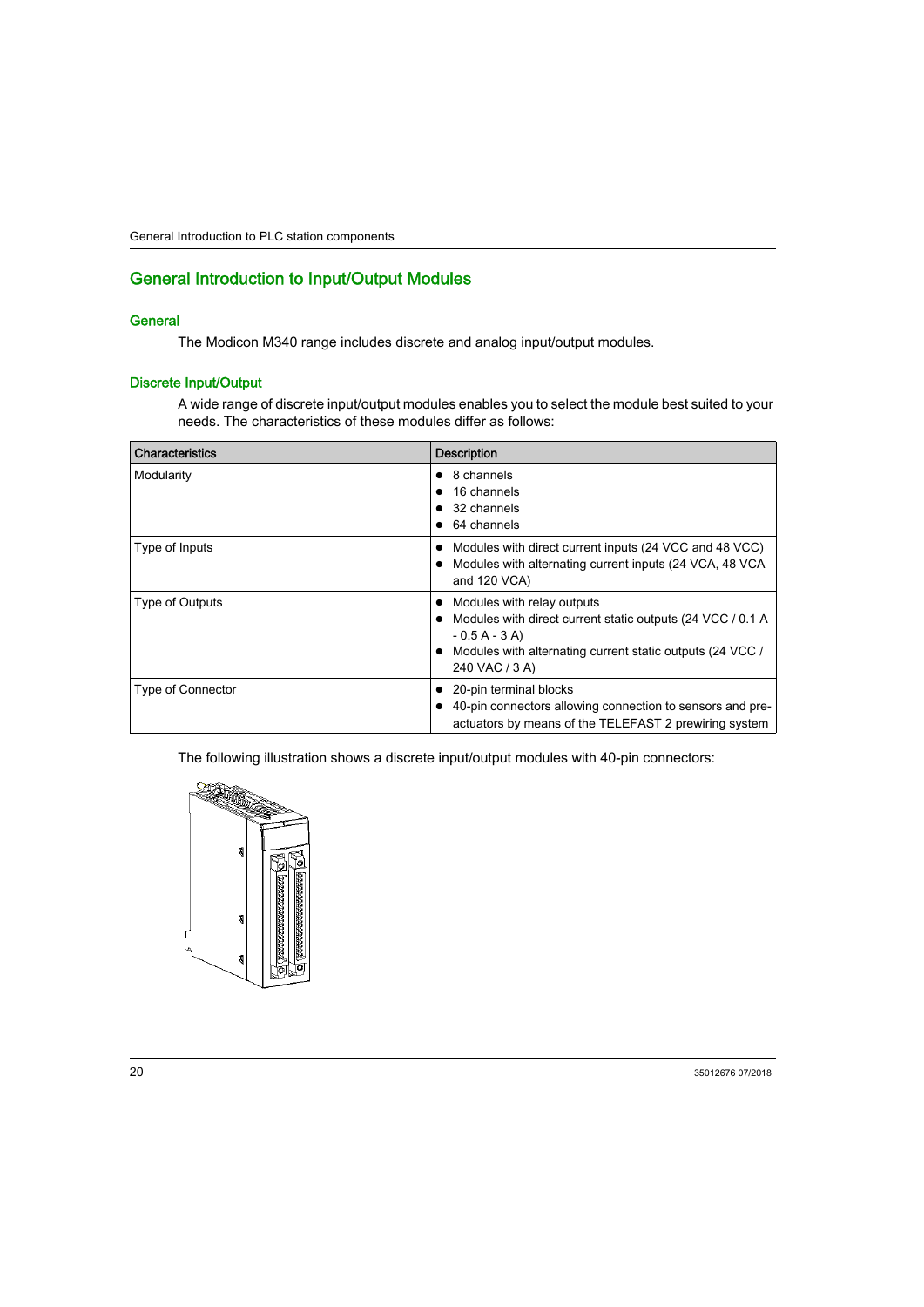## General Introduction to Input/Output Modules

### General

The Modicon M340 range includes discrete and analog input/output modules.

### Discrete Input/Output

A wide range of discrete input/output modules enables you to select the module best suited to your needs. The characteristics of these modules differ as follows:

| Characteristics | Description |
| --- | --- |
| Modularity | • 8 channels<br>• 16 channels<br>• 32 channels<br>• 64 channels |
| Type of Inputs | • Modules with direct current inputs (24 VCC and 48 VCC)<br>• Modules with alternating current inputs (24 VCA, 48 VCA and 120 VCA) |
| Type of Outputs | • Modules with relay outputs<br>• Modules with direct current static outputs (24 VCC / 0.1 A - 0.5 A - 3 A)<br>• Modules with alternating current static outputs (24 VCC / 240 VAC / 3 A) |
| Type of Connector | • 20-pin terminal blocks<br>• 40-pin connectors allowing connection to sensors and pre-actuators by means of the TELEFAST 2 prewiring system |

The following illustration shows a discrete input/output modules with 40-pin connectors: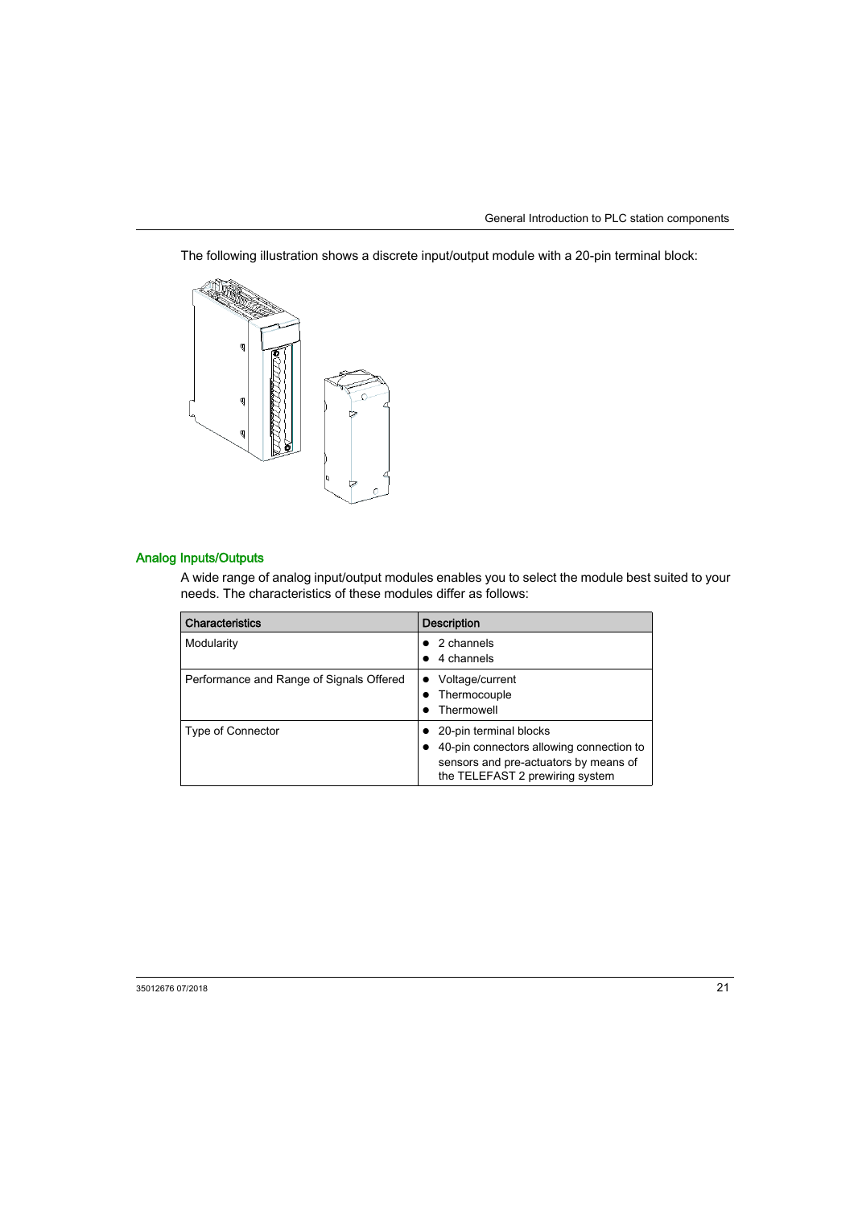The following illustration shows a discrete input/output module with a 20-pin terminal block:

## Analog Inputs/Outputs

A wide range of analog input/output modules enables you to select the module best suited to your needs. The characteristics of these modules differ as follows:

| Characteristics | Description |
|---|---|
| Modularity | • 2 channels<br>• 4 channels |
| Performance and Range of Signals Offered | • Voltage/current<br>• Thermocouple<br>• Thermowell |
| Type of Connector | • 20-pin terminal blocks<br>• 40-pin connectors allowing connection to sensors and pre-actuators by means of the TELEFAST 2 prewiring system |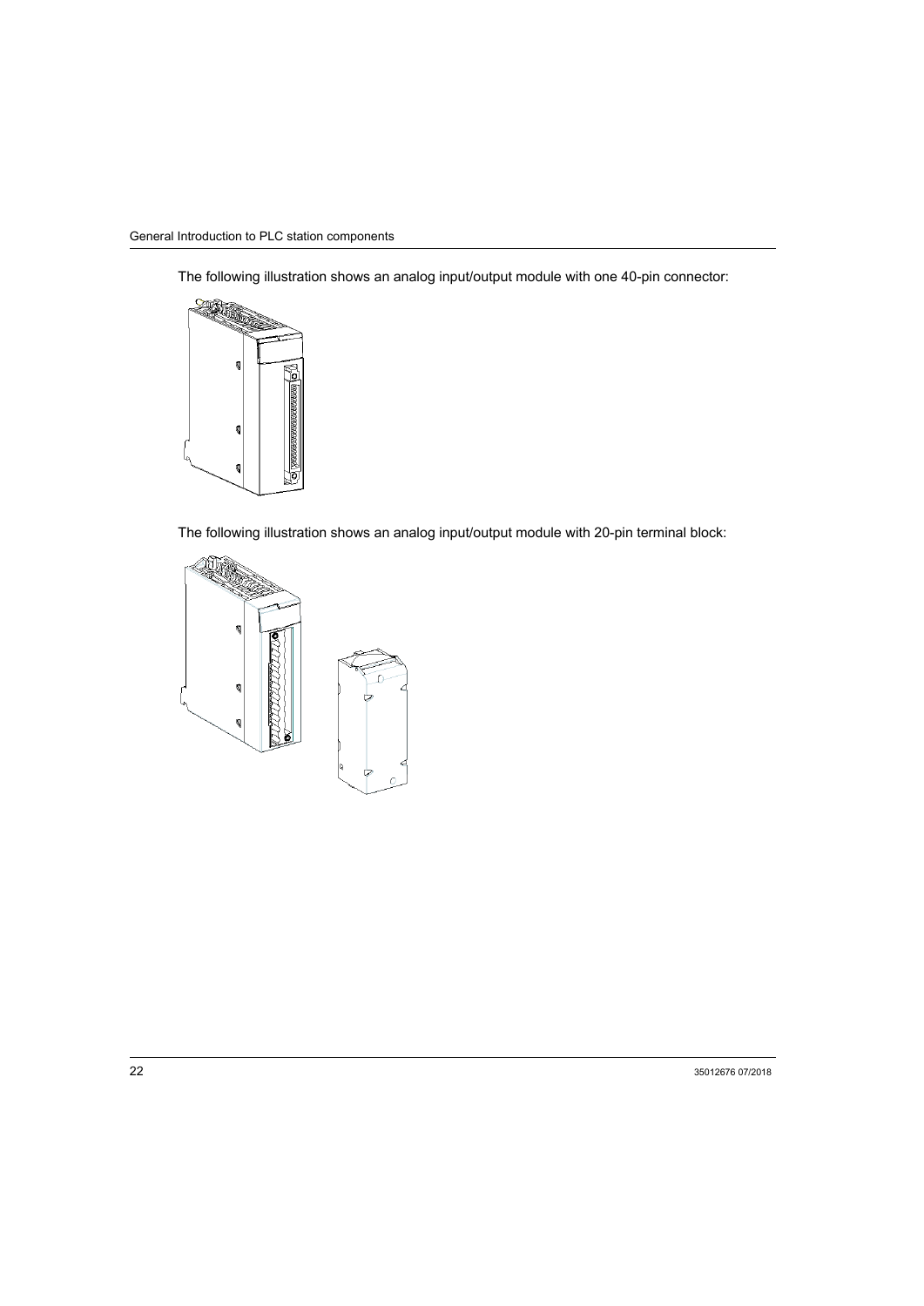The following illustration shows an analog input/output module with one 40-pin connector:

The following illustration shows an analog input/output module with 20-pin terminal block: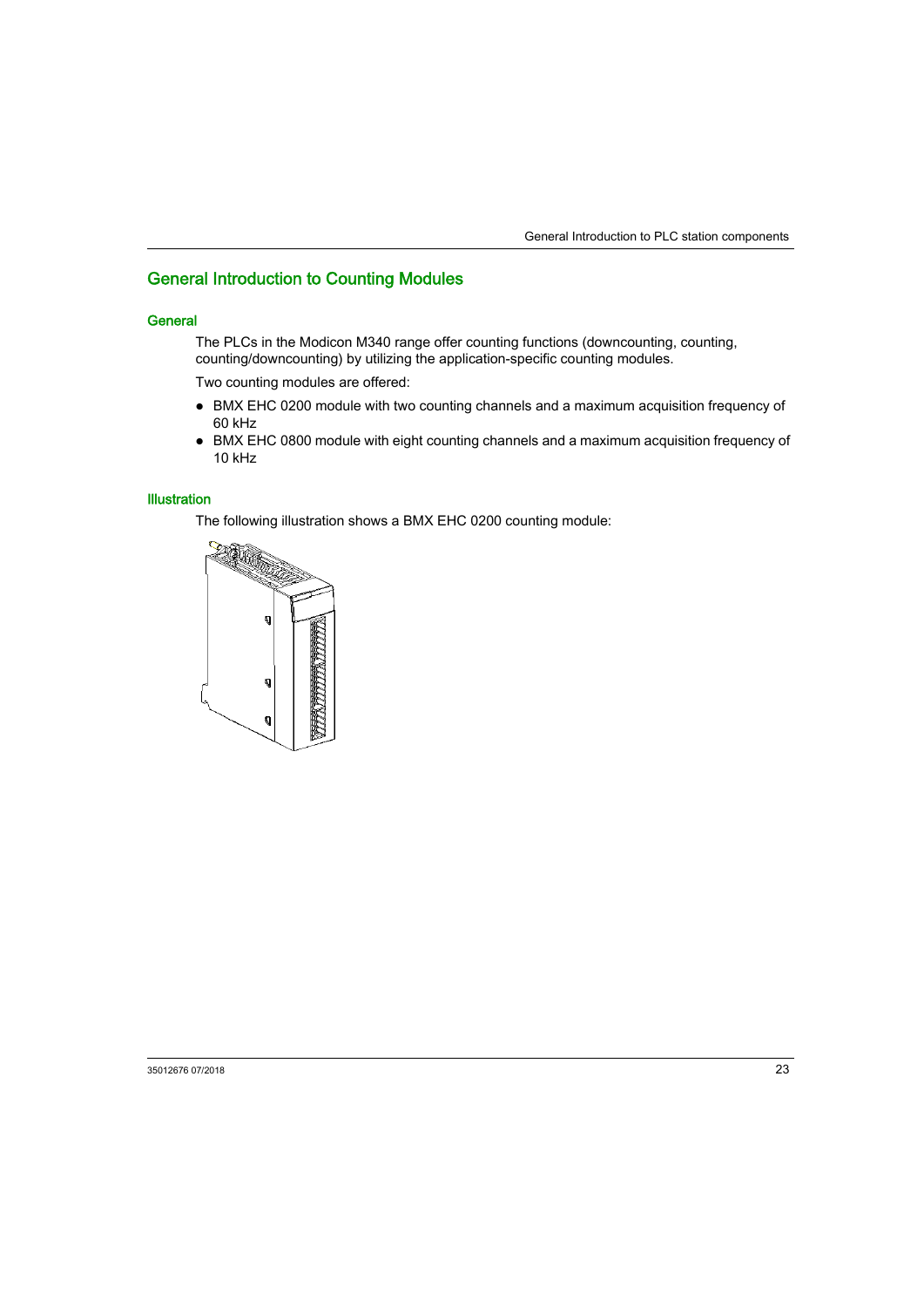## General Introduction to Counting Modules

### General

The PLCs in the Modicon M340 range offer counting functions (downcounting, counting, counting/downcounting) by utilizing the application-specific counting modules.

Two counting modules are offered:

- BMX EHC 0200 module with two counting channels and a maximum acquisition frequency of 60 kHz
- BMX EHC 0800 module with eight counting channels and a maximum acquisition frequency of 10 kHz

### Illustration

The following illustration shows a BMX EHC 0200 counting module: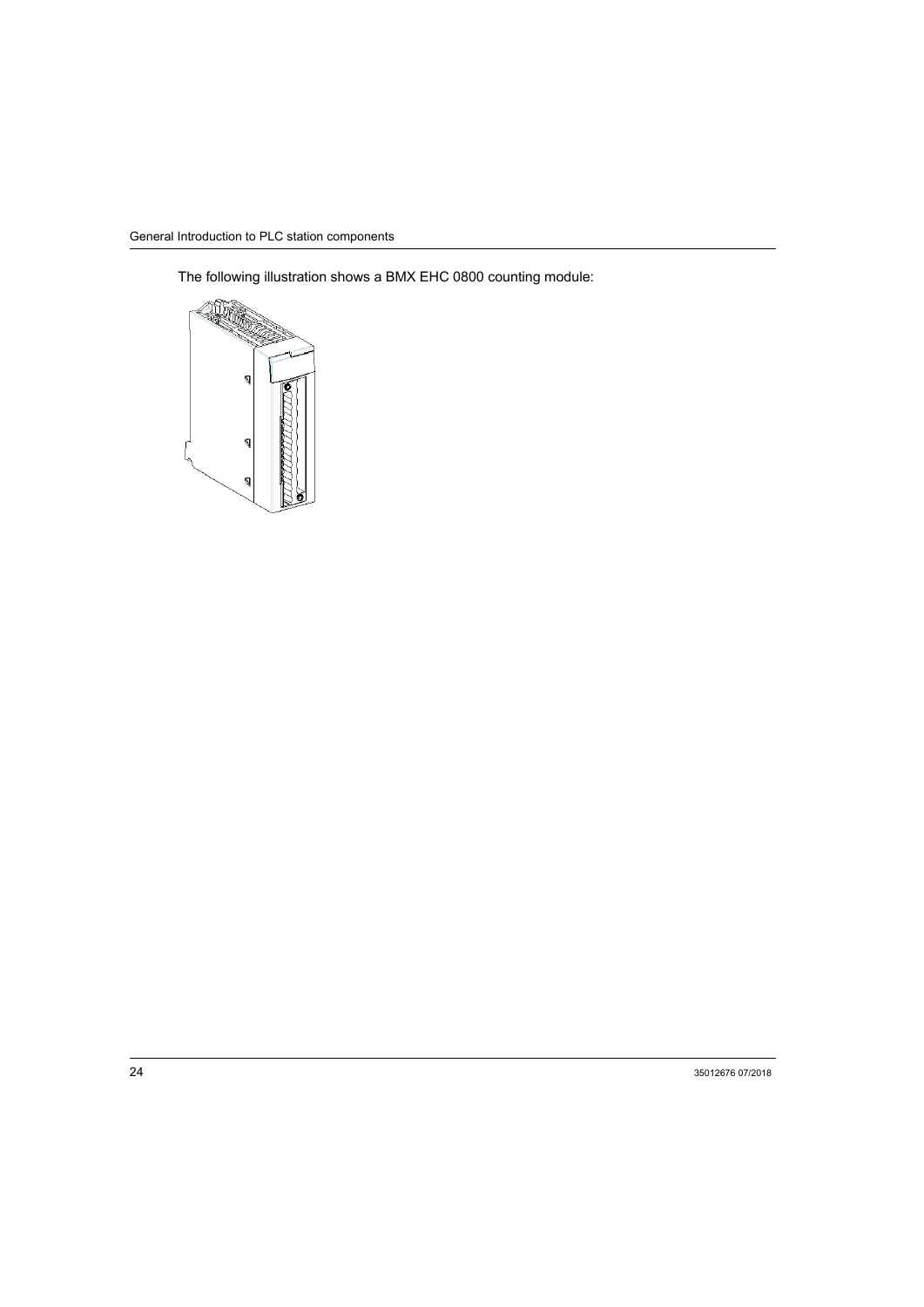The following illustration shows a BMX EHC 0800 counting module: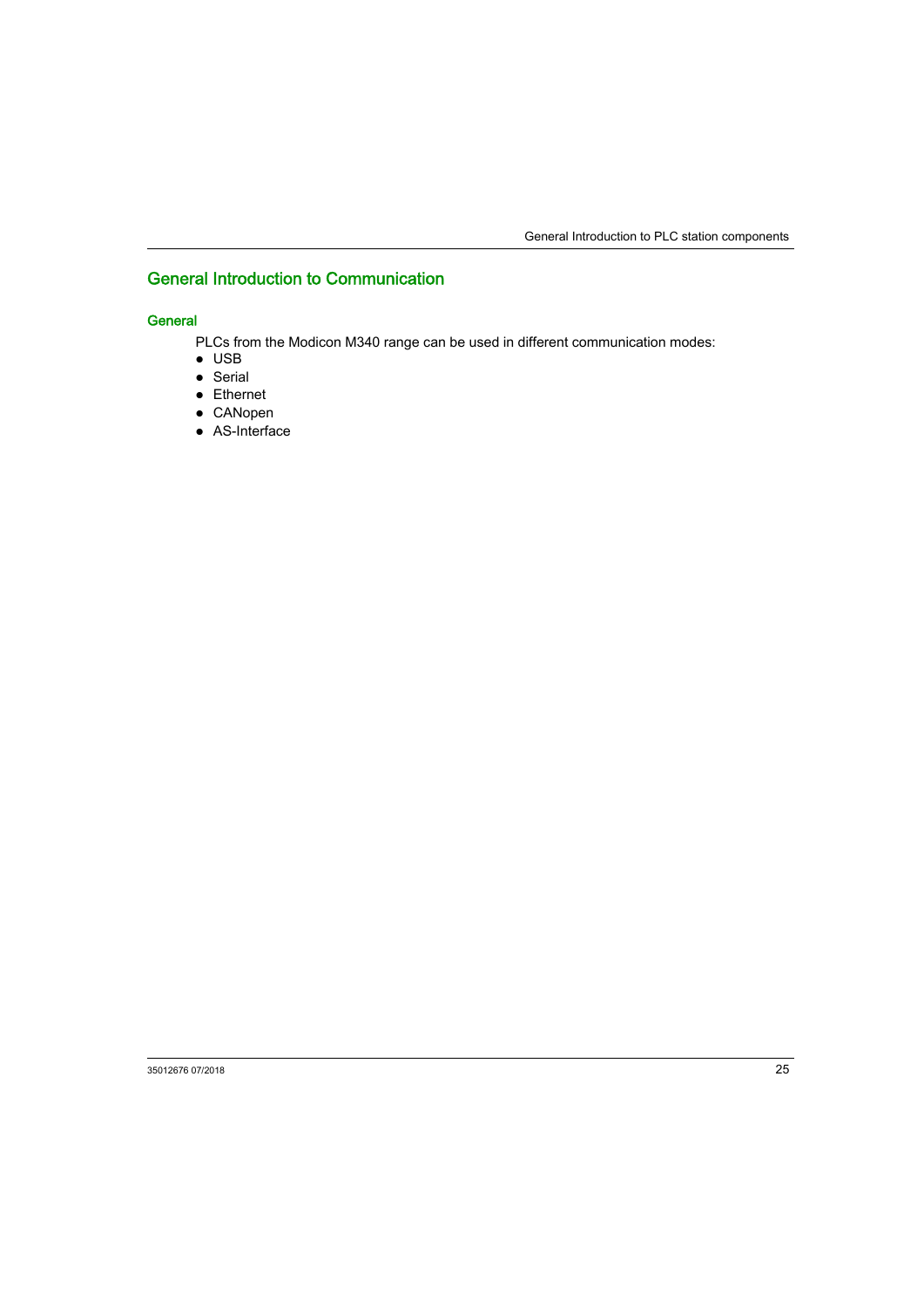## General Introduction to Communication

### General

PLCs from the Modicon M340 range can be used in different communication modes:

- USB
- Serial
- Ethernet
- CANopen
- AS-Interface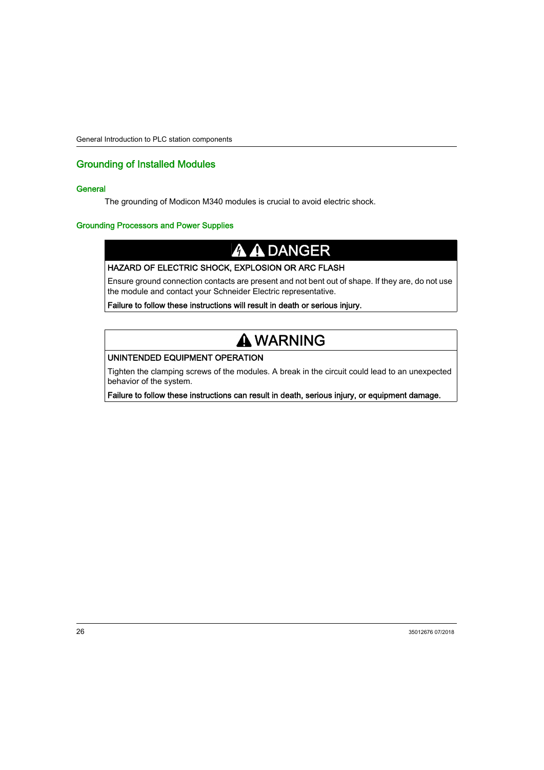## Grounding of Installed Modules

### General

The grounding of Modicon M340 modules is crucial to avoid electric shock.

### Grounding Processors and Power Supplies

**DANGER**

**HAZARD OF ELECTRIC SHOCK, EXPLOSION OR ARC FLASH**

Ensure ground connection contacts are present and not bent out of shape. If they are, do not use the module and contact your Schneider Electric representative.

**Failure to follow these instructions will result in death or serious injury.**

**WARNING**

**UNINTENDED EQUIPMENT OPERATION**

Tighten the clamping screws of the modules. A break in the circuit could lead to an unexpected behavior of the system.

**Failure to follow these instructions can result in death, serious injury, or equipment damage.**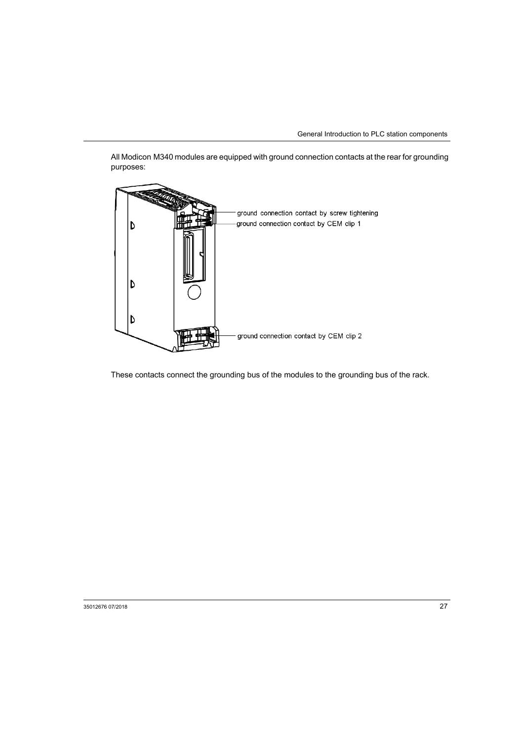All Modicon M340 modules are equipped with ground connection contacts at the rear for grounding purposes:

ground connection contact by screw tightening

ground connection contact by CEM clip 1

ground connection contact by CEM clip 2

These contacts connect the grounding bus of the modules to the grounding bus of the rack.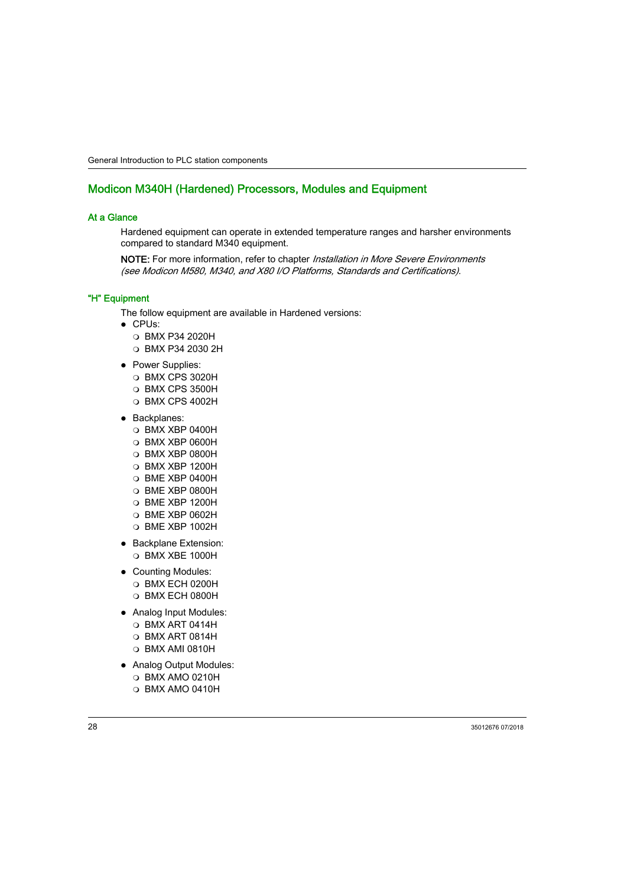## Modicon M340H (Hardened) Processors, Modules and Equipment

### At a Glance

Hardened equipment can operate in extended temperature ranges and harsher environments compared to standard M340 equipment.

**NOTE:** For more information, refer to chapter *Installation in More Severe Environments (see Modicon M580, M340, and X80 I/O Platforms, Standards and Certifications)*.

### "H" Equipment

The follow equipment are available in Hardened versions:

- CPUs:
  - BMX P34 2020H
  - BMX P34 2030 2H
- Power Supplies:
  - BMX CPS 3020H
  - BMX CPS 3500H
  - BMX CPS 4002H
- Backplanes:
  - BMX XBP 0400H
  - BMX XBP 0600H
  - BMX XBP 0800H
  - BMX XBP 1200H
  - BME XBP 0400H
  - BME XBP 0800H
  - BME XBP 1200H
  - BME XBP 0602H
  - BME XBP 1002H
- Backplane Extension:
  - BMX XBE 1000H
- Counting Modules:
  - BMX ECH 0200H
  - BMX ECH 0800H
- Analog Input Modules:
  - BMX ART 0414H
  - BMX ART 0814H
  - BMX AMI 0810H
- Analog Output Modules:
  - BMX AMO 0210H
  - BMX AMO 0410H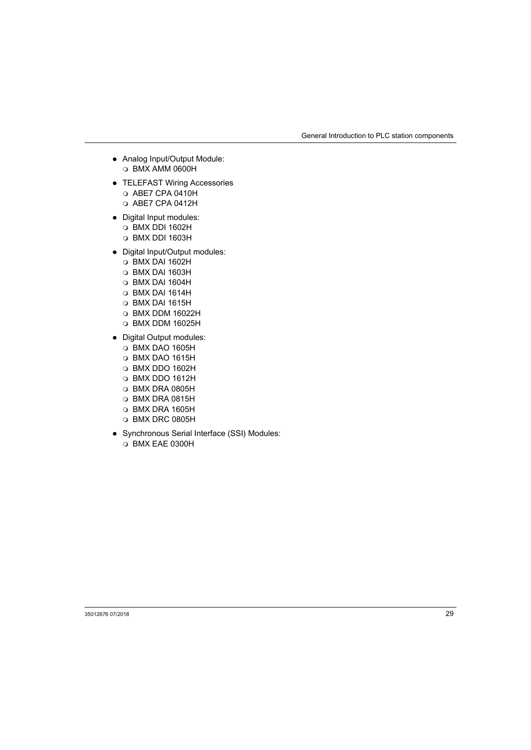- Analog Input/Output Module:
  - BMX AMM 0600H
- TELEFAST Wiring Accessories
  - ABE7 CPA 0410H
  - ABE7 CPA 0412H
- Digital Input modules:
  - BMX DDI 1602H
  - BMX DDI 1603H
- Digital Input/Output modules:
  - BMX DAI 1602H
  - BMX DAI 1603H
  - BMX DAI 1604H
  - BMX DAI 1614H
  - BMX DAI 1615H
  - BMX DDM 16022H
  - BMX DDM 16025H
- Digital Output modules:
  - BMX DAO 1605H
  - BMX DAO 1615H
  - BMX DDO 1602H
  - BMX DDO 1612H
  - BMX DRA 0805H
  - BMX DRA 0815H
  - BMX DRA 1605H
  - BMX DRC 0805H
- Synchronous Serial Interface (SSI) Modules:
  - BMX EAE 0300H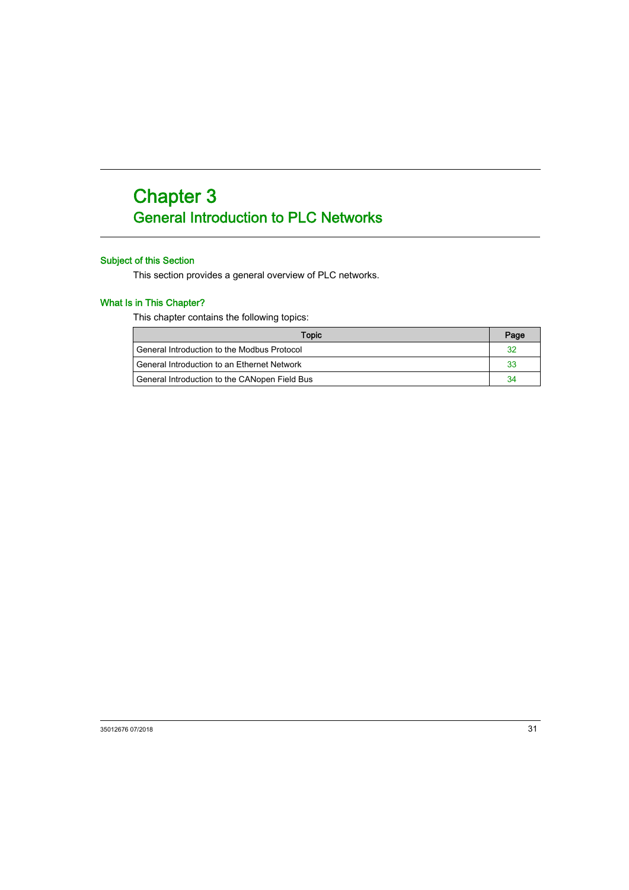# Chapter 3
## General Introduction to PLC Networks

### Subject of this Section

This section provides a general overview of PLC networks.

### What Is in This Chapter?

This chapter contains the following topics:

| Topic | Page |
|---|---|
| General Introduction to the Modbus Protocol | 32 |
| General Introduction to an Ethernet Network | 33 |
| General Introduction to the CANopen Field Bus | 34 |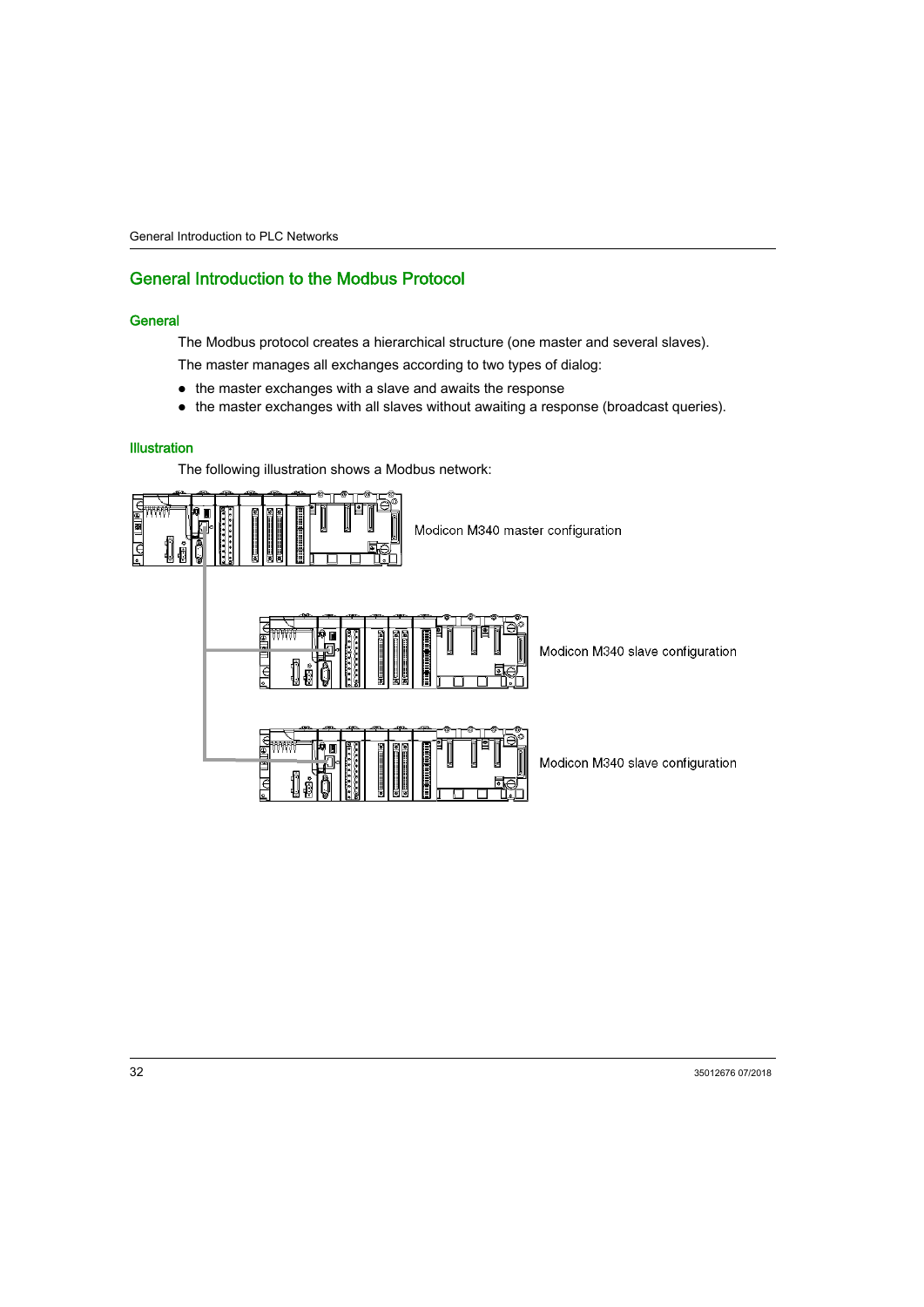## General Introduction to the Modbus Protocol

### General

The Modbus protocol creates a hierarchical structure (one master and several slaves).

The master manages all exchanges according to two types of dialog:

- the master exchanges with a slave and awaits the response
- the master exchanges with all slaves without awaiting a response (broadcast queries).

### Illustration

The following illustration shows a Modbus network:

Modicon M340 master configuration

Modicon M340 slave configuration

Modicon M340 slave configuration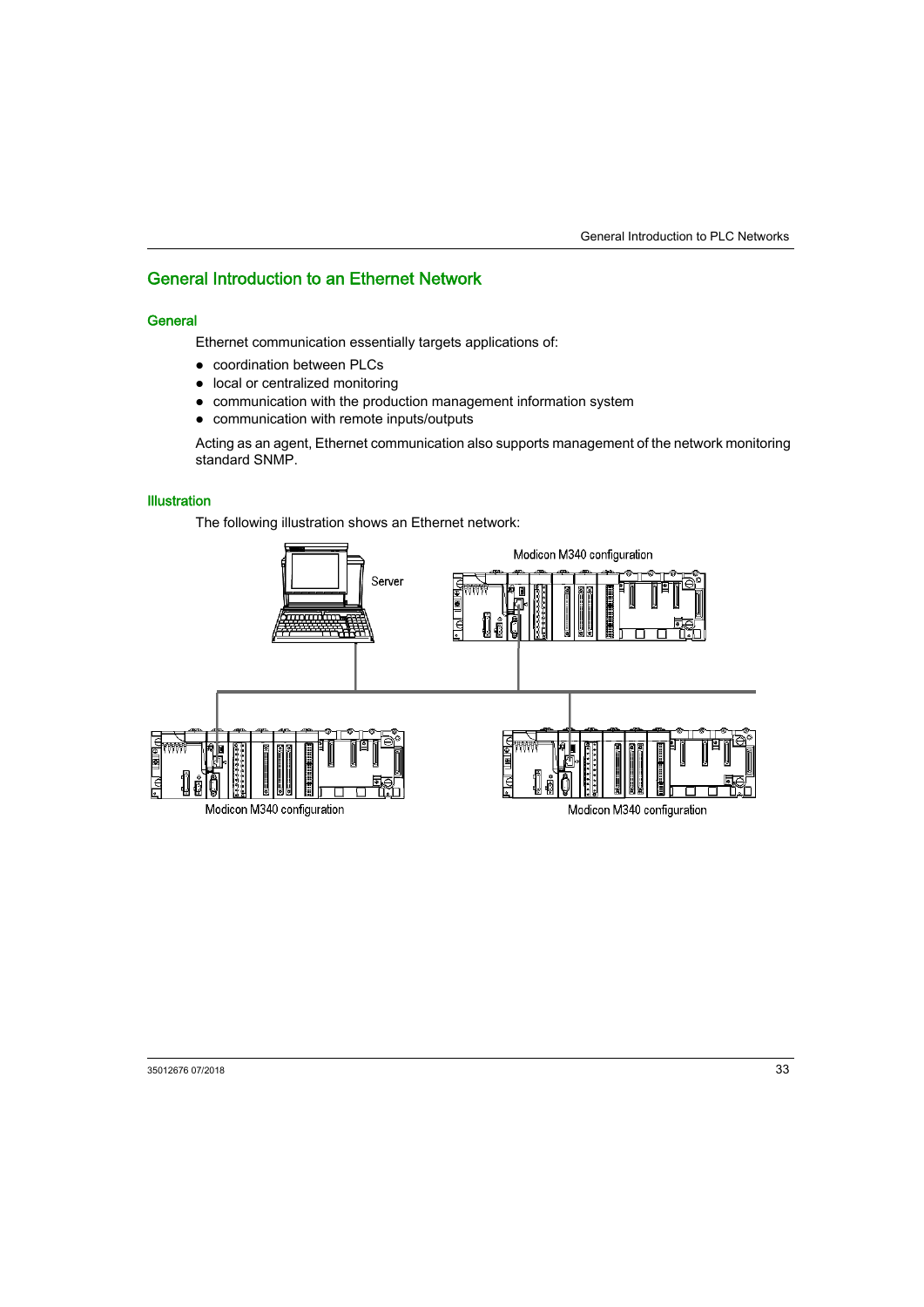## General Introduction to an Ethernet Network

### General

Ethernet communication essentially targets applications of:

- coordination between PLCs
- local or centralized monitoring
- communication with the production management information system
- communication with remote inputs/outputs

Acting as an agent, Ethernet communication also supports management of the network monitoring standard SNMP.

### Illustration

The following illustration shows an Ethernet network: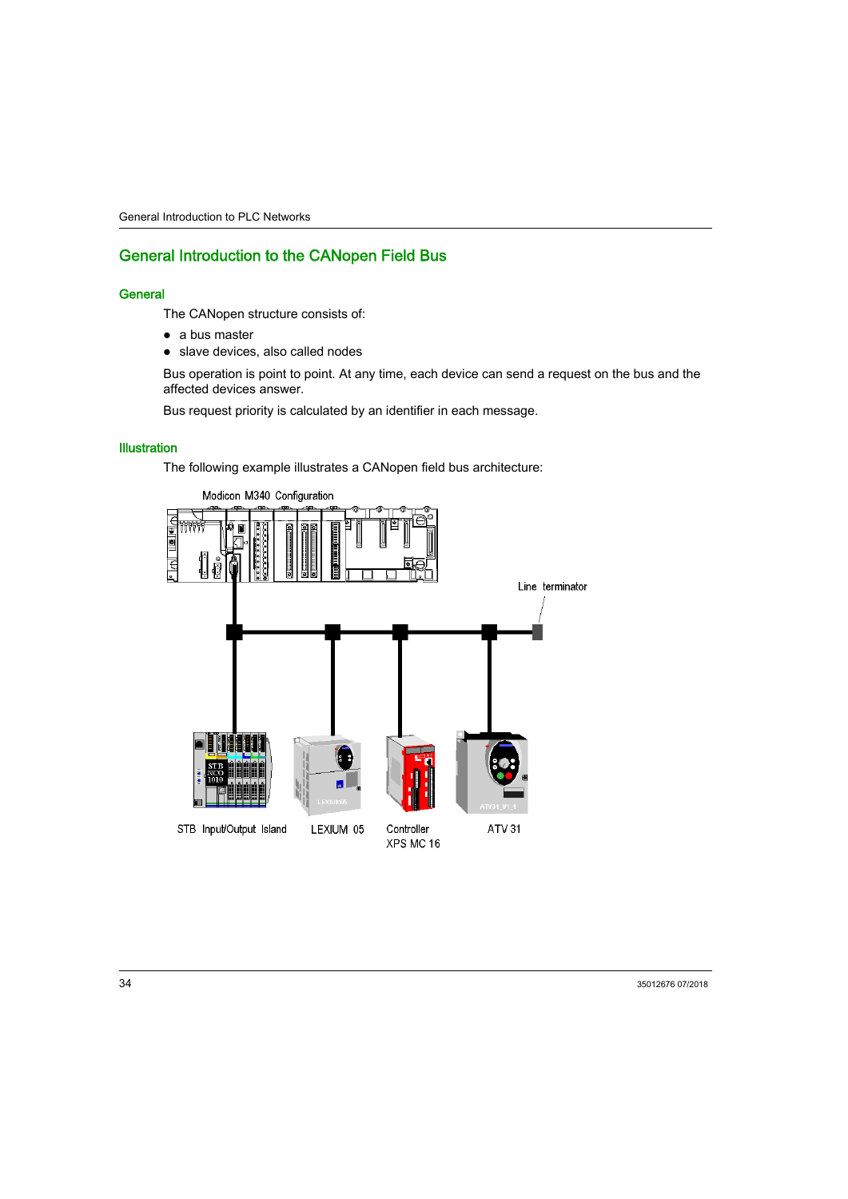## General Introduction to the CANopen Field Bus

### General

The CANopen structure consists of:

- a bus master
- slave devices, also called nodes

Bus operation is point to point. At any time, each device can send a request on the bus and the affected devices answer.

Bus request priority is calculated by an identifier in each message.

### Illustration

The following example illustrates a CANopen field bus architecture:

Modicon M340 Configuration

Line terminator

STB Input/Output Island

LEXIUM 05

Controller XPS MC 16

ATV 31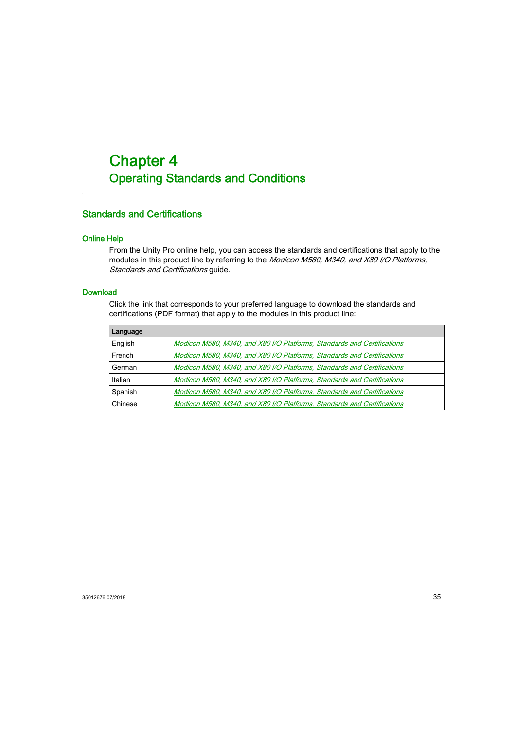# Chapter 4
# Operating Standards and Conditions

## Standards and Certifications

### Online Help

From the Unity Pro online help, you can access the standards and certifications that apply to the modules in this product line by referring to the *Modicon M580, M340, and X80 I/O Platforms, Standards and Certifications* guide.

### Download

Click the link that corresponds to your preferred language to download the standards and certifications (PDF format) that apply to the modules in this product line:

| Language | |
|---|---|
| English | *Modicon M580, M340, and X80 I/O Platforms, Standards and Certifications* |
| French | *Modicon M580, M340, and X80 I/O Platforms, Standards and Certifications* |
| German | *Modicon M580, M340, and X80 I/O Platforms, Standards and Certifications* |
| Italian | *Modicon M580, M340, and X80 I/O Platforms, Standards and Certifications* |
| Spanish | *Modicon M580, M340, and X80 I/O Platforms, Standards and Certifications* |
| Chinese | *Modicon M580, M340, and X80 I/O Platforms, Standards and Certifications* |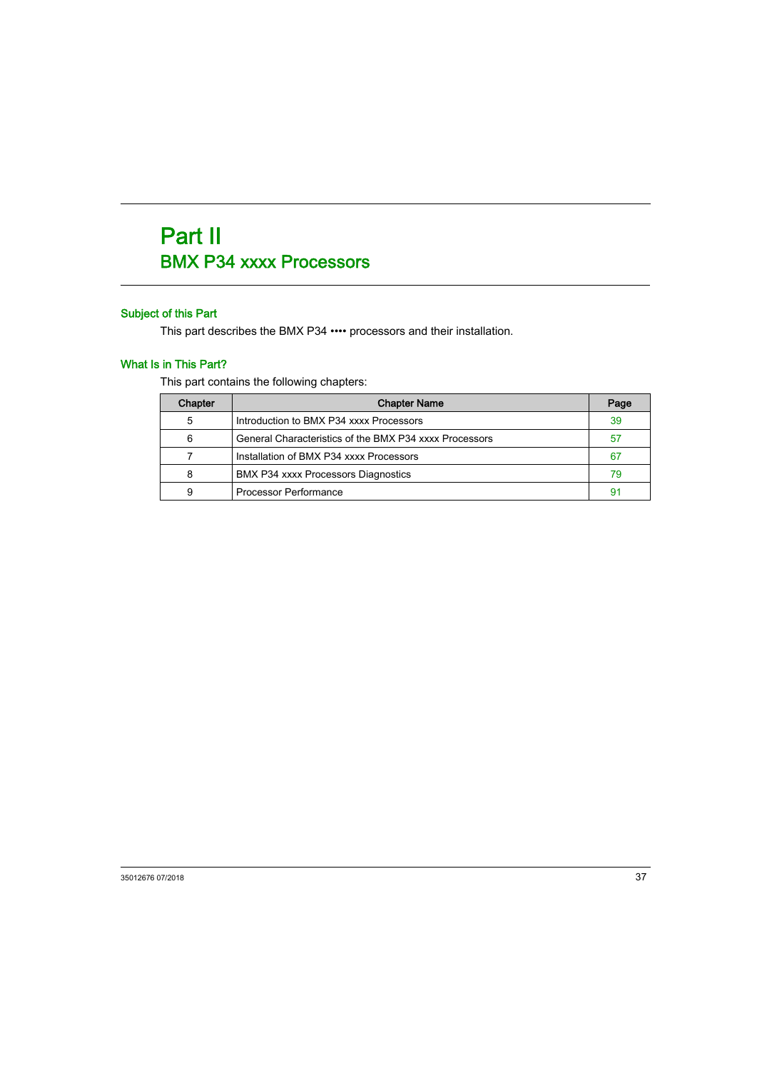# Part II
## BMX P34 xxxx Processors

### Subject of this Part

This part describes the BMX P34 •••• processors and their installation.

### What Is in This Part?

This part contains the following chapters:

| Chapter | Chapter Name | Page |
|---|---|---|
| 5 | Introduction to BMX P34 xxxx Processors | 39 |
| 6 | General Characteristics of the BMX P34 xxxx Processors | 57 |
| 7 | Installation of BMX P34 xxxx Processors | 67 |
| 8 | BMX P34 xxxx Processors Diagnostics | 79 |
| 9 | Processor Performance | 91 |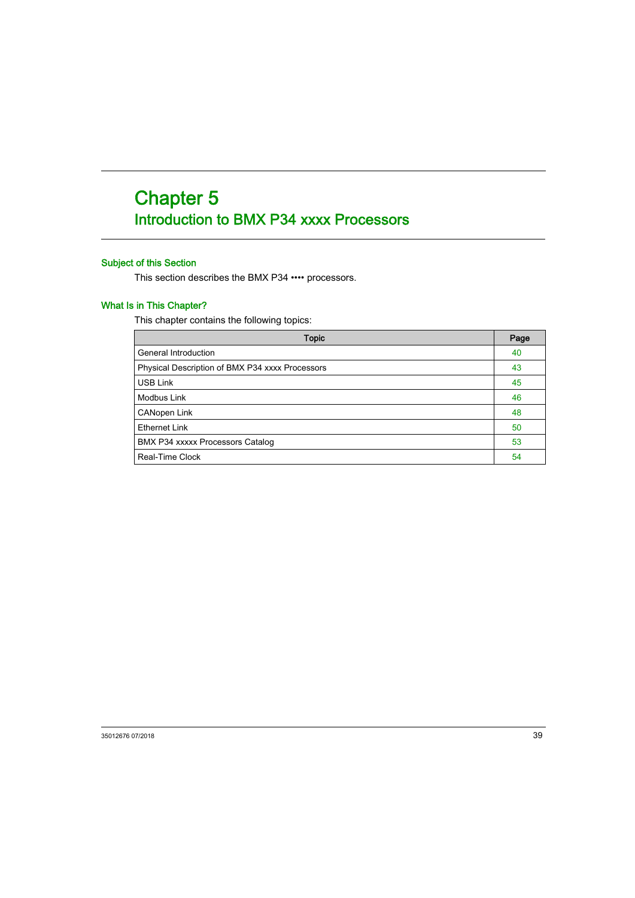# Chapter 5
## Introduction to BMX P34 xxxx Processors

### Subject of this Section

This section describes the BMX P34 •••• processors.

### What Is in This Chapter?

This chapter contains the following topics:

| Topic | Page |
|---|---|
| General Introduction | 40 |
| Physical Description of BMX P34 xxxx Processors | 43 |
| USB Link | 45 |
| Modbus Link | 46 |
| CANopen Link | 48 |
| Ethernet Link | 50 |
| BMX P34 xxxxx Processors Catalog | 53 |
| Real-Time Clock | 54 |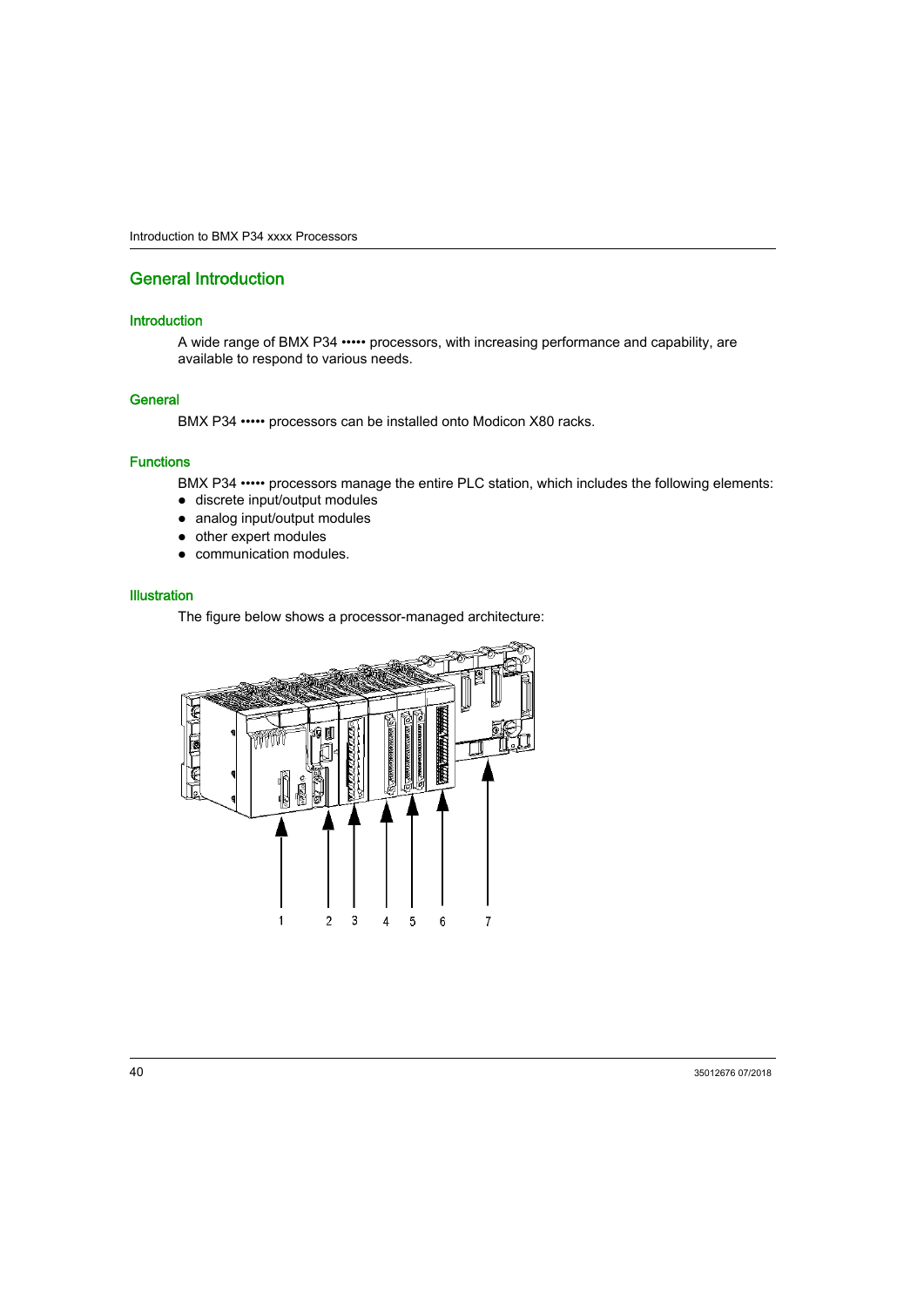## General Introduction

### Introduction

A wide range of BMX P34 ••••• processors, with increasing performance and capability, are available to respond to various needs.

### General

BMX P34 ••••• processors can be installed onto Modicon X80 racks.

### Functions

BMX P34 ••••• processors manage the entire PLC station, which includes the following elements:

- discrete input/output modules
- analog input/output modules
- other expert modules
- communication modules.

### Illustration

The figure below shows a processor-managed architecture:

1 2 3 4 5 6 7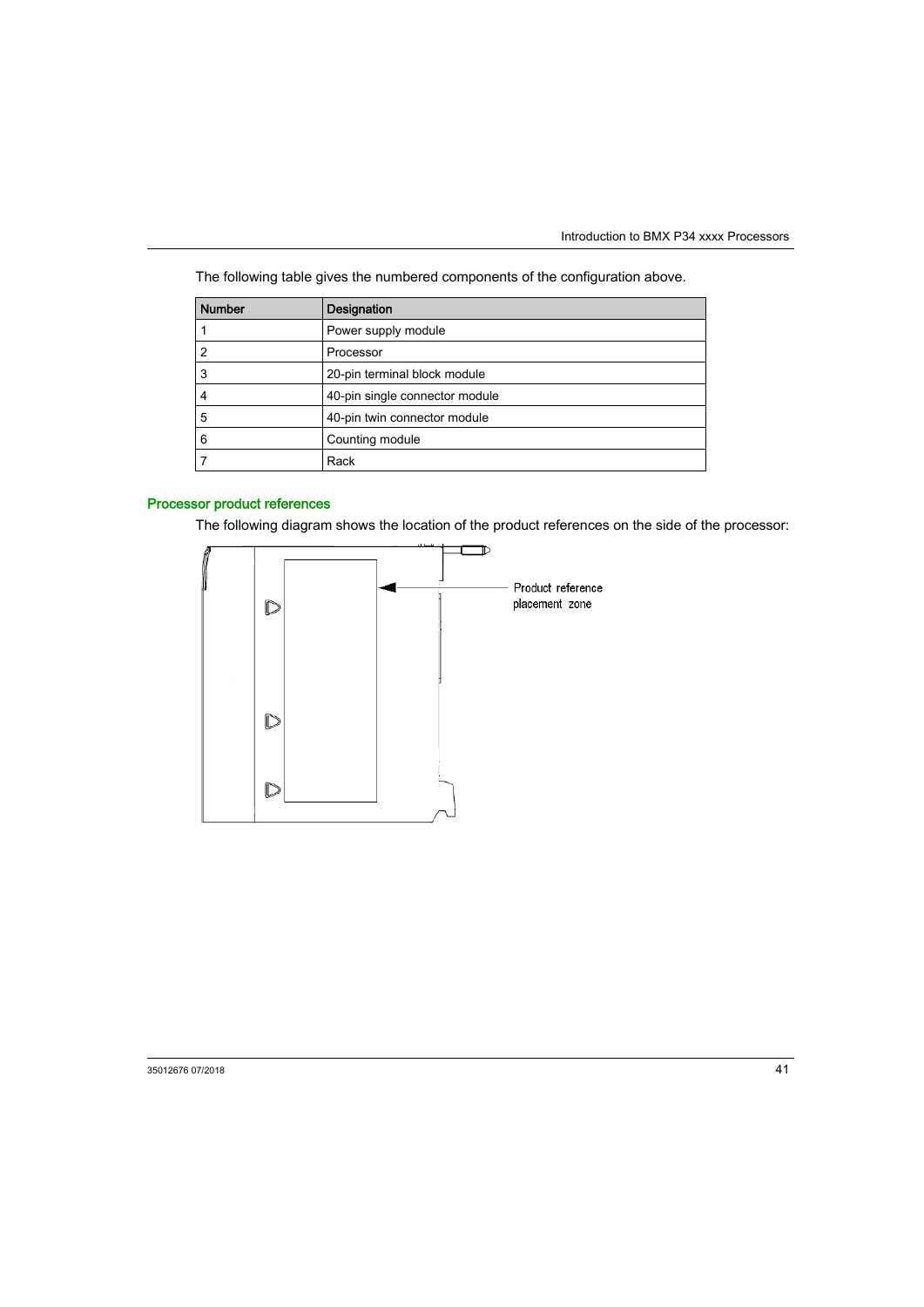The following table gives the numbered components of the configuration above.

| Number | Designation |
|---|---|
| 1 | Power supply module |
| 2 | Processor |
| 3 | 20-pin terminal block module |
| 4 | 40-pin single connector module |
| 5 | 40-pin twin connector module |
| 6 | Counting module |
| 7 | Rack |

### Processor product references

The following diagram shows the location of the product references on the side of the processor:

Product reference placement zone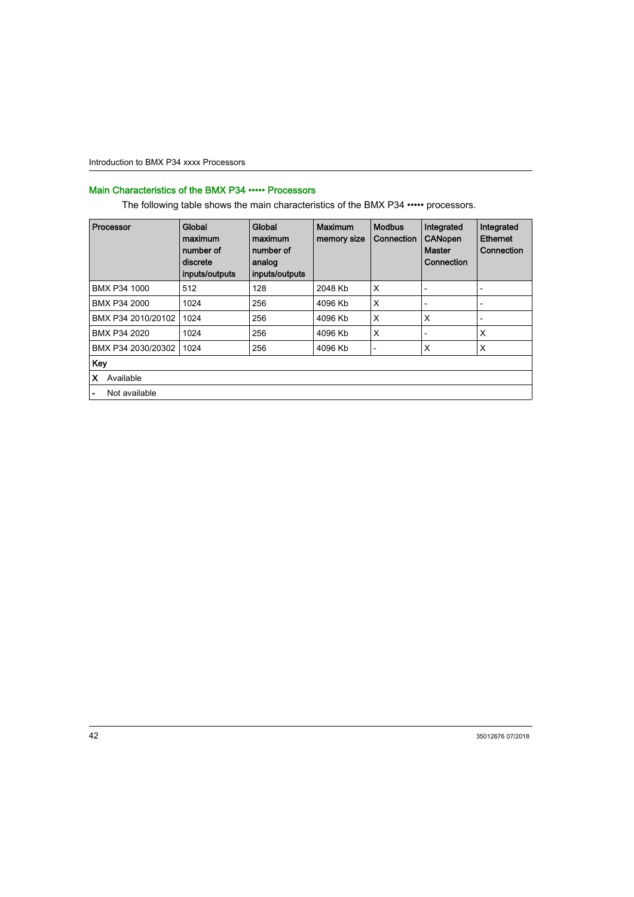## Main Characteristics of the BMX P34 ••••• Processors

The following table shows the main characteristics of the BMX P34 ••••• processors.

| Processor | Global maximum number of discrete inputs/outputs | Global maximum number of analog inputs/outputs | Maximum memory size | Modbus Connection | Integrated CANopen Master Connection | Integrated Ethernet Connection |
|---|---|---|---|---|---|---|
| BMX P34 1000 | 512 | 128 | 2048 Kb | X | - | - |
| BMX P34 2000 | 1024 | 256 | 4096 Kb | X | - | - |
| BMX P34 2010/20102 | 1024 | 256 | 4096 Kb | X | X | - |
| BMX P34 2020 | 1024 | 256 | 4096 Kb | X | - | X |
| BMX P34 2030/20302 | 1024 | 256 | 4096 Kb | - | X | X |
| **Key** | | | | | | |
| **X** Available | | | | | | |
| **-** Not available | | | | | | |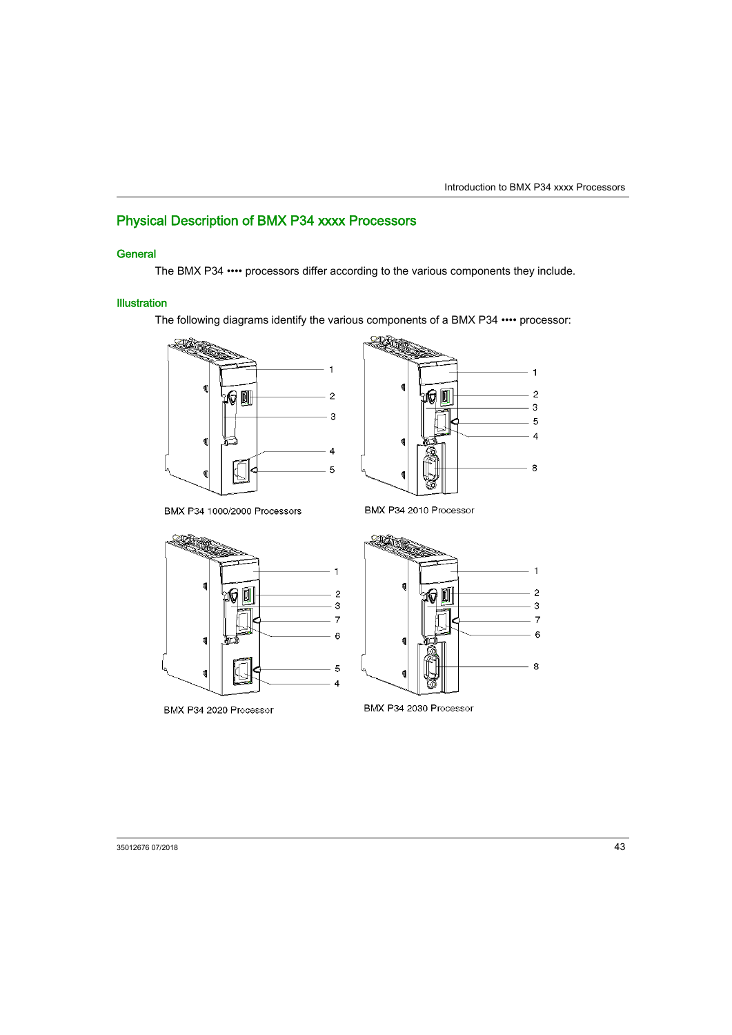# Physical Description of BMX P34 xxxx Processors

## General

The BMX P34 •••• processors differ according to the various components they include.

## Illustration

The following diagrams identify the various components of a BMX P34 •••• processor:

BMX P34 1000/2000 Processors

BMX P34 2010 Processor

BMX P34 2020 Processor

BMX P34 2030 Processor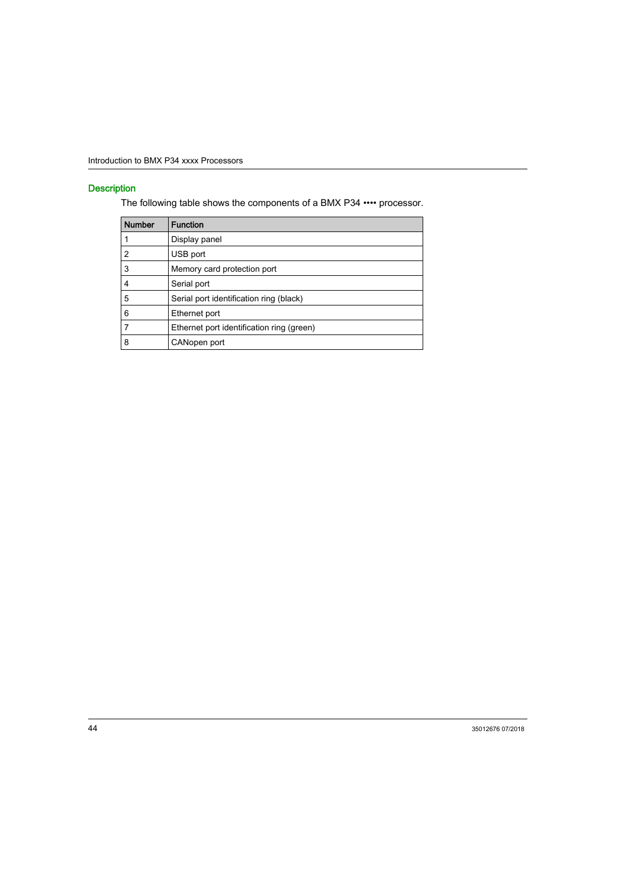## Description

The following table shows the components of a BMX P34 •••• processor.

| Number | Function |
| --- | --- |
| 1 | Display panel |
| 2 | USB port |
| 3 | Memory card protection port |
| 4 | Serial port |
| 5 | Serial port identification ring (black) |
| 6 | Ethernet port |
| 7 | Ethernet port identification ring (green) |
| 8 | CANopen port |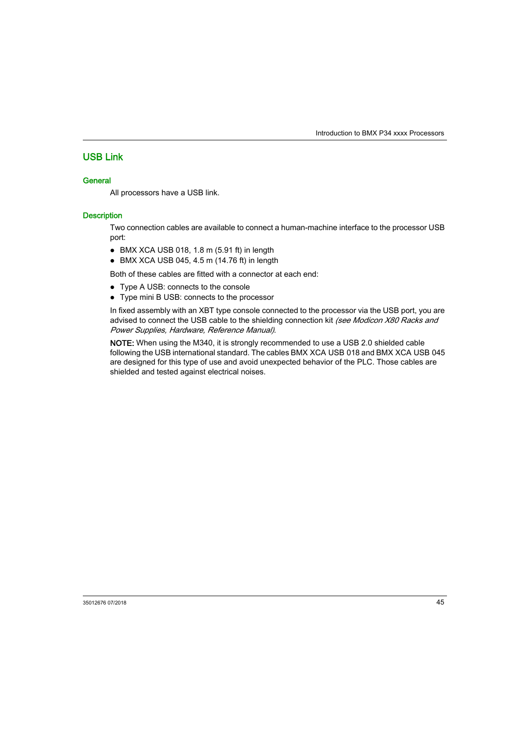## USB Link

### General

All processors have a USB link.

### Description

Two connection cables are available to connect a human-machine interface to the processor USB port:

- BMX XCA USB 018, 1.8 m (5.91 ft) in length
- BMX XCA USB 045, 4.5 m (14.76 ft) in length

Both of these cables are fitted with a connector at each end:

- Type A USB: connects to the console
- Type mini B USB: connects to the processor

In fixed assembly with an XBT type console connected to the processor via the USB port, you are advised to connect the USB cable to the shielding connection kit *(see Modicon X80 Racks and Power Supplies, Hardware, Reference Manual)*.

**NOTE:** When using the M340, it is strongly recommended to use a USB 2.0 shielded cable following the USB international standard. The cables BMX XCA USB 018 and BMX XCA USB 045 are designed for this type of use and avoid unexpected behavior of the PLC. Those cables are shielded and tested against electrical noises.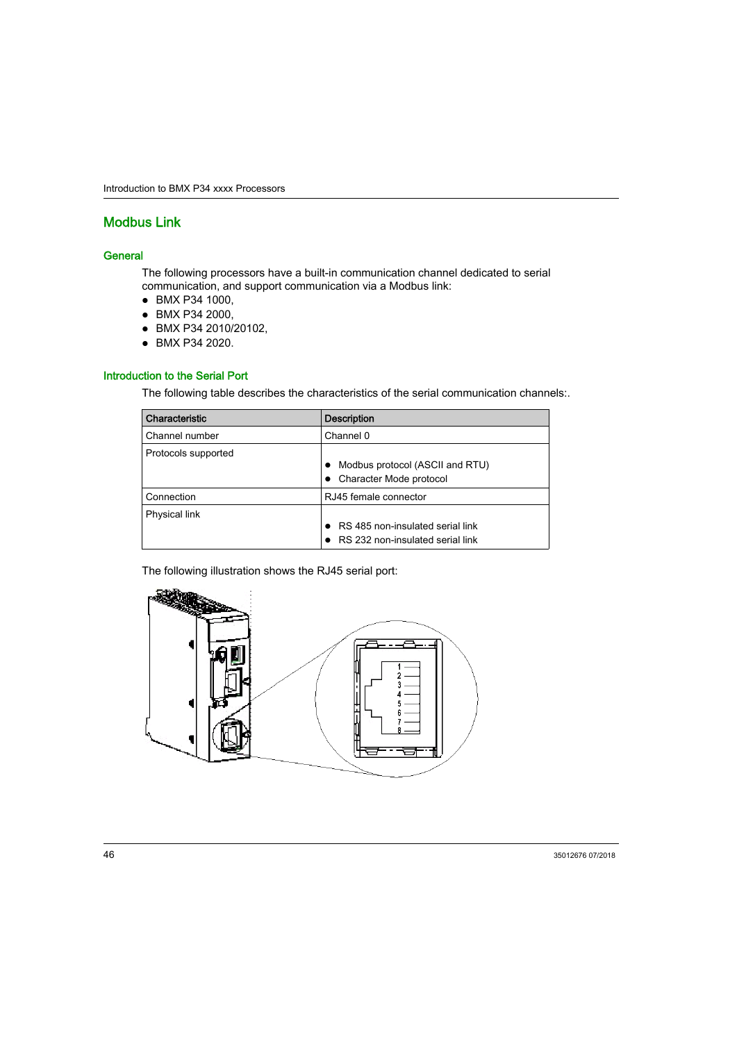## Modbus Link

### General

The following processors have a built-in communication channel dedicated to serial communication, and support communication via a Modbus link:

- BMX P34 1000,
- BMX P34 2000,
- BMX P34 2010/20102,
- BMX P34 2020.

### Introduction to the Serial Port

The following table describes the characteristics of the serial communication channels:.

| Characteristic | Description |
|---|---|
| Channel number | Channel 0 |
| Protocols supported | • Modbus protocol (ASCII and RTU)<br>• Character Mode protocol |
| Connection | RJ45 female connector |
| Physical link | • RS 485 non-insulated serial link<br>• RS 232 non-insulated serial link |

The following illustration shows the RJ45 serial port: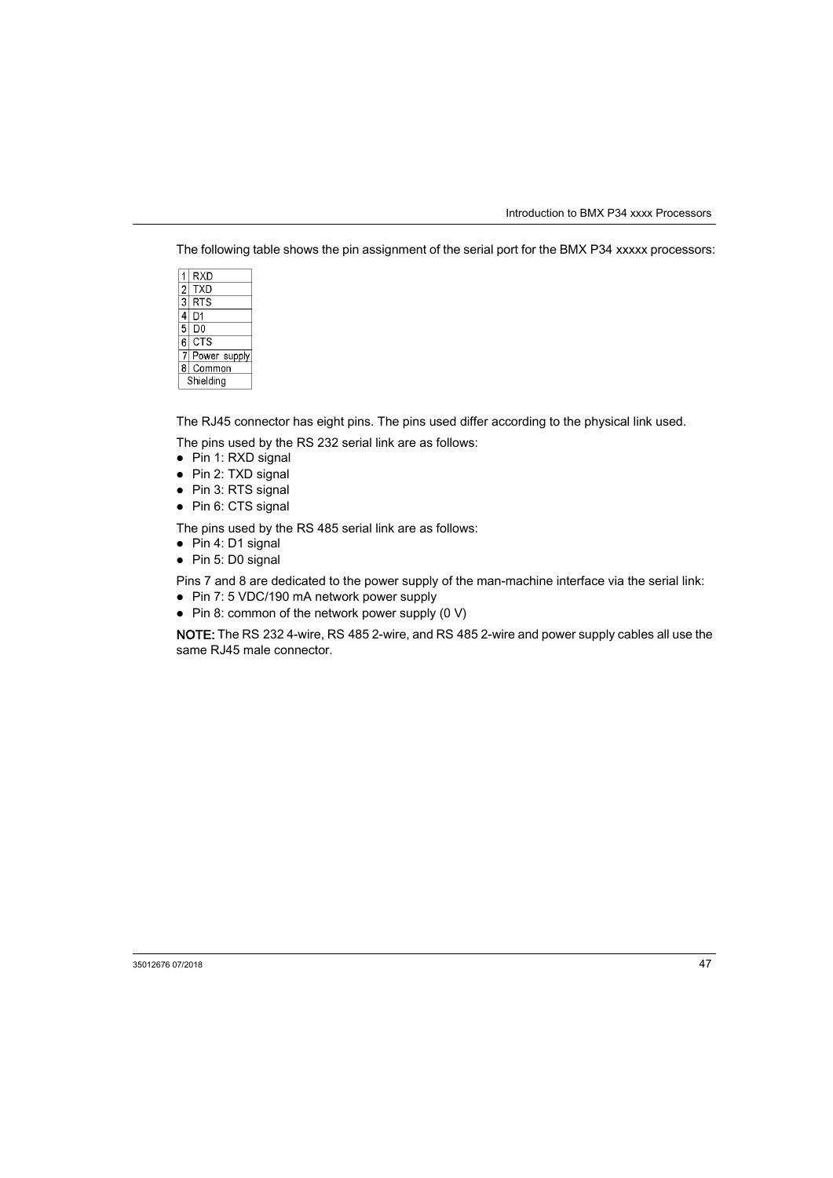The following table shows the pin assignment of the serial port for the BMX P34 xxxxx processors:

| Pin | Signal |
|---|---|
| 1 | RXD |
| 2 | TXD |
| 3 | RTS |
| 4 | D1 |
| 5 | D0 |
| 6 | CTS |
| 7 | Power supply |
| 8 | Common |
| Shielding | |

The RJ45 connector has eight pins. The pins used differ according to the physical link used.

The pins used by the RS 232 serial link are as follows:

- Pin 1: RXD signal
- Pin 2: TXD signal
- Pin 3: RTS signal
- Pin 6: CTS signal

The pins used by the RS 485 serial link are as follows:

- Pin 4: D1 signal
- Pin 5: D0 signal

Pins 7 and 8 are dedicated to the power supply of the man-machine interface via the serial link:

- Pin 7: 5 VDC/190 mA network power supply
- Pin 8: common of the network power supply (0 V)

**NOTE:** The RS 232 4-wire, RS 485 2-wire, and RS 485 2-wire and power supply cables all use the same RJ45 male connector.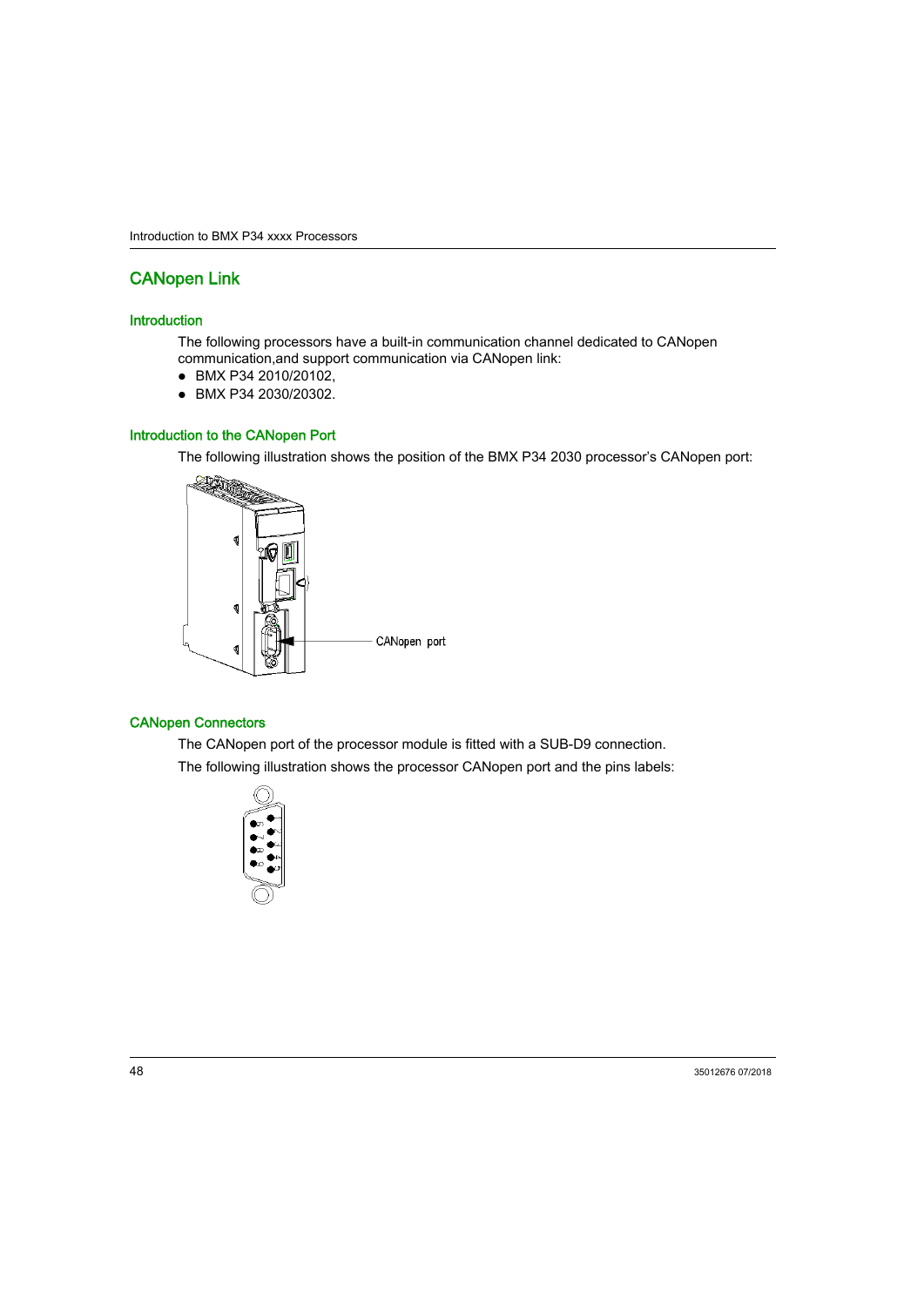## CANopen Link

### Introduction

The following processors have a built-in communication channel dedicated to CANopen communication,and support communication via CANopen link:

- BMX P34 2010/20102,
- BMX P34 2030/20302.

### Introduction to the CANopen Port

The following illustration shows the position of the BMX P34 2030 processor's CANopen port:

### CANopen Connectors

The CANopen port of the processor module is fitted with a SUB-D9 connection.

The following illustration shows the processor CANopen port and the pins labels: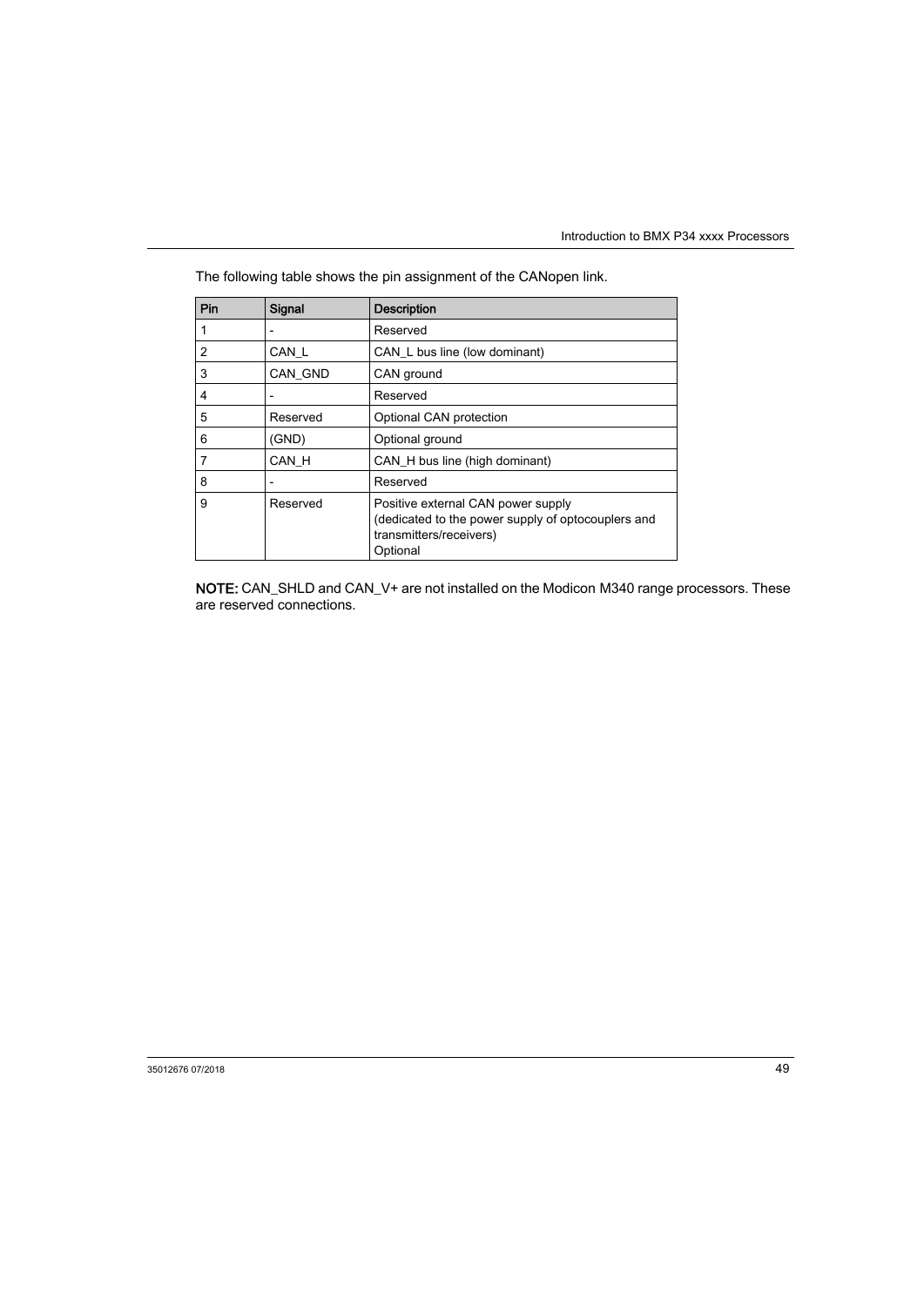The following table shows the pin assignment of the CANopen link.

| Pin | Signal | Description |
|---|---|---|
| 1 | - | Reserved |
| 2 | CAN_L | CAN_L bus line (low dominant) |
| 3 | CAN_GND | CAN ground |
| 4 | - | Reserved |
| 5 | Reserved | Optional CAN protection |
| 6 | (GND) | Optional ground |
| 7 | CAN_H | CAN_H bus line (high dominant) |
| 8 | - | Reserved |
| 9 | Reserved | Positive external CAN power supply (dedicated to the power supply of optocouplers and transmitters/receivers) Optional |

**NOTE:** CAN_SHLD and CAN_V+ are not installed on the Modicon M340 range processors. These are reserved connections.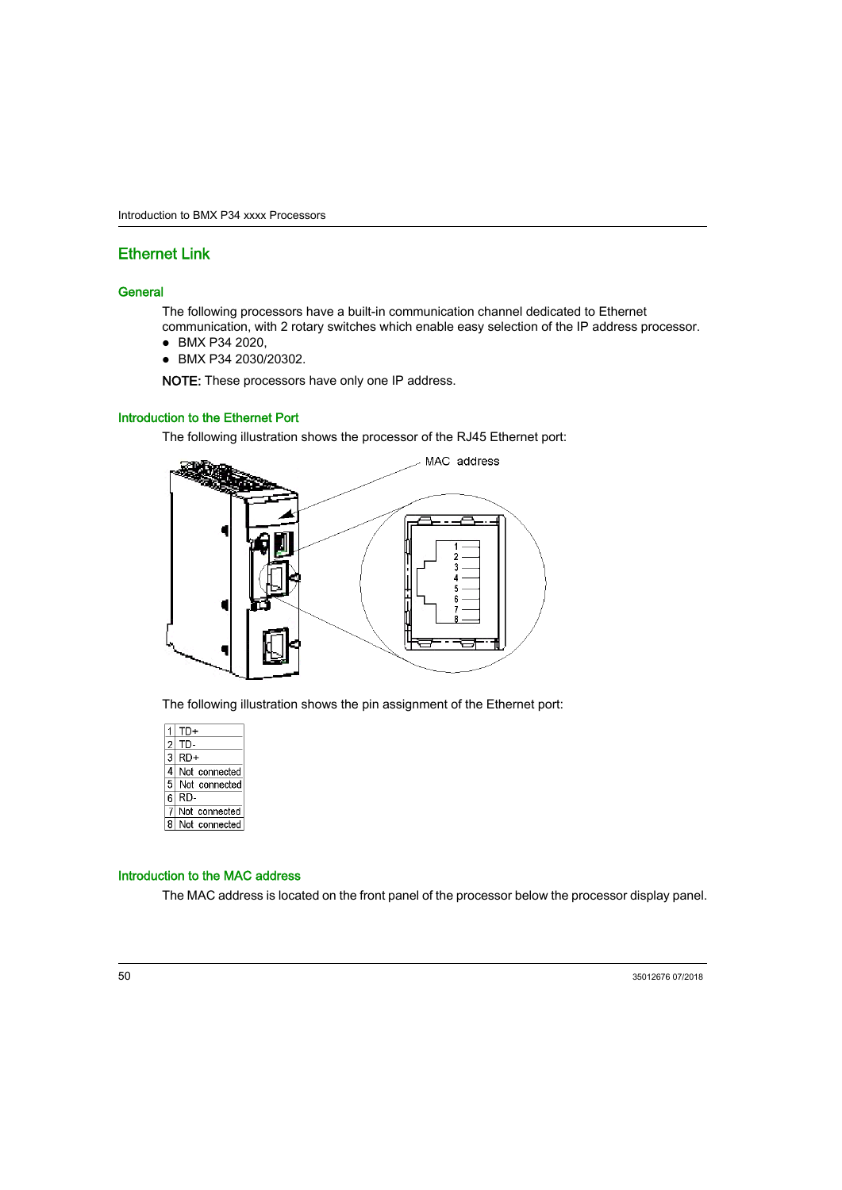## Ethernet Link

### General

The following processors have a built-in communication channel dedicated to Ethernet communication, with 2 rotary switches which enable easy selection of the IP address processor.

- BMX P34 2020,
- BMX P34 2030/20302.

**NOTE:** These processors have only one IP address.

### Introduction to the Ethernet Port

The following illustration shows the processor of the RJ45 Ethernet port:

The following illustration shows the pin assignment of the Ethernet port:

| | |
|---|---|
| 1 | TD+ |
| 2 | TD- |
| 3 | RD+ |
| 4 | Not connected |
| 5 | Not connected |
| 6 | RD- |
| 7 | Not connected |
| 8 | Not connected |

### Introduction to the MAC address

The MAC address is located on the front panel of the processor below the processor display panel.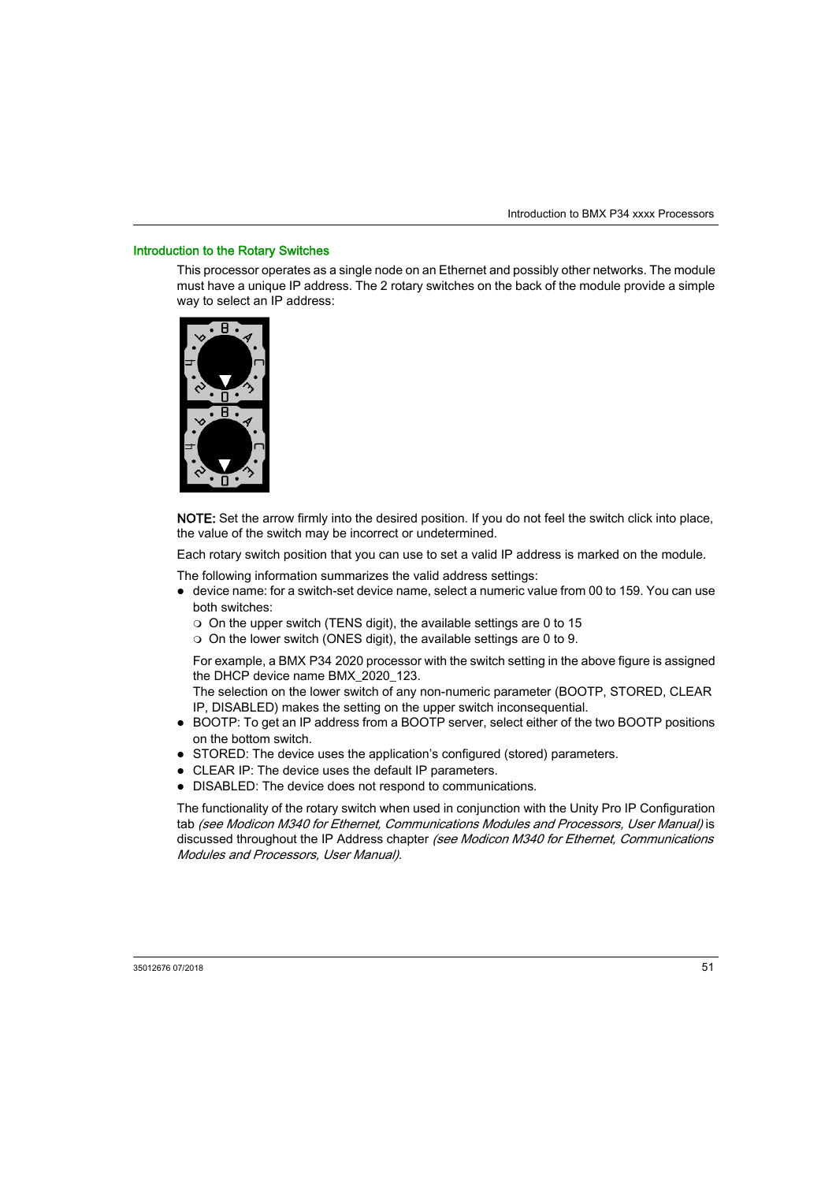## Introduction to the Rotary Switches

This processor operates as a single node on an Ethernet and possibly other networks. The module must have a unique IP address. The 2 rotary switches on the back of the module provide a simple way to select an IP address:

**NOTE:** Set the arrow firmly into the desired position. If you do not feel the switch click into place, the value of the switch may be incorrect or undetermined.

Each rotary switch position that you can use to set a valid IP address is marked on the module.

The following information summarizes the valid address settings:

- device name: for a switch-set device name, select a numeric value from 00 to 159. You can use both switches:
  - On the upper switch (TENS digit), the available settings are 0 to 15
  - On the lower switch (ONES digit), the available settings are 0 to 9.

  For example, a BMX P34 2020 processor with the switch setting in the above figure is assigned the DHCP device name BMX_2020_123.
  The selection on the lower switch of any non-numeric parameter (BOOTP, STORED, CLEAR IP, DISABLED) makes the setting on the upper switch inconsequential.
- BOOTP: To get an IP address from a BOOTP server, select either of the two BOOTP positions on the bottom switch.
- STORED: The device uses the application's configured (stored) parameters.
- CLEAR IP: The device uses the default IP parameters.
- DISABLED: The device does not respond to communications.

The functionality of the rotary switch when used in conjunction with the Unity Pro IP Configuration tab *(see Modicon M340 for Ethernet, Communications Modules and Processors, User Manual)* is discussed throughout the IP Address chapter *(see Modicon M340 for Ethernet, Communications Modules and Processors, User Manual)*.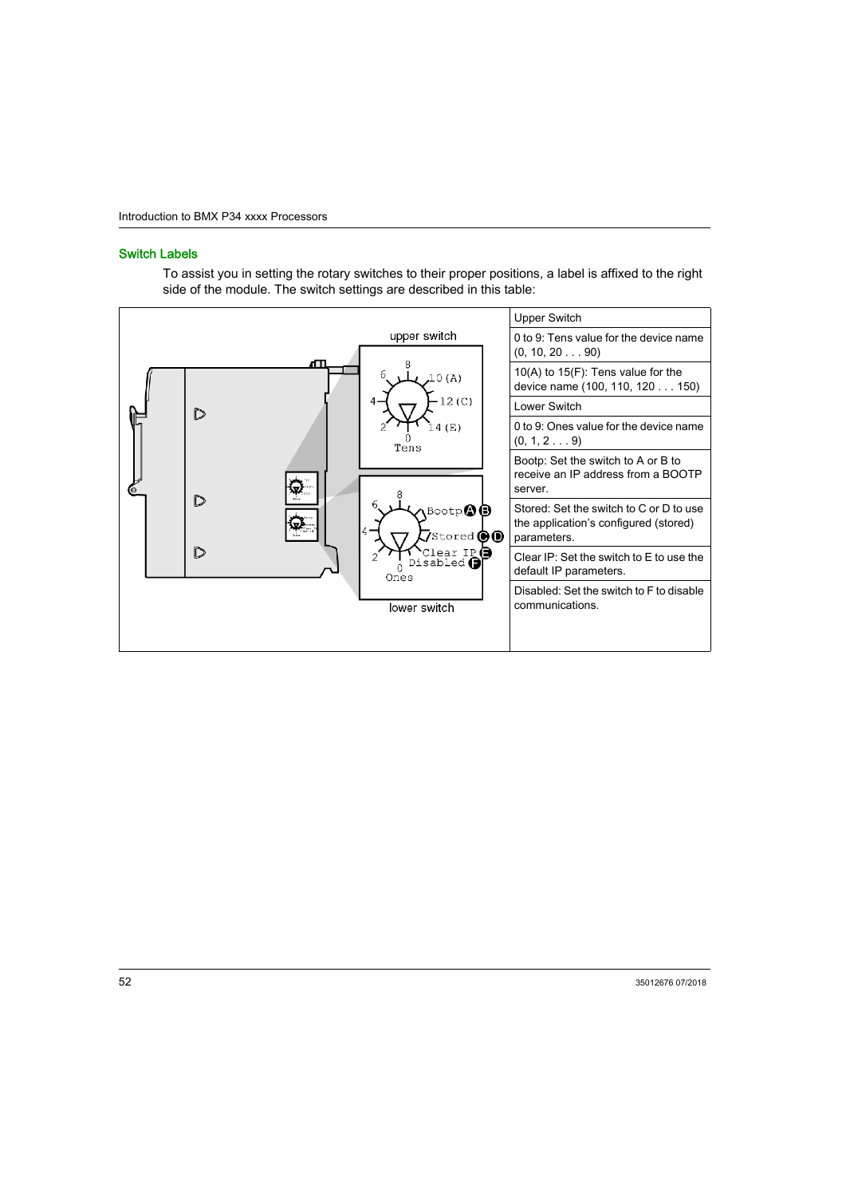## Switch Labels

To assist you in setting the rotary switches to their proper positions, a label is affixed to the right side of the module. The switch settings are described in this table:

| | Upper Switch |
|---|---|
| | 0 to 9: Tens value for the device name (0, 10, 20 . . . 90) |
| | 10(A) to 15(F): Tens value for the device name (100, 110, 120 . . . 150) |
| | Lower Switch |
| | 0 to 9: Ones value for the device name (0, 1, 2 . . . 9) |
| | Bootp: Set the switch to A or B to receive an IP address from a BOOTP server. |
| | Stored: Set the switch to C or D to use the application's configured (stored) parameters. |
| | Clear IP: Set the switch to E to use the default IP parameters. |
| | Disabled: Set the switch to F to disable communications. |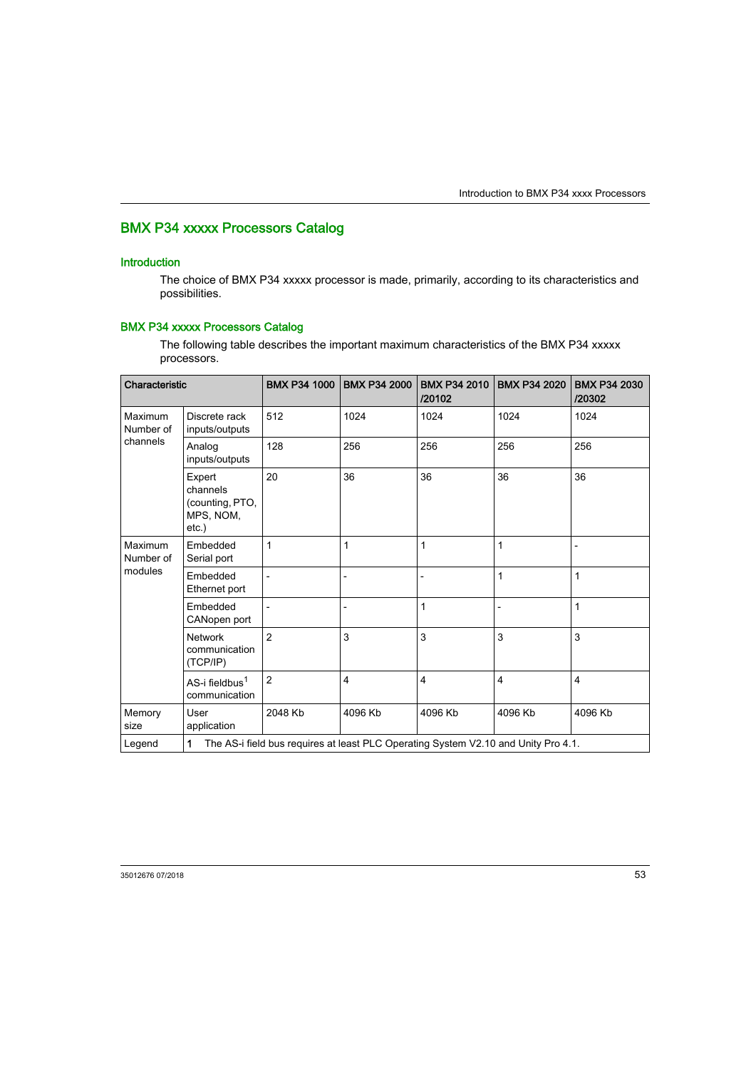## BMX P34 xxxxx Processors Catalog

### Introduction

The choice of BMX P34 xxxxx processor is made, primarily, according to its characteristics and possibilities.

### BMX P34 xxxxx Processors Catalog

The following table describes the important maximum characteristics of the BMX P34 xxxxx processors.

| Characteristic | | BMX P34 1000 | BMX P34 2000 | BMX P34 2010 /20102 | BMX P34 2020 | BMX P34 2030 /20302 |
|---|---|---|---|---|---|---|
| Maximum Number of channels | Discrete rack inputs/outputs | 512 | 1024 | 1024 | 1024 | 1024 |
| | Analog inputs/outputs | 128 | 256 | 256 | 256 | 256 |
| | Expert channels (counting, PTO, MPS, NOM, etc.) | 20 | 36 | 36 | 36 | 36 |
| Maximum Number of modules | Embedded Serial port | 1 | 1 | 1 | 1 | - |
| | Embedded Ethernet port | - | - | - | 1 | 1 |
| | Embedded CANopen port | - | - | 1 | - | 1 |
| | Network communication (TCP/IP) | 2 | 3 | 3 | 3 | 3 |
| | AS-i fieldbus[1] communication | 2 | 4 | 4 | 4 | 4 |
| Memory size | User application | 2048 Kb | 4096 Kb | 4096 Kb | 4096 Kb | 4096 Kb |
| Legend | **1** The AS-i field bus requires at least PLC Operating System V2.10 and Unity Pro 4.1. | | | | | |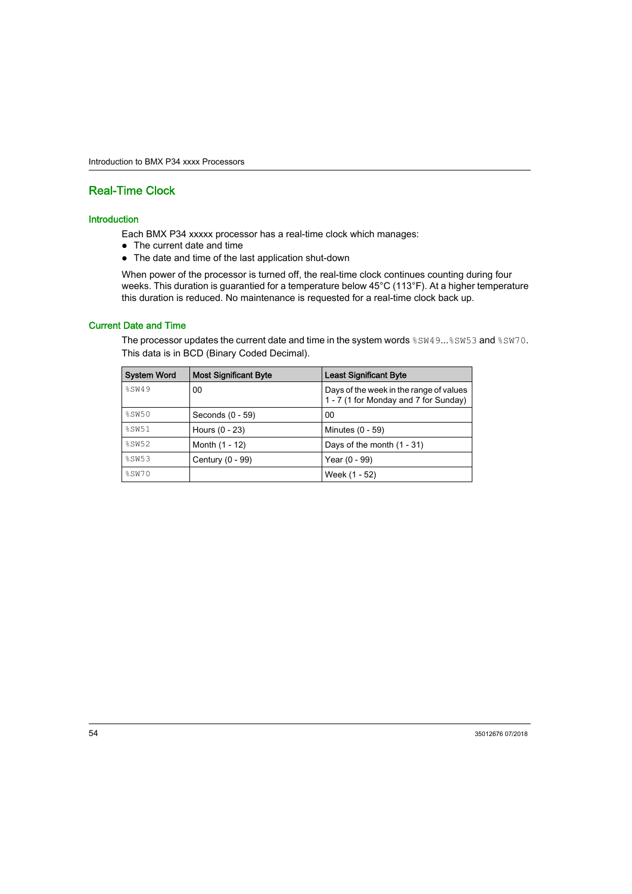## Real-Time Clock

### Introduction

Each BMX P34 xxxxx processor has a real-time clock which manages:

- The current date and time
- The date and time of the last application shut-down

When power of the processor is turned off, the real-time clock continues counting during four weeks. This duration is guarantied for a temperature below 45°C (113°F). At a higher temperature this duration is reduced. No maintenance is requested for a real-time clock back up.

### Current Date and Time

The processor updates the current date and time in the system words `%SW49`...`%SW53` and `%SW70`. This data is in BCD (Binary Coded Decimal).

| System Word | Most Significant Byte | Least Significant Byte |
|---|---|---|
| `%SW49` | 00 | Days of the week in the range of values 1 - 7 (1 for Monday and 7 for Sunday) |
| `%SW50` | Seconds (0 - 59) | 00 |
| `%SW51` | Hours (0 - 23) | Minutes (0 - 59) |
| `%SW52` | Month (1 - 12) | Days of the month (1 - 31) |
| `%SW53` | Century (0 - 99) | Year (0 - 99) |
| `%SW70` | | Week (1 - 52) |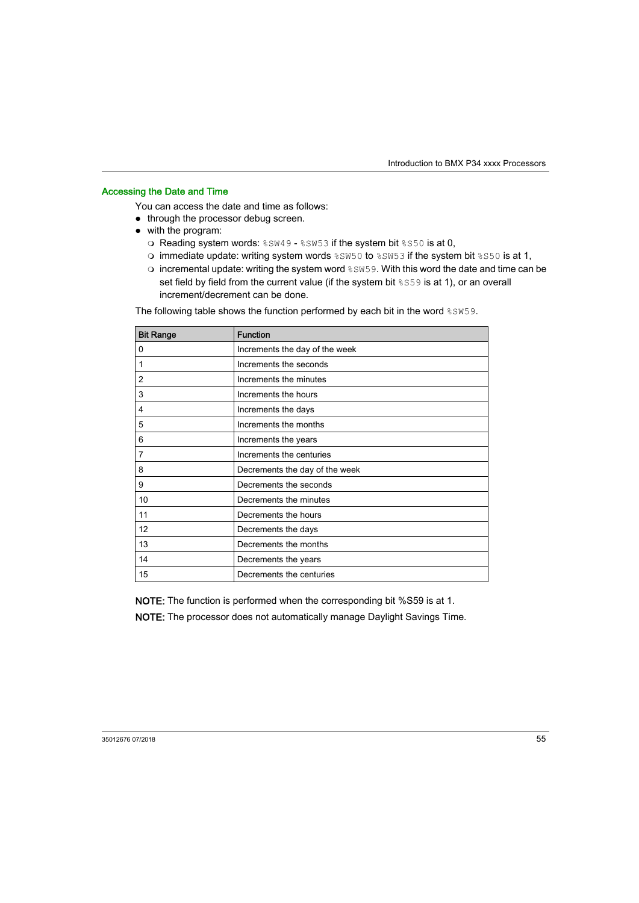### Accessing the Date and Time

You can access the date and time as follows:

- through the processor debug screen.
- with the program:
  - Reading system words: `%SW49` - `%SW53` if the system bit `%S50` is at 0,
  - immediate update: writing system words `%SW50` to `%SW53` if the system bit `%S50` is at 1,
  - incremental update: writing the system word `%SW59`. With this word the date and time can be set field by field from the current value (if the system bit `%S59` is at 1), or an overall increment/decrement can be done.

The following table shows the function performed by each bit in the word `%SW59`.

| Bit Range | Function |
|---|---|
| 0 | Increments the day of the week |
| 1 | Increments the seconds |
| 2 | Increments the minutes |
| 3 | Increments the hours |
| 4 | Increments the days |
| 5 | Increments the months |
| 6 | Increments the years |
| 7 | Increments the centuries |
| 8 | Decrements the day of the week |
| 9 | Decrements the seconds |
| 10 | Decrements the minutes |
| 11 | Decrements the hours |
| 12 | Decrements the days |
| 13 | Decrements the months |
| 14 | Decrements the years |
| 15 | Decrements the centuries |

**NOTE:** The function is performed when the corresponding bit %S59 is at 1.

**NOTE:** The processor does not automatically manage Daylight Savings Time.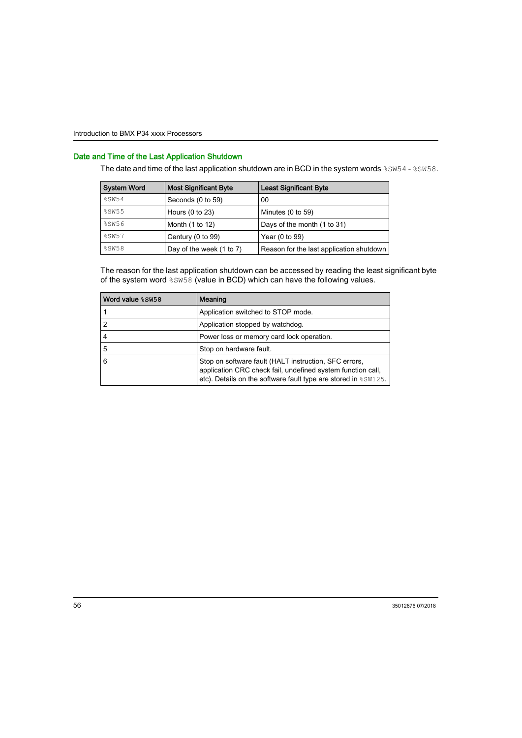## Date and Time of the Last Application Shutdown

The date and time of the last application shutdown are in BCD in the system words %SW54 - %SW58.

| System Word | Most Significant Byte | Least Significant Byte |
|---|---|---|
| %SW54 | Seconds (0 to 59) | 00 |
| %SW55 | Hours (0 to 23) | Minutes (0 to 59) |
| %SW56 | Month (1 to 12) | Days of the month (1 to 31) |
| %SW57 | Century (0 to 99) | Year (0 to 99) |
| %SW58 | Day of the week (1 to 7) | Reason for the last application shutdown |

The reason for the last application shutdown can be accessed by reading the least significant byte of the system word %SW58 (value in BCD) which can have the following values.

| Word value %SW58 | Meaning |
|---|---|
| 1 | Application switched to STOP mode. |
| 2 | Application stopped by watchdog. |
| 4 | Power loss or memory card lock operation. |
| 5 | Stop on hardware fault. |
| 6 | Stop on software fault (HALT instruction, SFC errors, application CRC check fail, undefined system function call, etc). Details on the software fault type are stored in %SW125. |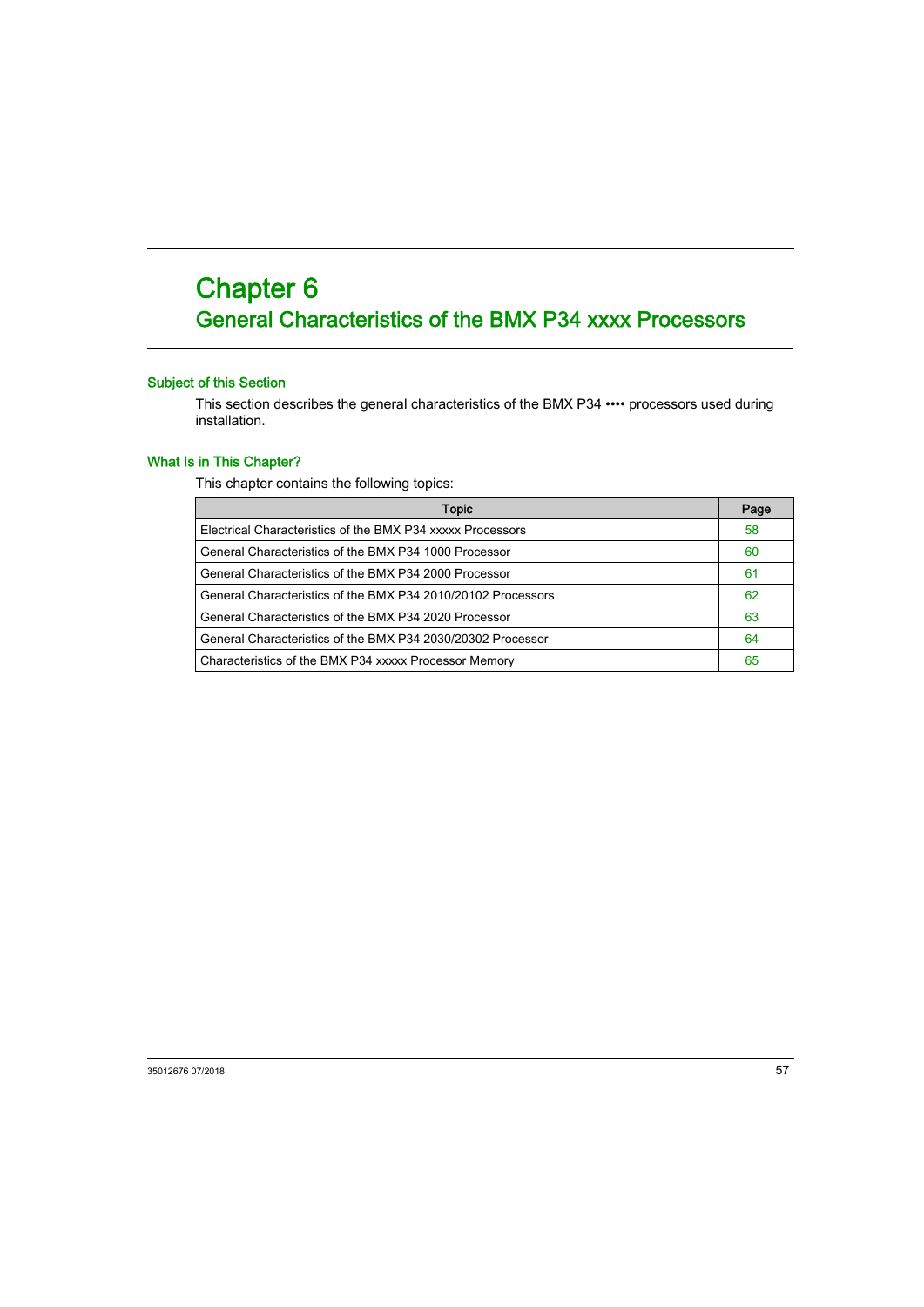# Chapter 6
## General Characteristics of the BMX P34 xxxx Processors

### Subject of this Section

This section describes the general characteristics of the BMX P34 •••• processors used during installation.

### What Is in This Chapter?

This chapter contains the following topics:

| Topic | Page |
|---|---|
| Electrical Characteristics of the BMX P34 xxxxx Processors | 58 |
| General Characteristics of the BMX P34 1000 Processor | 60 |
| General Characteristics of the BMX P34 2000 Processor | 61 |
| General Characteristics of the BMX P34 2010/20102 Processors | 62 |
| General Characteristics of the BMX P34 2020 Processor | 63 |
| General Characteristics of the BMX P34 2030/20302 Processor | 64 |
| Characteristics of the BMX P34 xxxxx Processor Memory | 65 |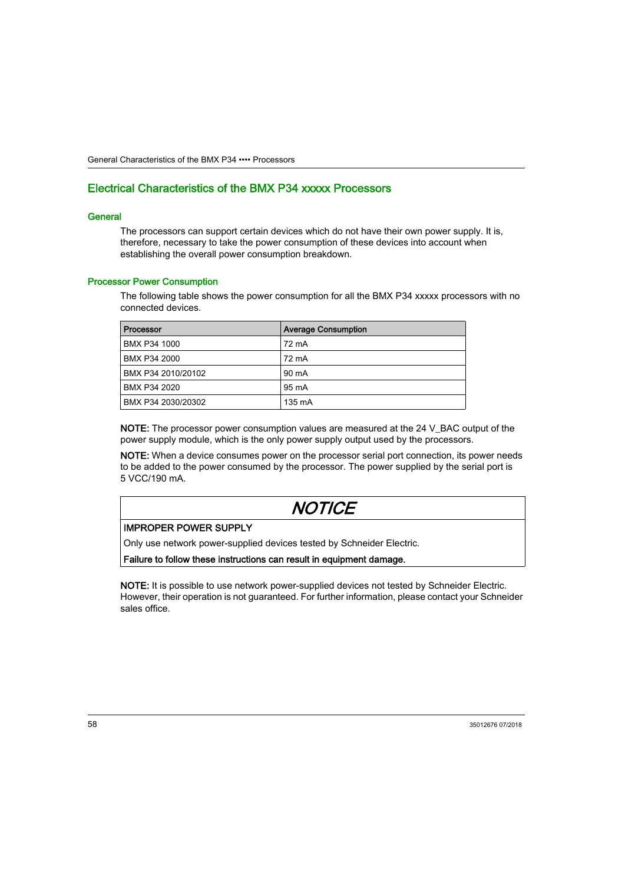## Electrical Characteristics of the BMX P34 xxxxx Processors

### General

The processors can support certain devices which do not have their own power supply. It is, therefore, necessary to take the power consumption of these devices into account when establishing the overall power consumption breakdown.

### Processor Power Consumption

The following table shows the power consumption for all the BMX P34 xxxxx processors with no connected devices.

| Processor | Average Consumption |
|---|---|
| BMX P34 1000 | 72 mA |
| BMX P34 2000 | 72 mA |
| BMX P34 2010/20102 | 90 mA |
| BMX P34 2020 | 95 mA |
| BMX P34 2030/20302 | 135 mA |

**NOTE:** The processor power consumption values are measured at the 24 V_BAC output of the power supply module, which is the only power supply output used by the processors.

**NOTE:** When a device consumes power on the processor serial port connection, its power needs to be added to the power consumed by the processor. The power supplied by the serial port is 5 VCC/190 mA.

> ***NOTICE***
>
> **IMPROPER POWER SUPPLY**
>
> Only use network power-supplied devices tested by Schneider Electric.
>
> **Failure to follow these instructions can result in equipment damage.**

**NOTE:** It is possible to use network power-supplied devices not tested by Schneider Electric. However, their operation is not guaranteed. For further information, please contact your Schneider sales office.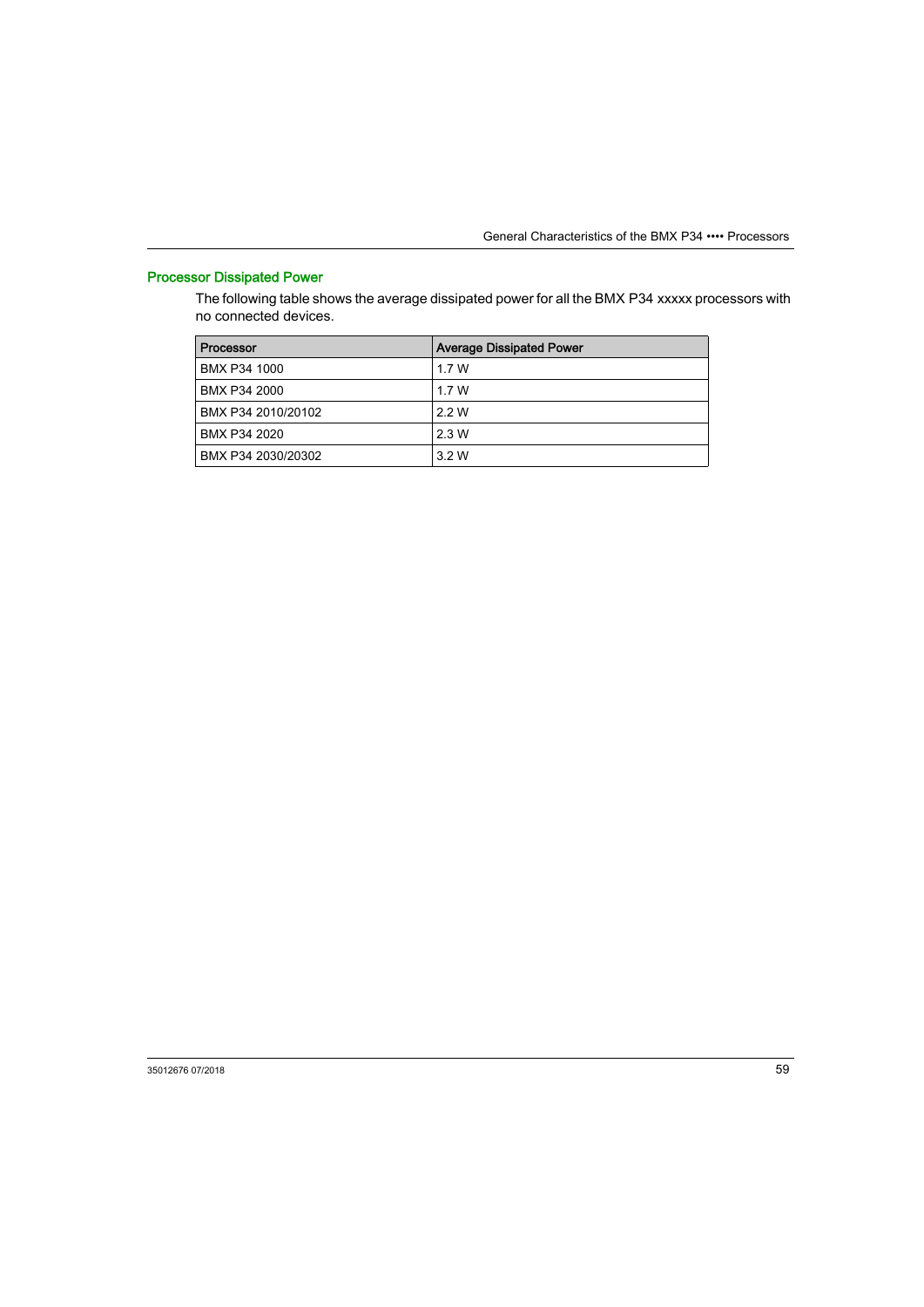## Processor Dissipated Power

The following table shows the average dissipated power for all the BMX P34 xxxxx processors with no connected devices.

| Processor | Average Dissipated Power |
|---|---|
| BMX P34 1000 | 1.7 W |
| BMX P34 2000 | 1.7 W |
| BMX P34 2010/20102 | 2.2 W |
| BMX P34 2020 | 2.3 W |
| BMX P34 2030/20302 | 3.2 W |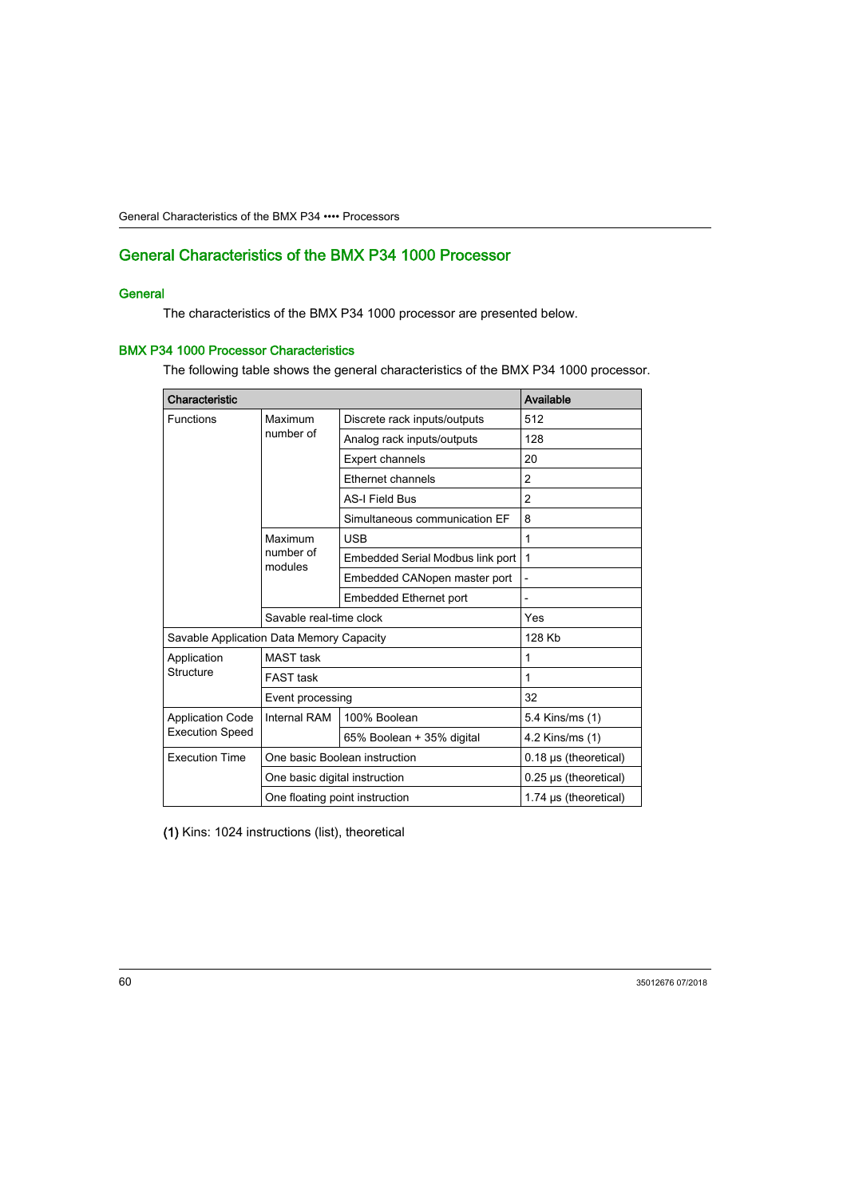## General Characteristics of the BMX P34 1000 Processor

### General

The characteristics of the BMX P34 1000 processor are presented below.

### BMX P34 1000 Processor Characteristics

The following table shows the general characteristics of the BMX P34 1000 processor.

| Characteristic | | | Available |
|---|---|---|---|
| Functions | Maximum number of | Discrete rack inputs/outputs | 512 |
| | | Analog rack inputs/outputs | 128 |
| | | Expert channels | 20 |
| | | Ethernet channels | 2 |
| | | AS-I Field Bus | 2 |
| | | Simultaneous communication EF | 8 |
| | Maximum number of modules | USB | 1 |
| | | Embedded Serial Modbus link port | 1 |
| | | Embedded CANopen master port | - |
| | | Embedded Ethernet port | - |
| | Savable real-time clock | | Yes |
| Savable Application Data Memory Capacity | | | 128 Kb |
| Application Structure | MAST task | | 1 |
| | FAST task | | 1 |
| | Event processing | | 32 |
| Application Code Execution Speed | Internal RAM | 100% Boolean | 5.4 Kins/ms (1) |
| | | 65% Boolean + 35% digital | 4.2 Kins/ms (1) |
| Execution Time | One basic Boolean instruction | | 0.18 µs (theoretical) |
| | One basic digital instruction | | 0.25 µs (theoretical) |
| | One floating point instruction | | 1.74 µs (theoretical) |

**(1)** Kins: 1024 instructions (list), theoretical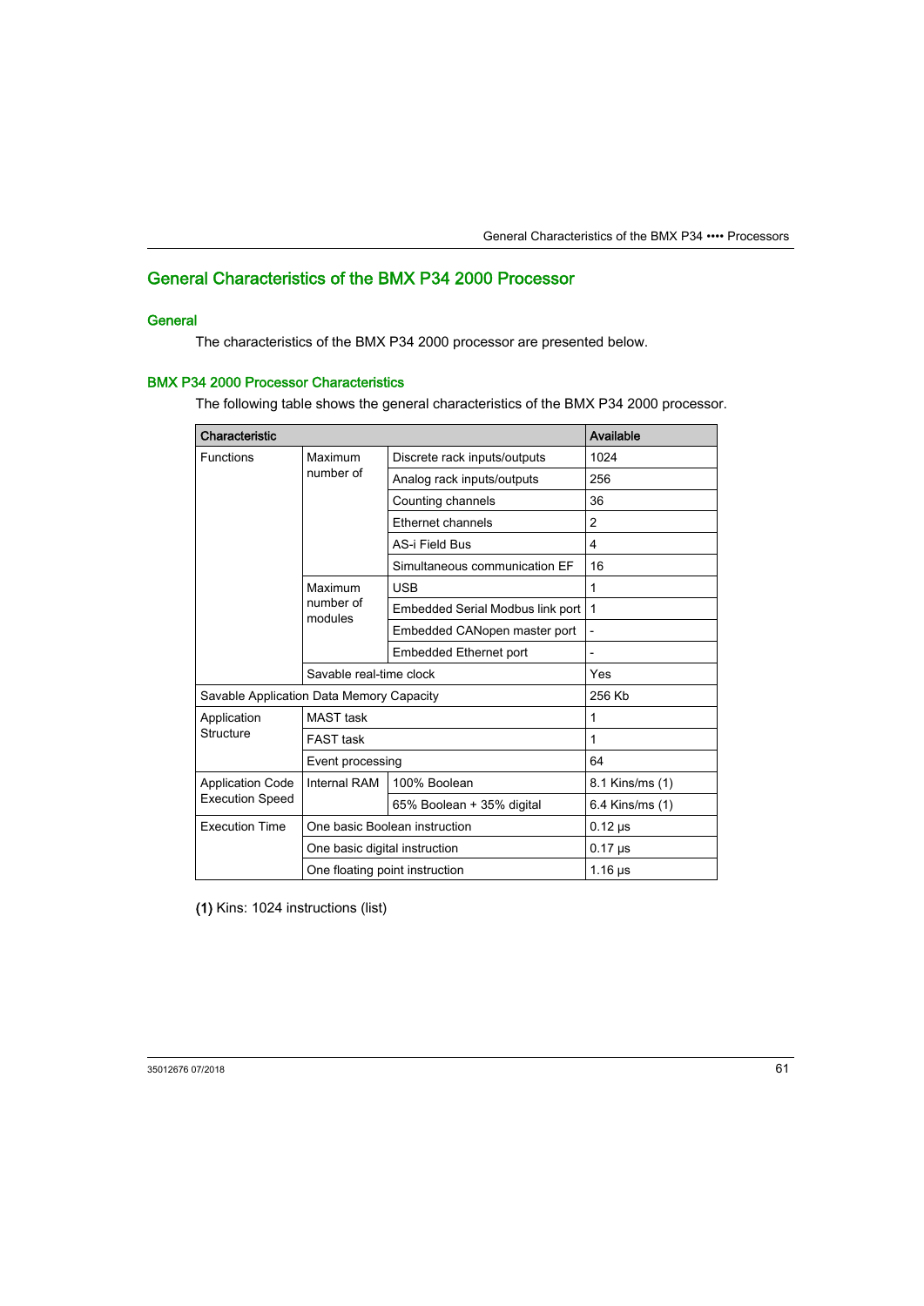# General Characteristics of the BMX P34 2000 Processor

## General

The characteristics of the BMX P34 2000 processor are presented below.

## BMX P34 2000 Processor Characteristics

The following table shows the general characteristics of the BMX P34 2000 processor.

| Characteristic | | | Available |
|---|---|---|---|
| Functions | Maximum number of | Discrete rack inputs/outputs | 1024 |
| | | Analog rack inputs/outputs | 256 |
| | | Counting channels | 36 |
| | | Ethernet channels | 2 |
| | | AS-i Field Bus | 4 |
| | | Simultaneous communication EF | 16 |
| | Maximum number of modules | USB | 1 |
| | | Embedded Serial Modbus link port | 1 |
| | | Embedded CANopen master port | - |
| | | Embedded Ethernet port | - |
| | Savable real-time clock | | Yes |
| Savable Application Data Memory Capacity | | | 256 Kb |
| Application Structure | MAST task | | 1 |
| | FAST task | | 1 |
| | Event processing | | 64 |
| Application Code Execution Speed | Internal RAM | 100% Boolean | 8.1 Kins/ms (1) |
| | | 65% Boolean + 35% digital | 6.4 Kins/ms (1) |
| Execution Time | One basic Boolean instruction | | 0.12 µs |
| | One basic digital instruction | | 0.17 µs |
| | One floating point instruction | | 1.16 µs |

**(1)** Kins: 1024 instructions (list)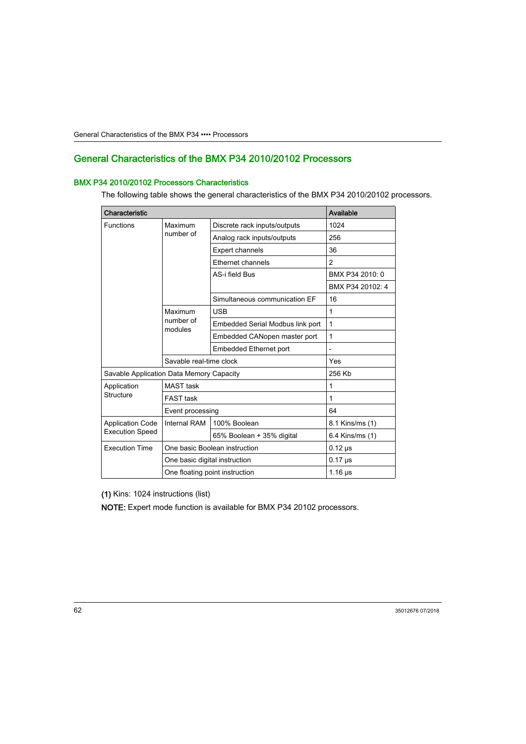## General Characteristics of the BMX P34 2010/20102 Processors

### BMX P34 2010/20102 Processors Characteristics

The following table shows the general characteristics of the BMX P34 2010/20102 processors.

| Characteristic | | | Available |
|---|---|---|---|
| Functions | Maximum number of | Discrete rack inputs/outputs | 1024 |
| | | Analog rack inputs/outputs | 256 |
| | | Expert channels | 36 |
| | | Ethernet channels | 2 |
| | | AS-i field Bus | BMX P34 2010: 0 |
| | | | BMX P34 20102: 4 |
| | | Simultaneous communication EF | 16 |
| | Maximum number of modules | USB | 1 |
| | | Embedded Serial Modbus link port | 1 |
| | | Embedded CANopen master port | 1 |
| | | Embedded Ethernet port | - |
| | Savable real-time clock | | Yes |
| Savable Application Data Memory Capacity | | | 256 Kb |
| Application Structure | MAST task | | 1 |
| | FAST task | | 1 |
| | Event processing | | 64 |
| Application Code Execution Speed | Internal RAM | 100% Boolean | 8.1 Kins/ms (1) |
| | | 65% Boolean + 35% digital | 6.4 Kins/ms (1) |
| Execution Time | One basic Boolean instruction | | 0.12 µs |
| | One basic digital instruction | | 0.17 µs |
| | One floating point instruction | | 1.16 µs |

**(1)** Kins: 1024 instructions (list)

**NOTE:** Expert mode function is available for BMX P34 20102 processors.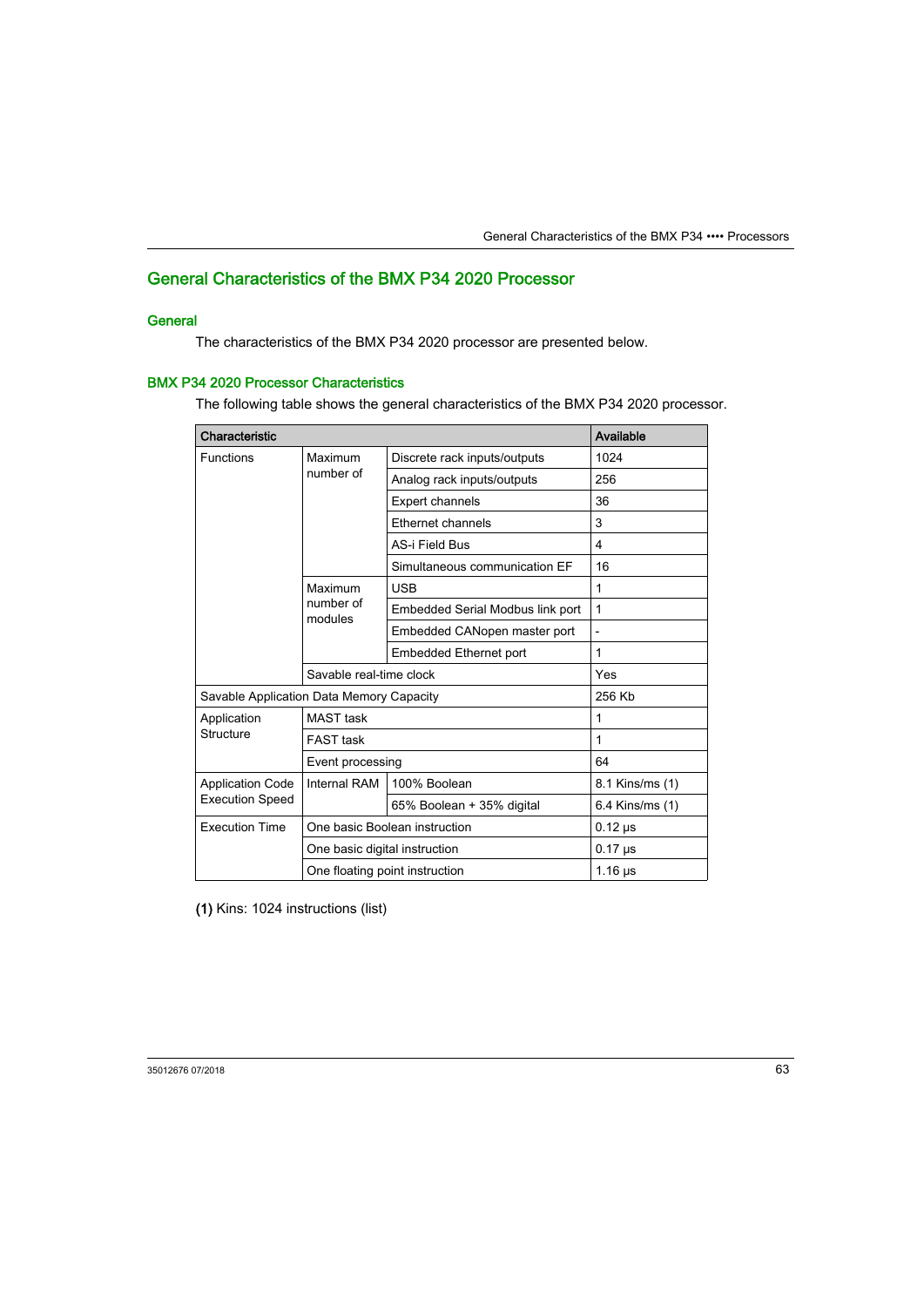## General Characteristics of the BMX P34 2020 Processor

### General

The characteristics of the BMX P34 2020 processor are presented below.

### BMX P34 2020 Processor Characteristics

The following table shows the general characteristics of the BMX P34 2020 processor.

| Characteristic | | | Available |
|---|---|---|---|
| Functions | Maximum number of | Discrete rack inputs/outputs | 1024 |
| | | Analog rack inputs/outputs | 256 |
| | | Expert channels | 36 |
| | | Ethernet channels | 3 |
| | | AS-i Field Bus | 4 |
| | | Simultaneous communication EF | 16 |
| | Maximum number of modules | USB | 1 |
| | | Embedded Serial Modbus link port | 1 |
| | | Embedded CANopen master port | - |
| | | Embedded Ethernet port | 1 |
| | Savable real-time clock | | Yes |
| Savable Application Data Memory Capacity | | | 256 Kb |
| Application Structure | MAST task | | 1 |
| | FAST task | | 1 |
| | Event processing | | 64 |
| Application Code Execution Speed | Internal RAM | 100% Boolean | 8.1 Kins/ms (1) |
| | | 65% Boolean + 35% digital | 6.4 Kins/ms (1) |
| Execution Time | One basic Boolean instruction | | 0.12 µs |
| | One basic digital instruction | | 0.17 µs |
| | One floating point instruction | | 1.16 µs |

**(1)** Kins: 1024 instructions (list)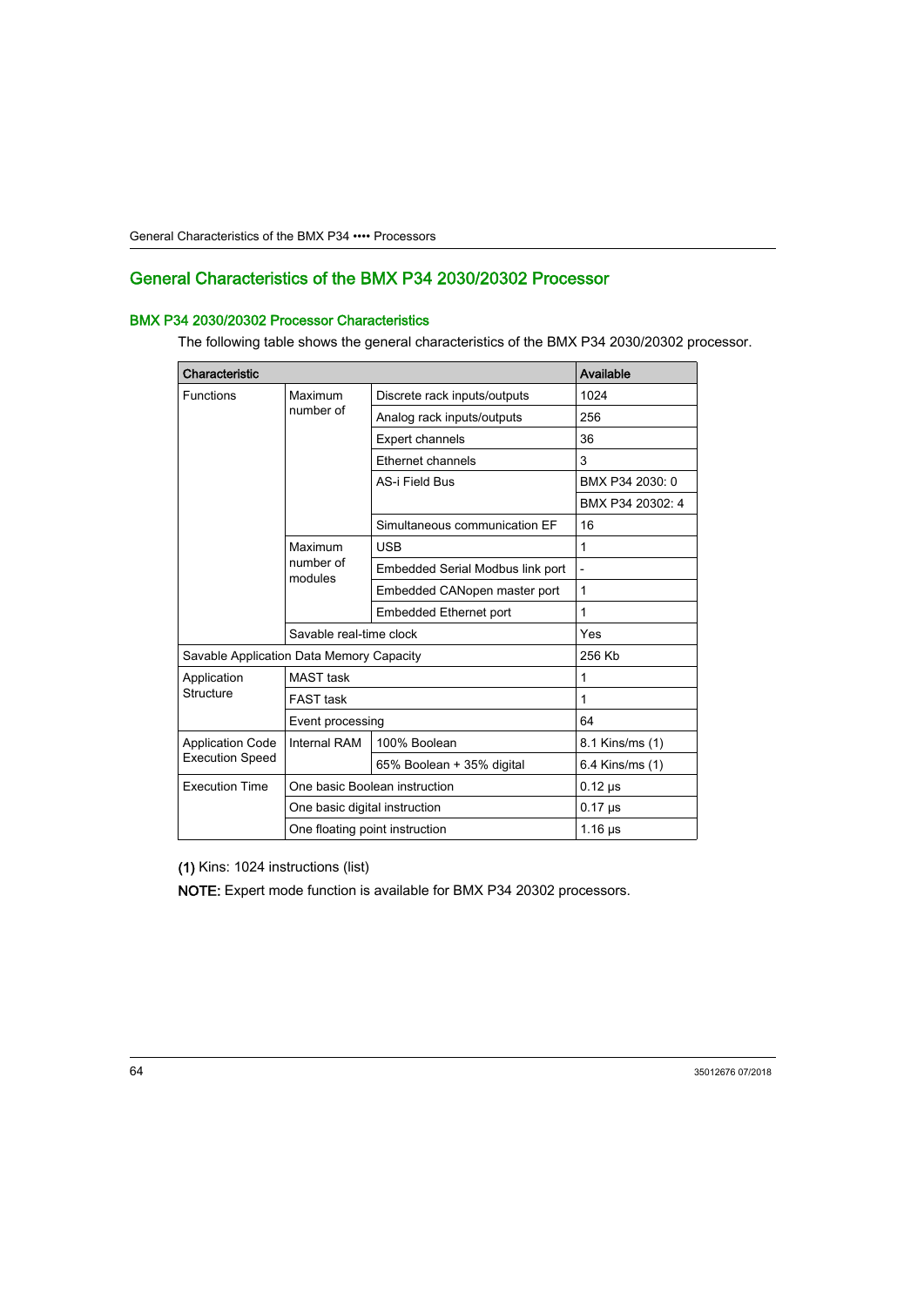## General Characteristics of the BMX P34 2030/20302 Processor

### BMX P34 2030/20302 Processor Characteristics

The following table shows the general characteristics of the BMX P34 2030/20302 processor.

| Characteristic | | | Available |
|---|---|---|---|
| Functions | Maximum number of | Discrete rack inputs/outputs | 1024 |
| | | Analog rack inputs/outputs | 256 |
| | | Expert channels | 36 |
| | | Ethernet channels | 3 |
| | | AS-i Field Bus | BMX P34 2030: 0 |
| | | | BMX P34 20302: 4 |
| | | Simultaneous communication EF | 16 |
| | Maximum number of modules | USB | 1 |
| | | Embedded Serial Modbus link port | - |
| | | Embedded CANopen master port | 1 |
| | | Embedded Ethernet port | 1 |
| | Savable real-time clock | | Yes |
| Savable Application Data Memory Capacity | | | 256 Kb |
| Application Structure | MAST task | | 1 |
| | FAST task | | 1 |
| | Event processing | | 64 |
| Application Code Execution Speed | Internal RAM | 100% Boolean | 8.1 Kins/ms (1) |
| | | 65% Boolean + 35% digital | 6.4 Kins/ms (1) |
| Execution Time | One basic Boolean instruction | | 0.12 µs |
| | One basic digital instruction | | 0.17 µs |
| | One floating point instruction | | 1.16 µs |

**(1)** Kins: 1024 instructions (list)

**NOTE:** Expert mode function is available for BMX P34 20302 processors.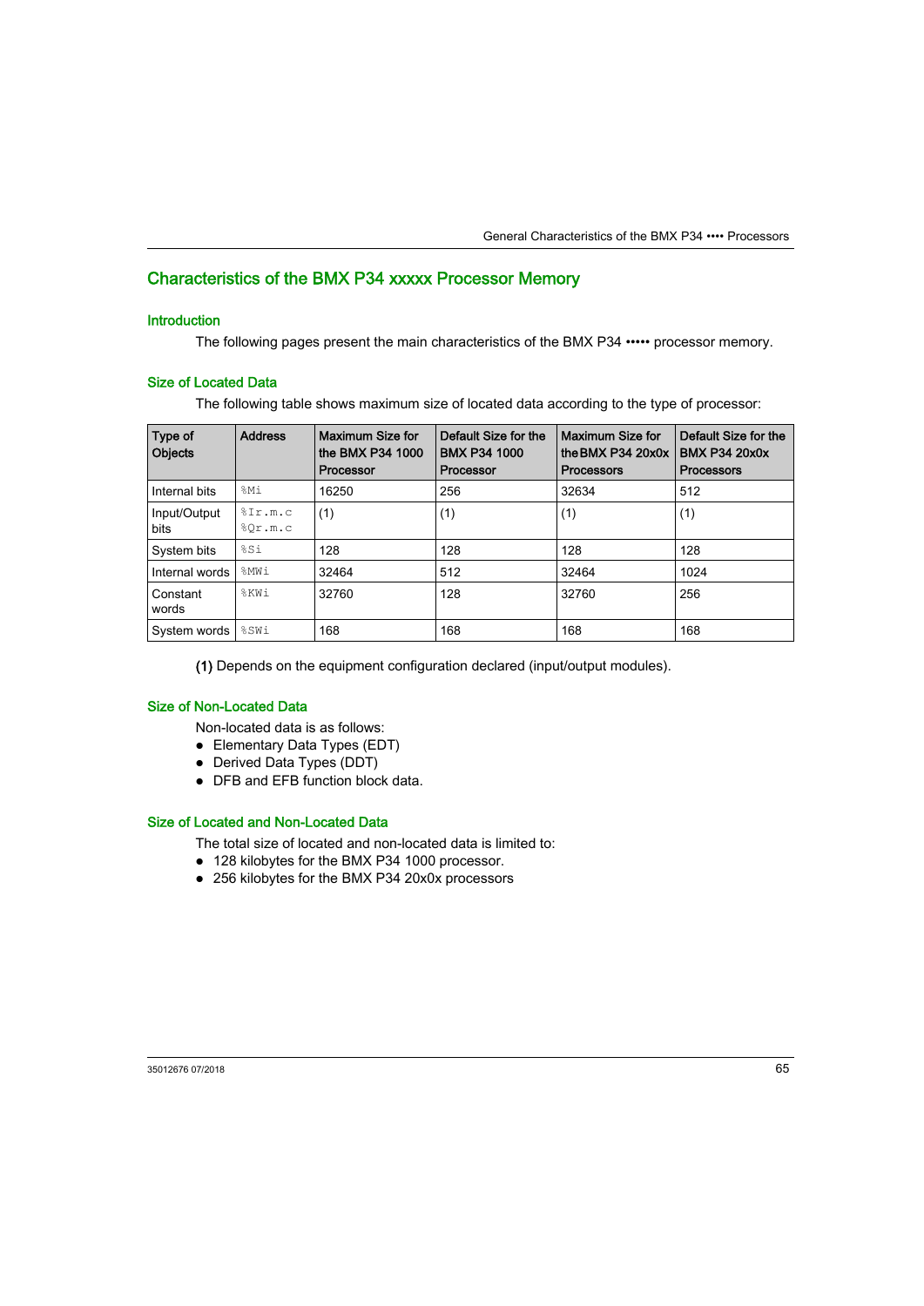## Characteristics of the BMX P34 xxxxx Processor Memory

### Introduction

The following pages present the main characteristics of the BMX P34 ••••• processor memory.

### Size of Located Data

The following table shows maximum size of located data according to the type of processor:

| Type of Objects | Address | Maximum Size for the BMX P34 1000 Processor | Default Size for the BMX P34 1000 Processor | Maximum Size for the BMX P34 20x0x Processors | Default Size for the BMX P34 20x0x Processors |
|---|---|---|---|---|---|
| Internal bits | %Mi | 16250 | 256 | 32634 | 512 |
| Input/Output bits | %Ir.m.c %Qr.m.c | (1) | (1) | (1) | (1) |
| System bits | %Si | 128 | 128 | 128 | 128 |
| Internal words | %MWi | 32464 | 512 | 32464 | 1024 |
| Constant words | %KWi | 32760 | 128 | 32760 | 256 |
| System words | %SWi | 168 | 168 | 168 | 168 |

**(1)** Depends on the equipment configuration declared (input/output modules).

### Size of Non-Located Data

Non-located data is as follows:

- Elementary Data Types (EDT)
- Derived Data Types (DDT)
- DFB and EFB function block data.

### Size of Located and Non-Located Data

The total size of located and non-located data is limited to:

- 128 kilobytes for the BMX P34 1000 processor.
- 256 kilobytes for the BMX P34 20x0x processors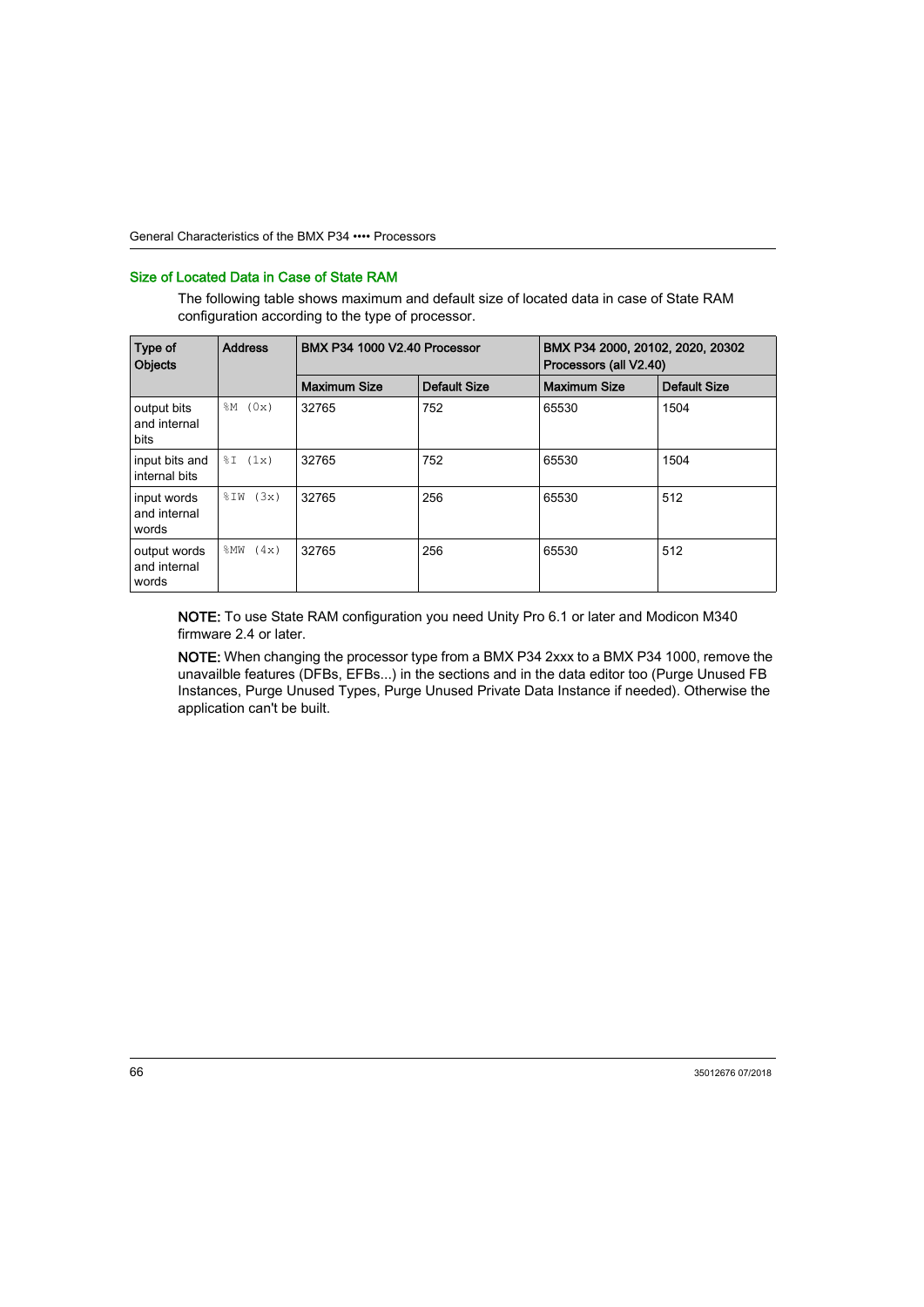## Size of Located Data in Case of State RAM

The following table shows maximum and default size of located data in case of State RAM configuration according to the type of processor.

| Type of Objects | Address | BMX P34 1000 V2.40 Processor | | BMX P34 2000, 20102, 2020, 20302 Processors (all V2.40) | |
|---|---|---|---|---|---|
| | | Maximum Size | Default Size | Maximum Size | Default Size |
| output bits and internal bits | %M (0x) | 32765 | 752 | 65530 | 1504 |
| input bits and internal bits | %I (1x) | 32765 | 752 | 65530 | 1504 |
| input words and internal words | %IW (3x) | 32765 | 256 | 65530 | 512 |
| output words and internal words | %MW (4x) | 32765 | 256 | 65530 | 512 |

**NOTE:** To use State RAM configuration you need Unity Pro 6.1 or later and Modicon M340 firmware 2.4 or later.

**NOTE:** When changing the processor type from a BMX P34 2xxx to a BMX P34 1000, remove the unavailble features (DFBs, EFBs...) in the sections and in the data editor too (Purge Unused FB Instances, Purge Unused Types, Purge Unused Private Data Instance if needed). Otherwise the application can't be built.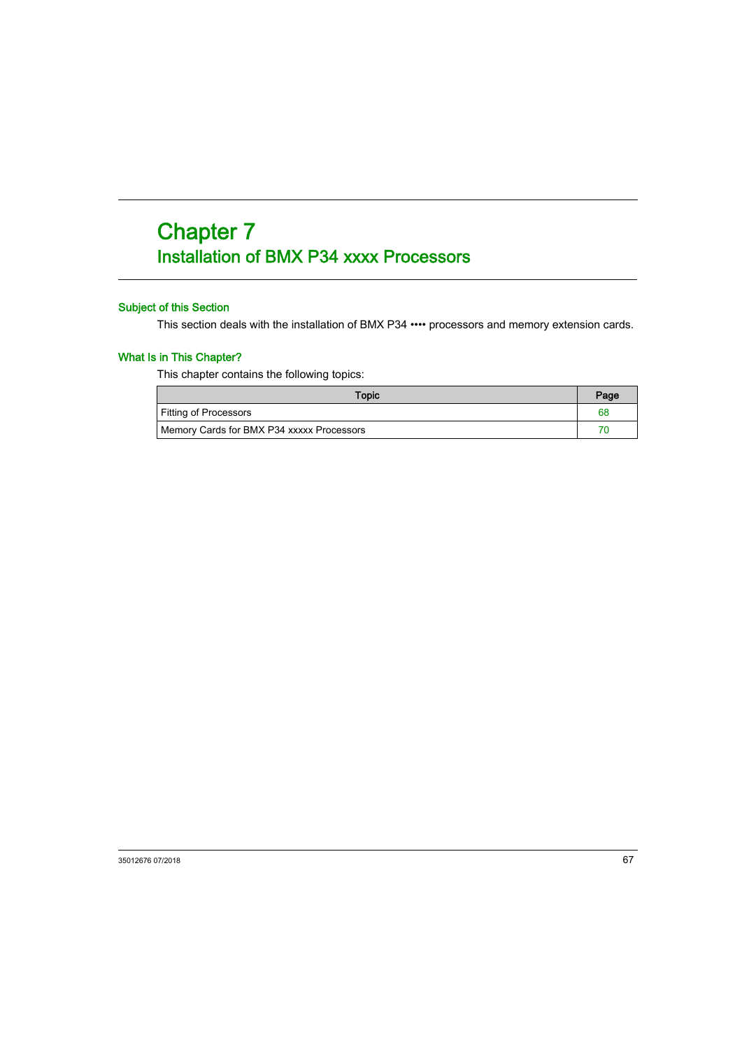# Chapter 7
# Installation of BMX P34 xxxx Processors

### Subject of this Section

This section deals with the installation of BMX P34 •••• processors and memory extension cards.

### What Is in This Chapter?

This chapter contains the following topics:

| Topic | Page |
|---|---|
| Fitting of Processors | 68 |
| Memory Cards for BMX P34 xxxxx Processors | 70 |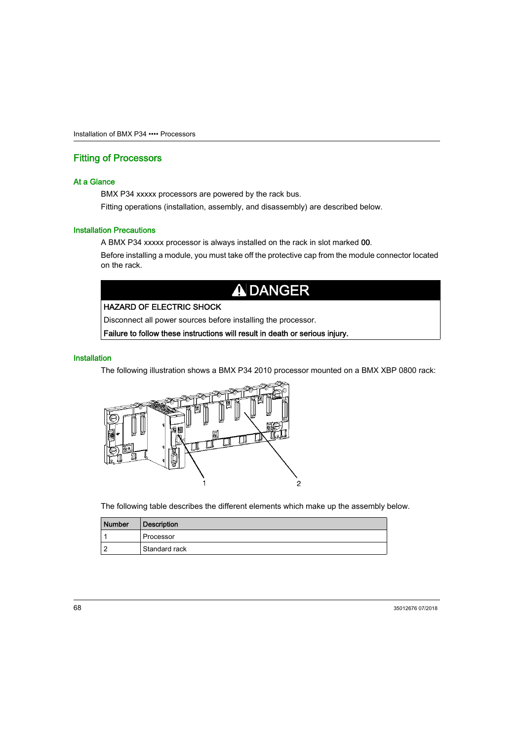## Fitting of Processors

### At a Glance

BMX P34 xxxxx processors are powered by the rack bus.

Fitting operations (installation, assembly, and disassembly) are described below.

### Installation Precautions

A BMX P34 xxxxx processor is always installed on the rack in slot marked **00**.

Before installing a module, you must take off the protective cap from the module connector located on the rack.

**⚠ DANGER**

**HAZARD OF ELECTRIC SHOCK**

Disconnect all power sources before installing the processor.

**Failure to follow these instructions will result in death or serious injury.**

### Installation

The following illustration shows a BMX P34 2010 processor mounted on a BMX XBP 0800 rack:

The following table describes the different elements which make up the assembly below.

| Number | Description |
|---|---|
| 1 | Processor |
| 2 | Standard rack |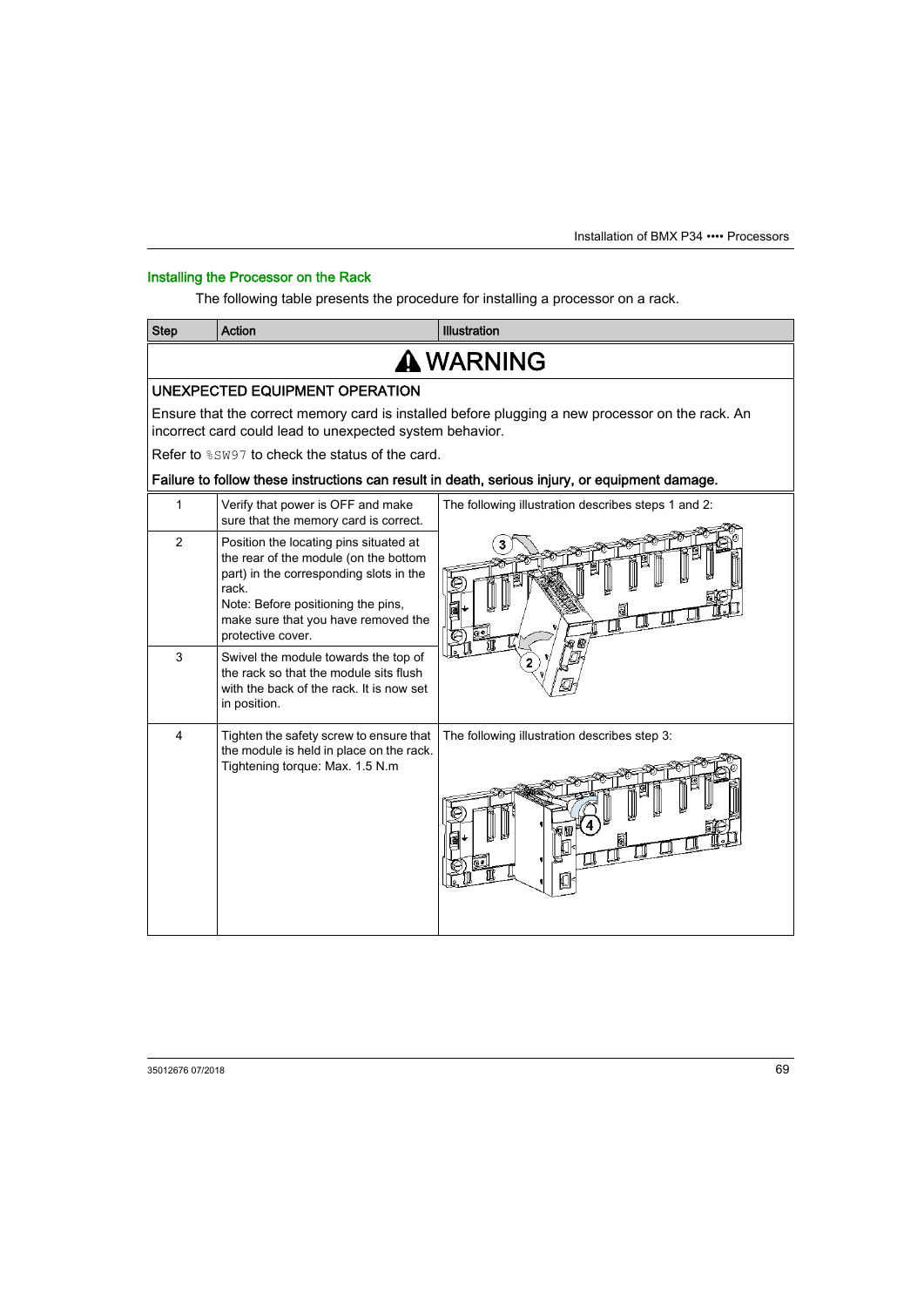### Installing the Processor on the Rack

The following table presents the procedure for installing a processor on a rack.

**⚠ WARNING**

**UNEXPECTED EQUIPMENT OPERATION**

Ensure that the correct memory card is installed before plugging a new processor on the rack. An incorrect card could lead to unexpected system behavior.

Refer to `%SW97` to check the status of the card.

**Failure to follow these instructions can result in death, serious injury, or equipment damage.**

| Step | Action | Illustration |
|---|---|---|
| 1 | Verify that power is OFF and make sure that the memory card is correct. | The following illustration describes steps 1 and 2: |
| 2 | Position the locating pins situated at the rear of the module (on the bottom part) in the corresponding slots in the rack. Note: Before positioning the pins, make sure that you have removed the protective cover. | |
| 3 | Swivel the module towards the top of the rack so that the module sits flush with the back of the rack. It is now set in position. | |
| 4 | Tighten the safety screw to ensure that the module is held in place on the rack. Tightening torque: Max. 1.5 N.m | The following illustration describes step 3: |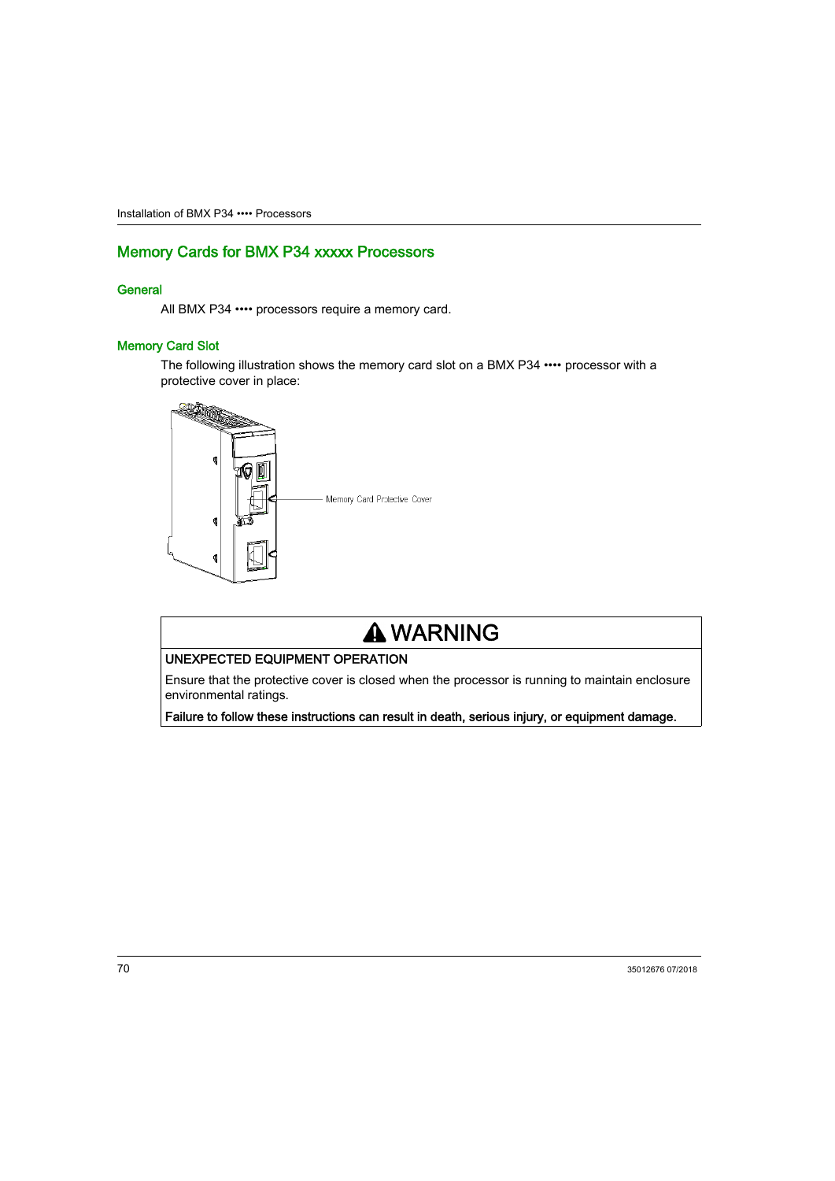## Memory Cards for BMX P34 xxxxx Processors

### General

All BMX P34 •••• processors require a memory card.

### Memory Card Slot

The following illustration shows the memory card slot on a BMX P34 •••• processor with a protective cover in place:

Memory Card Protective Cover

**⚠ WARNING**

**UNEXPECTED EQUIPMENT OPERATION**

Ensure that the protective cover is closed when the processor is running to maintain enclosure environmental ratings.

**Failure to follow these instructions can result in death, serious injury, or equipment damage.**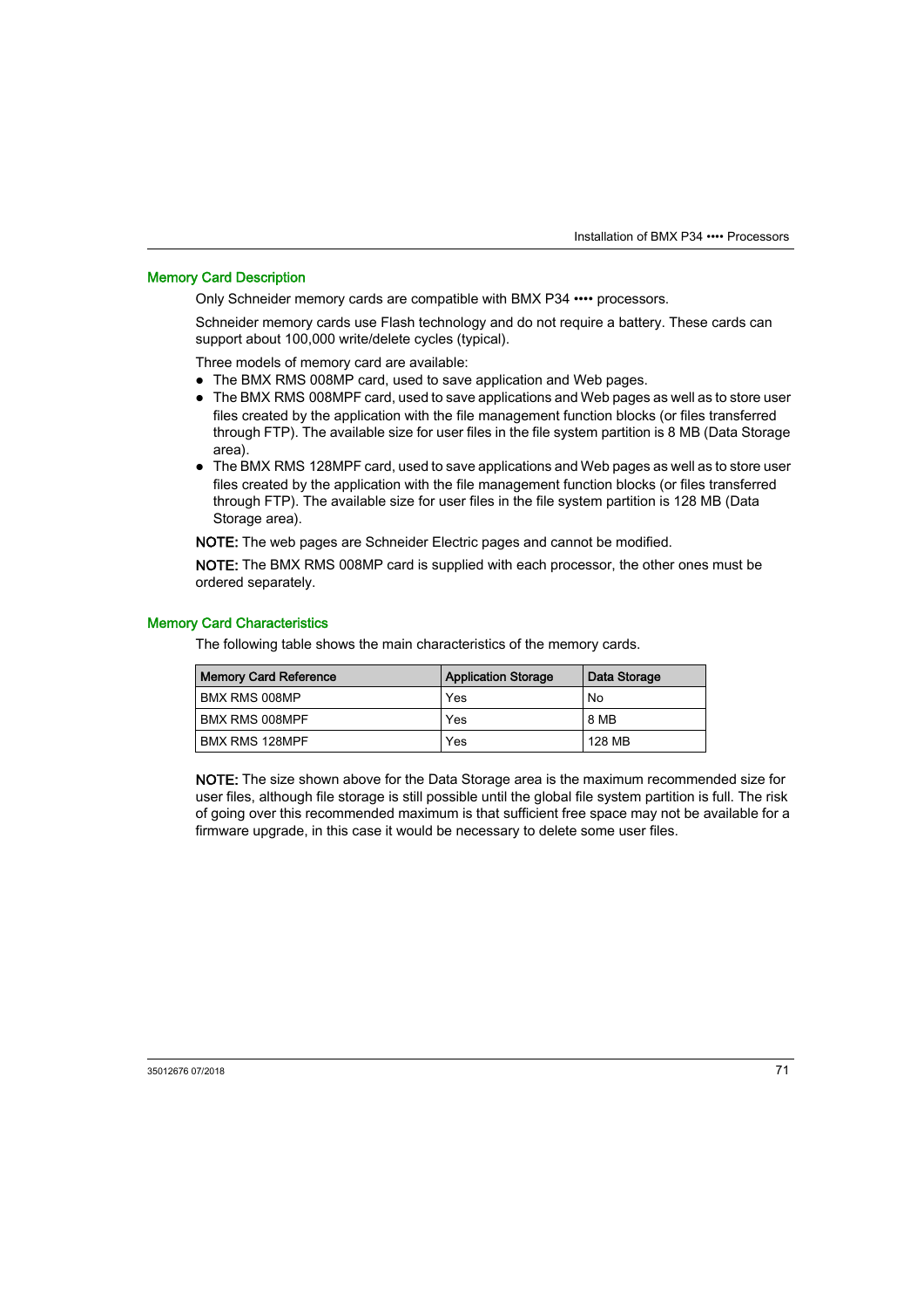### Memory Card Description

Only Schneider memory cards are compatible with BMX P34 •••• processors.

Schneider memory cards use Flash technology and do not require a battery. These cards can support about 100,000 write/delete cycles (typical).

Three models of memory card are available:

- The BMX RMS 008MP card, used to save application and Web pages.
- The BMX RMS 008MPF card, used to save applications and Web pages as well as to store user files created by the application with the file management function blocks (or files transferred through FTP). The available size for user files in the file system partition is 8 MB (Data Storage area).
- The BMX RMS 128MPF card, used to save applications and Web pages as well as to store user files created by the application with the file management function blocks (or files transferred through FTP). The available size for user files in the file system partition is 128 MB (Data Storage area).

**NOTE:** The web pages are Schneider Electric pages and cannot be modified.

**NOTE:** The BMX RMS 008MP card is supplied with each processor, the other ones must be ordered separately.

### Memory Card Characteristics

The following table shows the main characteristics of the memory cards.

| Memory Card Reference | Application Storage | Data Storage |
|---|---|---|
| BMX RMS 008MP | Yes | No |
| BMX RMS 008MPF | Yes | 8 MB |
| BMX RMS 128MPF | Yes | 128 MB |

**NOTE:** The size shown above for the Data Storage area is the maximum recommended size for user files, although file storage is still possible until the global file system partition is full. The risk of going over this recommended maximum is that sufficient free space may not be available for a firmware upgrade, in this case it would be necessary to delete some user files.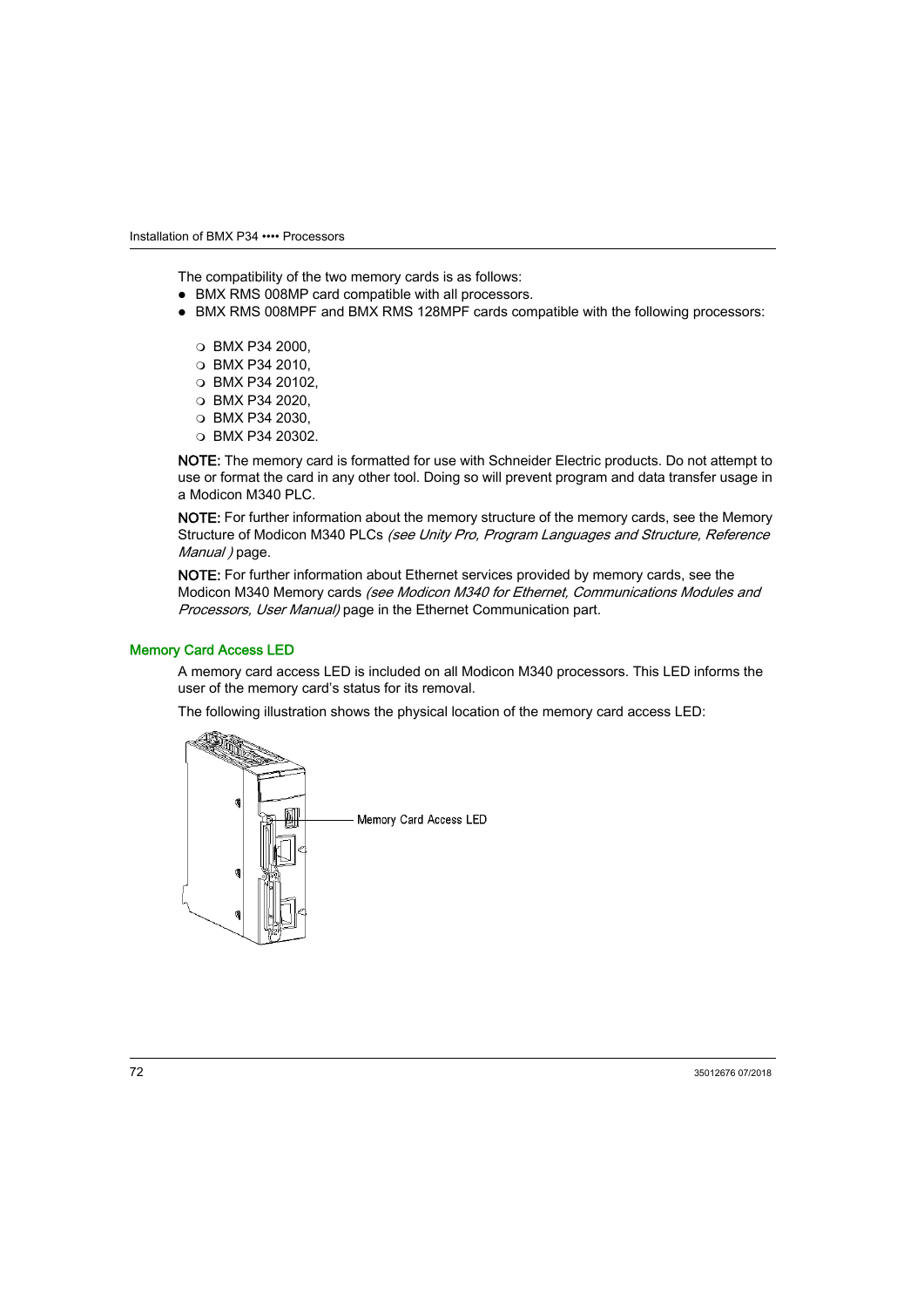The compatibility of the two memory cards is as follows:

- BMX RMS 008MP card compatible with all processors.
- BMX RMS 008MPF and BMX RMS 128MPF cards compatible with the following processors:
  - BMX P34 2000,
  - BMX P34 2010,
  - BMX P34 20102,
  - BMX P34 2020,
  - BMX P34 2030,
  - BMX P34 20302.

**NOTE:** The memory card is formatted for use with Schneider Electric products. Do not attempt to use or format the card in any other tool. Doing so will prevent program and data transfer usage in a Modicon M340 PLC.

**NOTE:** For further information about the memory structure of the memory cards, see the Memory Structure of Modicon M340 PLCs *(see Unity Pro, Program Languages and Structure, Reference Manual )* page.

**NOTE:** For further information about Ethernet services provided by memory cards, see the Modicon M340 Memory cards *(see Modicon M340 for Ethernet, Communications Modules and Processors, User Manual)* page in the Ethernet Communication part.

## Memory Card Access LED

A memory card access LED is included on all Modicon M340 processors. This LED informs the user of the memory card's status for its removal.

The following illustration shows the physical location of the memory card access LED:

Memory Card Access LED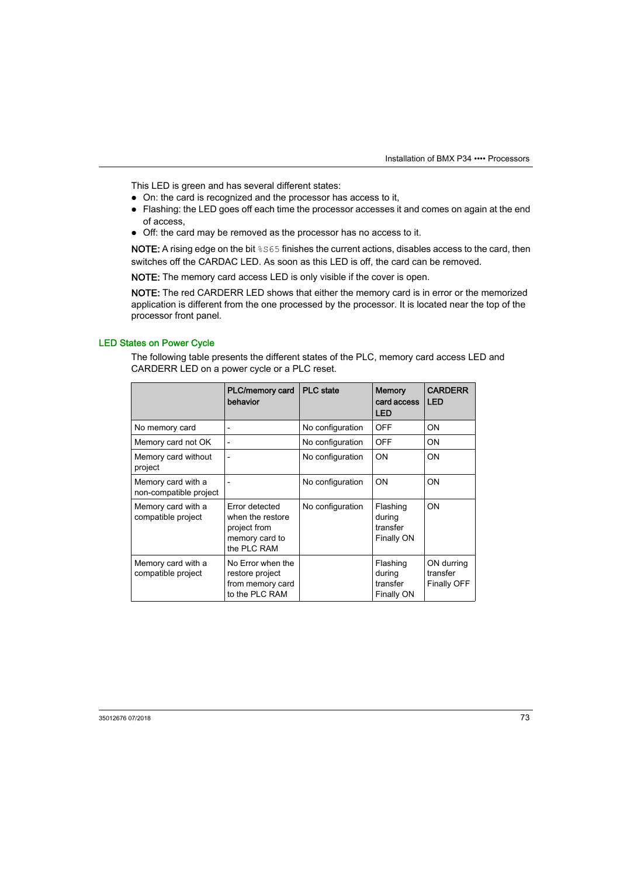This LED is green and has several different states:

- On: the card is recognized and the processor has access to it,
- Flashing: the LED goes off each time the processor accesses it and comes on again at the end of access,
- Off: the card may be removed as the processor has no access to it.

**NOTE:** A rising edge on the bit `%S65` finishes the current actions, disables access to the card, then switches off the CARDAC LED. As soon as this LED is off, the card can be removed.

**NOTE:** The memory card access LED is only visible if the cover is open.

**NOTE:** The red CARDERR LED shows that either the memory card is in error or the memorized application is different from the one processed by the processor. It is located near the top of the processor front panel.

### LED States on Power Cycle

The following table presents the different states of the PLC, memory card access LED and CARDERR LED on a power cycle or a PLC reset.

| | PLC/memory card behavior | PLC state | Memory card access LED | CARDERR LED |
|---|---|---|---|---|
| No memory card | - | No configuration | OFF | ON |
| Memory card not OK | - | No configuration | OFF | ON |
| Memory card without project | - | No configuration | ON | ON |
| Memory card with a non-compatible project | - | No configuration | ON | ON |
| Memory card with a compatible project | Error detected when the restore project from memory card to the PLC RAM | No configuration | Flashing during transfer Finally ON | ON |
| Memory card with a compatible project | No Error when the restore project from memory card to the PLC RAM | | Flashing during transfer Finally ON | ON durring transfer Finally OFF |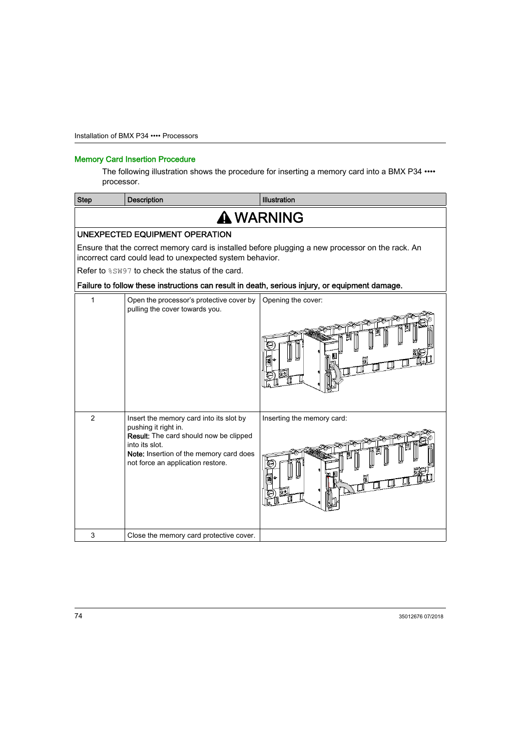## Memory Card Insertion Procedure

The following illustration shows the procedure for inserting a memory card into a BMX P34 •••• processor.

| Step | Description | Illustration |
|---|---|---|
| **⚠ WARNING** | | |
| **UNEXPECTED EQUIPMENT OPERATION**<br>Ensure that the correct memory card is installed before plugging a new processor on the rack. An incorrect card could lead to unexpected system behavior.<br>Refer to `%SW97` to check the status of the card.<br>**Failure to follow these instructions can result in death, serious injury, or equipment damage.** | | |
| 1 | Open the processor's protective cover by pulling the cover towards you. | Opening the cover: |
| 2 | Insert the memory card into its slot by pushing it right in.<br>**Result:** The card should now be clipped into its slot.<br>**Note:** Insertion of the memory card does not force an application restore. | Inserting the memory card: |
| 3 | Close the memory card protective cover. | |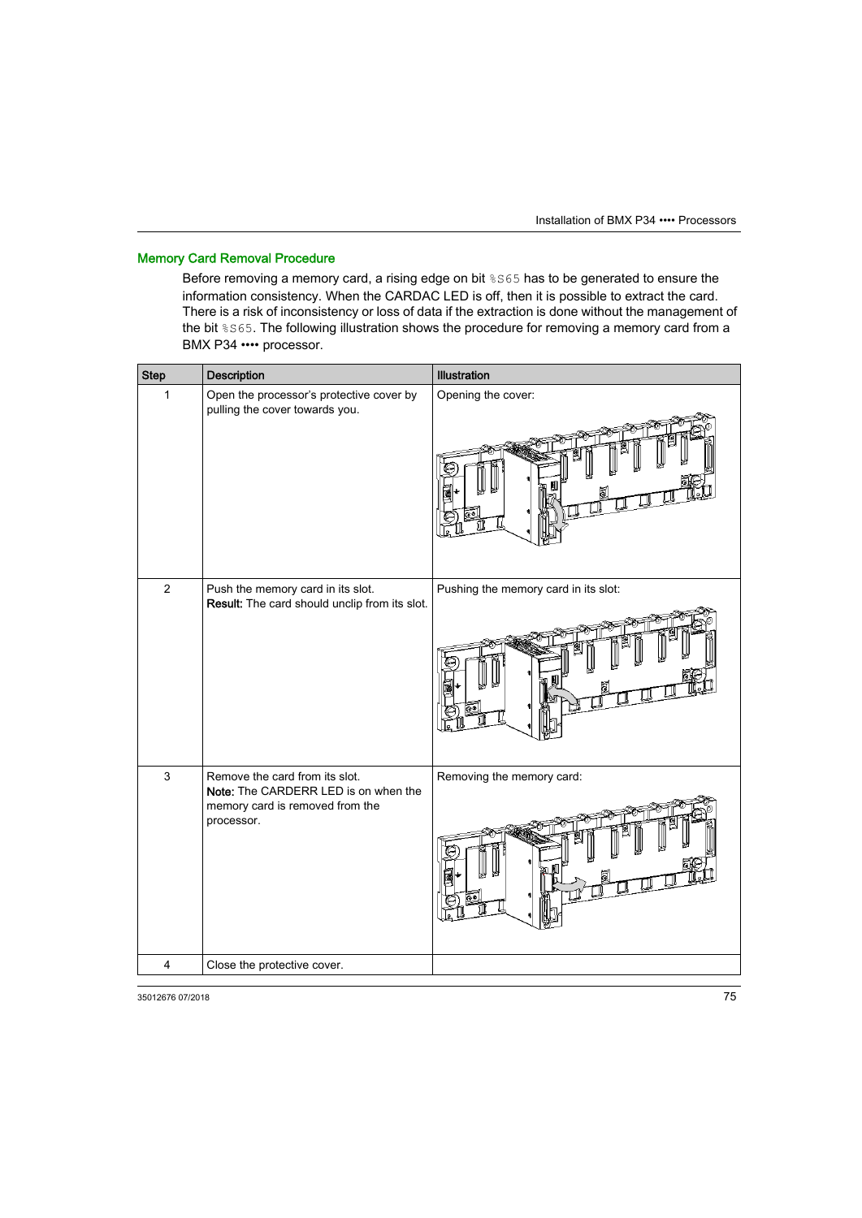## Memory Card Removal Procedure

Before removing a memory card, a rising edge on bit %S65 has to be generated to ensure the information consistency. When the CARDAC LED is off, then it is possible to extract the card. There is a risk of inconsistency or loss of data if the extraction is done without the management of the bit %S65. The following illustration shows the procedure for removing a memory card from a BMX P34 •••• processor.

| Step | Description | Illustration |
|---|---|---|
| 1 | Open the processor's protective cover by pulling the cover towards you. | Opening the cover: |
| 2 | Push the memory card in its slot.<br>**Result:** The card should unclip from its slot. | Pushing the memory card in its slot: |
| 3 | Remove the card from its slot.<br>**Note:** The CARDERR LED is on when the memory card is removed from the processor. | Removing the memory card: |
| 4 | Close the protective cover. | |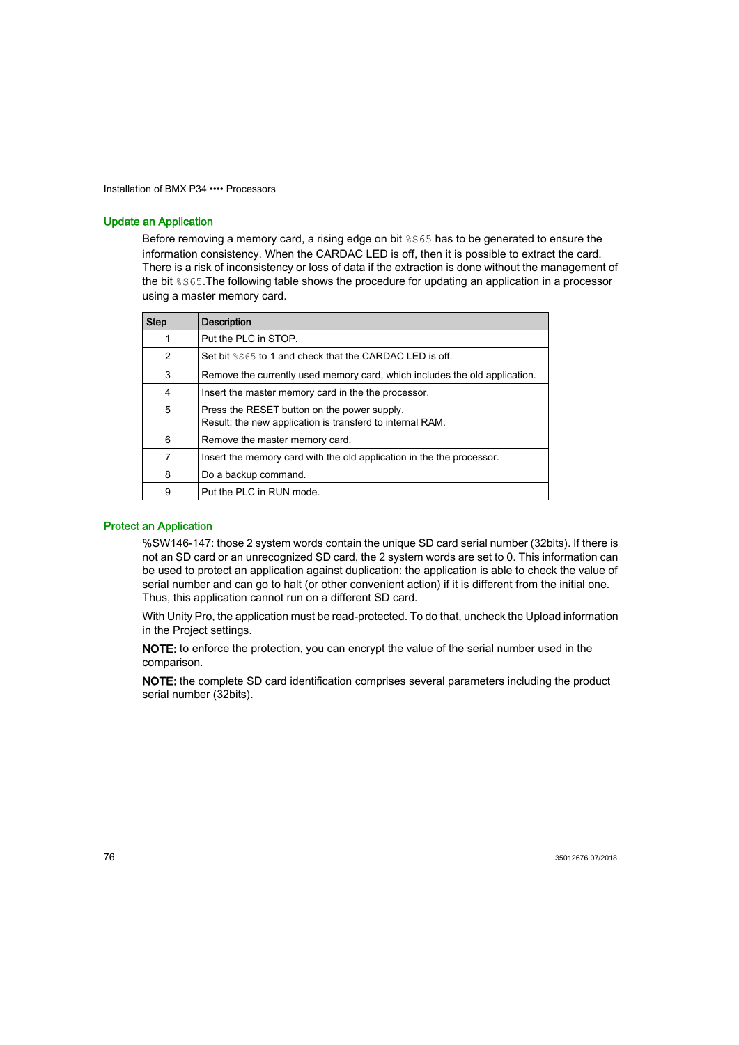## Update an Application

Before removing a memory card, a rising edge on bit %S65 has to be generated to ensure the information consistency. When the CARDAC LED is off, then it is possible to extract the card. There is a risk of inconsistency or loss of data if the extraction is done without the management of the bit %S65.The following table shows the procedure for updating an application in a processor using a master memory card.

| Step | Description |
|---|---|
| 1 | Put the PLC in STOP. |
| 2 | Set bit %S65 to 1 and check that the CARDAC LED is off. |
| 3 | Remove the currently used memory card, which includes the old application. |
| 4 | Insert the master memory card in the the processor. |
| 5 | Press the RESET button on the power supply.<br>Result: the new application is transferd to internal RAM. |
| 6 | Remove the master memory card. |
| 7 | Insert the memory card with the old application in the the processor. |
| 8 | Do a backup command. |
| 9 | Put the PLC in RUN mode. |

## Protect an Application

%SW146-147: those 2 system words contain the unique SD card serial number (32bits). If there is not an SD card or an unrecognized SD card, the 2 system words are set to 0. This information can be used to protect an application against duplication: the application is able to check the value of serial number and can go to halt (or other convenient action) if it is different from the initial one. Thus, this application cannot run on a different SD card.

With Unity Pro, the application must be read-protected. To do that, uncheck the Upload information in the Project settings.

**NOTE:** to enforce the protection, you can encrypt the value of the serial number used in the comparison.

**NOTE:** the complete SD card identification comprises several parameters including the product serial number (32bits).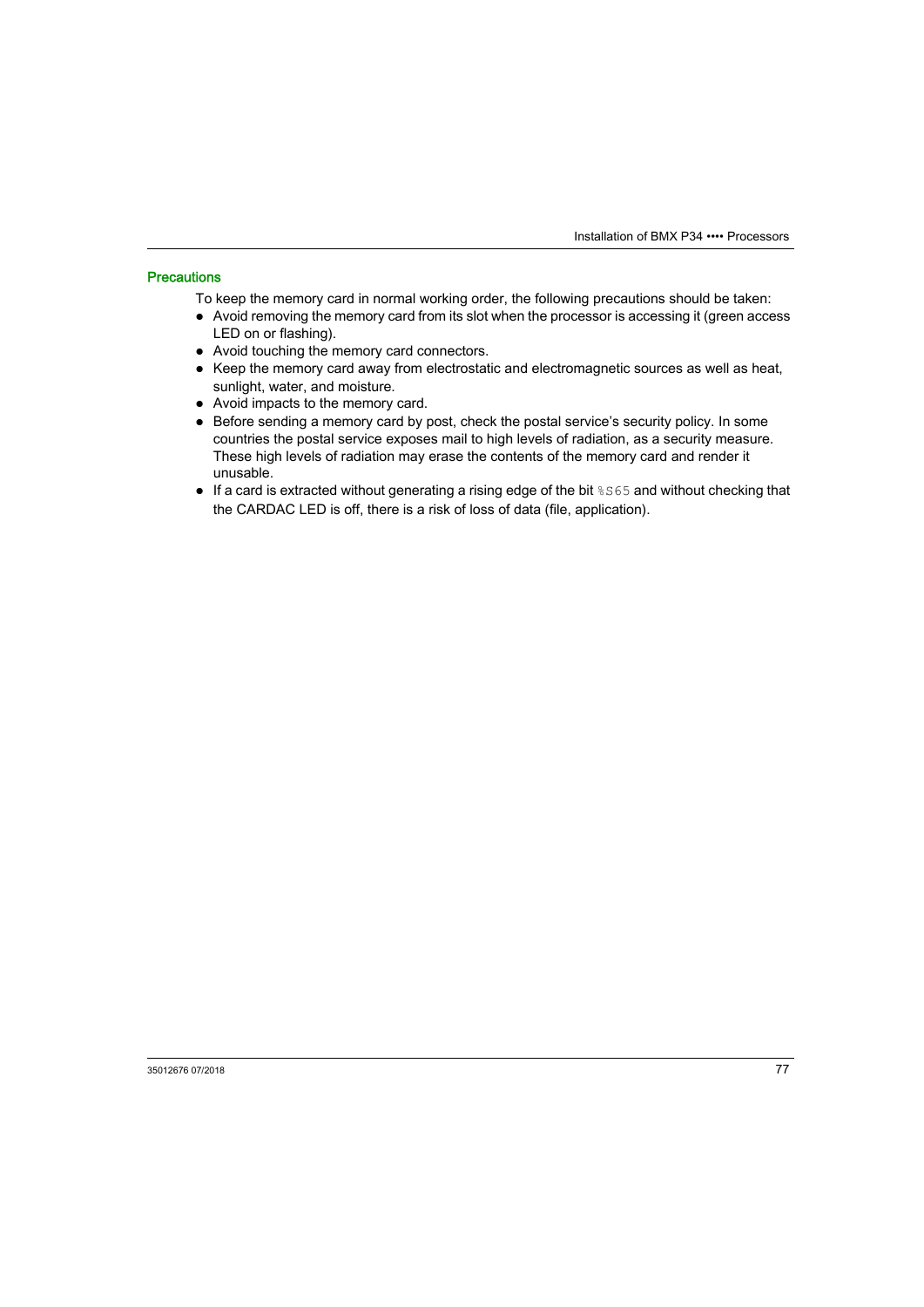## Precautions

To keep the memory card in normal working order, the following precautions should be taken:

- Avoid removing the memory card from its slot when the processor is accessing it (green access LED on or flashing).
- Avoid touching the memory card connectors.
- Keep the memory card away from electrostatic and electromagnetic sources as well as heat, sunlight, water, and moisture.
- Avoid impacts to the memory card.
- Before sending a memory card by post, check the postal service's security policy. In some countries the postal service exposes mail to high levels of radiation, as a security measure. These high levels of radiation may erase the contents of the memory card and render it unusable.
- If a card is extracted without generating a rising edge of the bit `%S65` and without checking that the CARDAC LED is off, there is a risk of loss of data (file, application).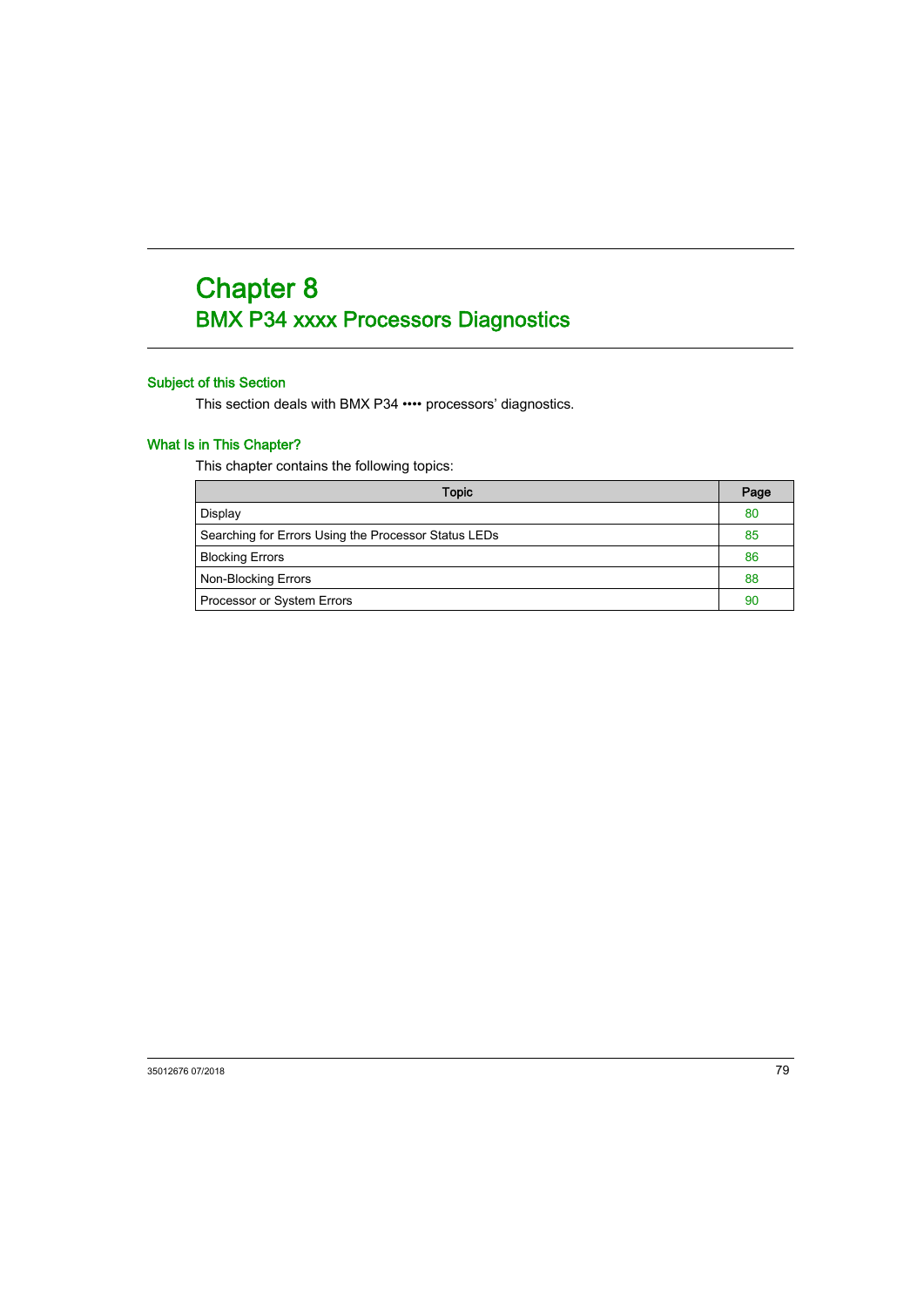# Chapter 8
# BMX P34 xxxx Processors Diagnostics

### Subject of this Section

This section deals with BMX P34 •••• processors' diagnostics.

### What Is in This Chapter?

This chapter contains the following topics:

| Topic | Page |
|---|---|
| Display | 80 |
| Searching for Errors Using the Processor Status LEDs | 85 |
| Blocking Errors | 86 |
| Non-Blocking Errors | 88 |
| Processor or System Errors | 90 |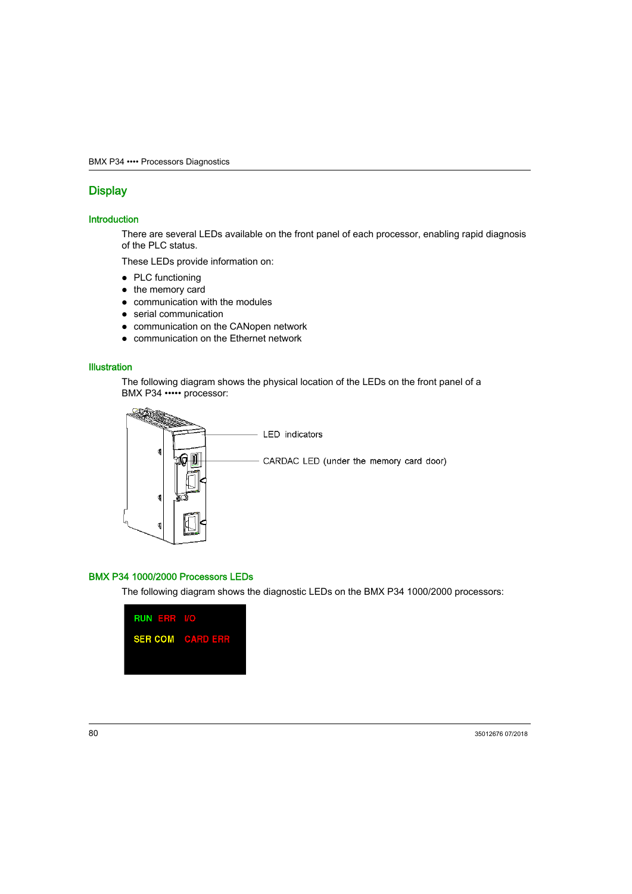## Display

### Introduction

There are several LEDs available on the front panel of each processor, enabling rapid diagnosis of the PLC status.

These LEDs provide information on:

- PLC functioning
- the memory card
- communication with the modules
- serial communication
- communication on the CANopen network
- communication on the Ethernet network

### Illustration

The following diagram shows the physical location of the LEDs on the front panel of a BMX P34 ••••• processor:

LED indicators

CARDAC LED (under the memory card door)

### BMX P34 1000/2000 Processors LEDs

The following diagram shows the diagnostic LEDs on the BMX P34 1000/2000 processors:

RUN ERR I/O

SER COM CARD ERR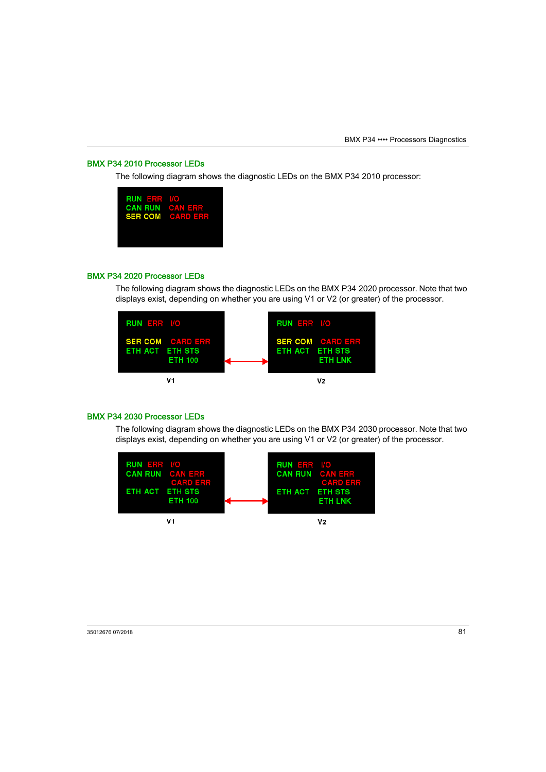## BMX P34 2010 Processor LEDs

The following diagram shows the diagnostic LEDs on the BMX P34 2010 processor:

```
RUN  ERR   I/O
CAN RUN    CAN ERR
SER COM    CARD ERR
```

## BMX P34 2020 Processor LEDs

The following diagram shows the diagnostic LEDs on the BMX P34 2020 processor. Note that two displays exist, depending on whether you are using V1 or V2 (or greater) of the processor.

V1:

```
RUN  ERR   I/O

SER COM    CARD ERR
ETH ACT    ETH STS
           ETH 100
```

V2:

```
RUN  ERR   I/O

SER COM    CARD ERR
ETH ACT    ETH STS
           ETH LNK
```

## BMX P34 2030 Processor LEDs

The following diagram shows the diagnostic LEDs on the BMX P34 2030 processor. Note that two displays exist, depending on whether you are using V1 or V2 (or greater) of the processor.

V1:

```
RUN  ERR   I/O
CAN RUN    CAN ERR
           CARD ERR
ETH ACT    ETH STS
           ETH 100
```

V2:

```
RUN  ERR   I/O
CAN RUN    CAN ERR
           CARD ERR
ETH ACT    ETH STS
           ETH LNK
```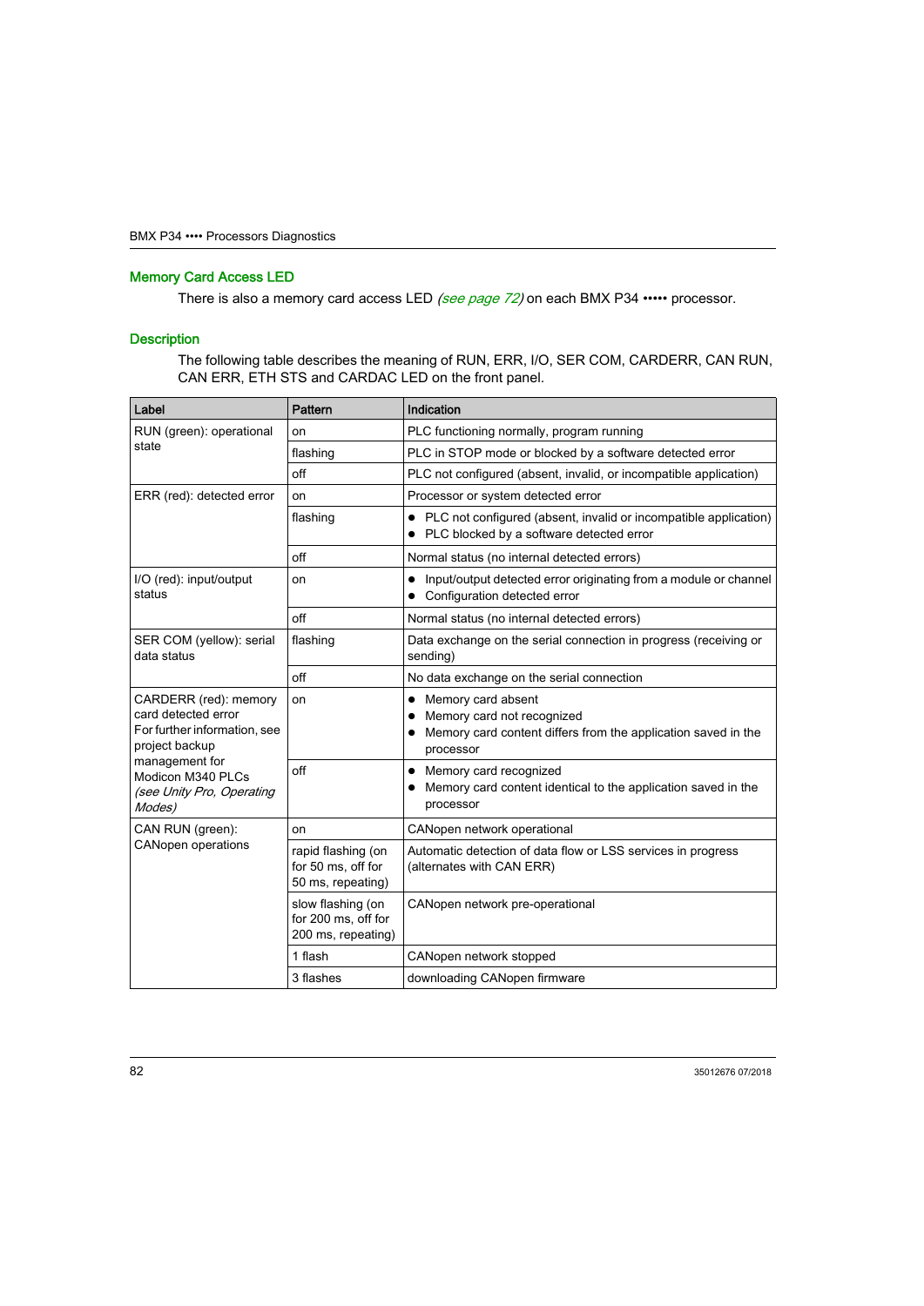## Memory Card Access LED

There is also a memory card access LED *(see page 72)* on each BMX P34 ••••• processor.

## Description

The following table describes the meaning of RUN, ERR, I/O, SER COM, CARDERR, CAN RUN, CAN ERR, ETH STS and CARDAC LED on the front panel.

| Label | Pattern | Indication |
|---|---|---|
| RUN (green): operational state | on | PLC functioning normally, program running |
| | flashing | PLC in STOP mode or blocked by a software detected error |
| | off | PLC not configured (absent, invalid, or incompatible application) |
| ERR (red): detected error | on | Processor or system detected error |
| | flashing | • PLC not configured (absent, invalid or incompatible application)<br>• PLC blocked by a software detected error |
| | off | Normal status (no internal detected errors) |
| I/O (red): input/output status | on | • Input/output detected error originating from a module or channel<br>• Configuration detected error |
| | off | Normal status (no internal detected errors) |
| SER COM (yellow): serial data status | flashing | Data exchange on the serial connection in progress (receiving or sending) |
| | off | No data exchange on the serial connection |
| CARDERR (red): memory card detected error<br>For further information, see project backup management for Modicon M340 PLCs *(see Unity Pro, Operating Modes)* | on | • Memory card absent<br>• Memory card not recognized<br>• Memory card content differs from the application saved in the processor |
| | off | • Memory card recognized<br>• Memory card content identical to the application saved in the processor |
| CAN RUN (green): CANopen operations | on | CANopen network operational |
| | rapid flashing (on for 50 ms, off for 50 ms, repeating) | Automatic detection of data flow or LSS services in progress (alternates with CAN ERR) |
| | slow flashing (on for 200 ms, off for 200 ms, repeating) | CANopen network pre-operational |
| | 1 flash | CANopen network stopped |
| | 3 flashes | downloading CANopen firmware |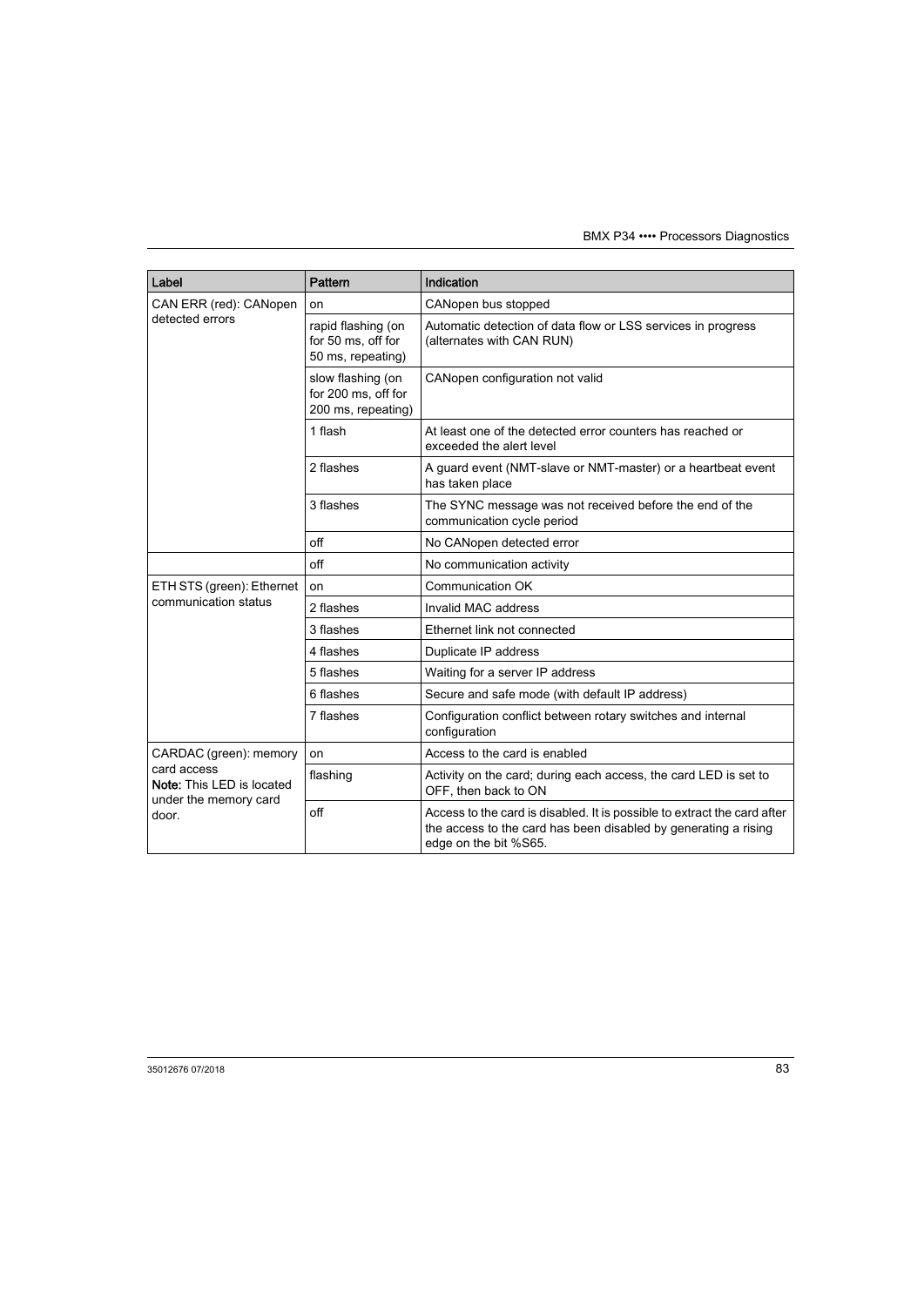| Label | Pattern | Indication |
|---|---|---|
| CAN ERR (red): CANopen detected errors | on | CANopen bus stopped |
| | rapid flashing (on for 50 ms, off for 50 ms, repeating) | Automatic detection of data flow or LSS services in progress (alternates with CAN RUN) |
| | slow flashing (on for 200 ms, off for 200 ms, repeating) | CANopen configuration not valid |
| | 1 flash | At least one of the detected error counters has reached or exceeded the alert level |
| | 2 flashes | A guard event (NMT-slave or NMT-master) or a heartbeat event has taken place |
| | 3 flashes | The SYNC message was not received before the end of the communication cycle period |
| | off | No CANopen detected error |
| | off | No communication activity |
| ETH STS (green): Ethernet communication status | on | Communication OK |
| | 2 flashes | Invalid MAC address |
| | 3 flashes | Ethernet link not connected |
| | 4 flashes | Duplicate IP address |
| | 5 flashes | Waiting for a server IP address |
| | 6 flashes | Secure and safe mode (with default IP address) |
| | 7 flashes | Configuration conflict between rotary switches and internal configuration |
| CARDAC (green): memory card access **Note:** This LED is located under the memory card door. | on | Access to the card is enabled |
| | flashing | Activity on the card; during each access, the card LED is set to OFF, then back to ON |
| | off | Access to the card is disabled. It is possible to extract the card after the access to the card has been disabled by generating a rising edge on the bit %S65. |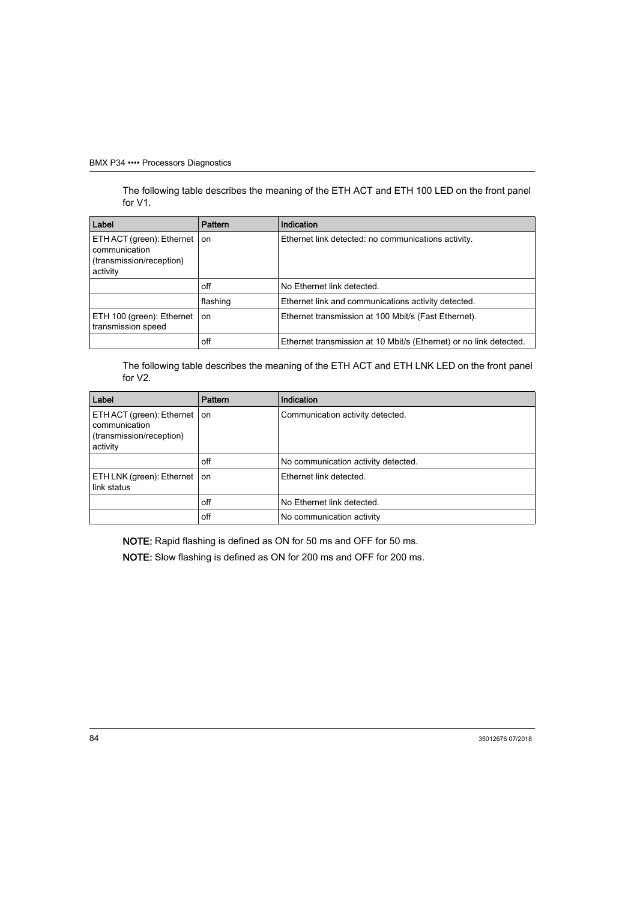The following table describes the meaning of the ETH ACT and ETH 100 LED on the front panel for V1.

| Label | Pattern | Indication |
|---|---|---|
| ETH ACT (green): Ethernet communication (transmission/reception) activity | on | Ethernet link detected: no communications activity. |
| | off | No Ethernet link detected. |
| | flashing | Ethernet link and communications activity detected. |
| ETH 100 (green): Ethernet transmission speed | on | Ethernet transmission at 100 Mbit/s (Fast Ethernet). |
| | off | Ethernet transmission at 10 Mbit/s (Ethernet) or no link detected. |

The following table describes the meaning of the ETH ACT and ETH LNK LED on the front panel for V2.

| Label | Pattern | Indication |
|---|---|---|
| ETH ACT (green): Ethernet communication (transmission/reception) activity | on | Communication activity detected. |
| | off | No communication activity detected. |
| ETH LNK (green): Ethernet link status | on | Ethernet link detected. |
| | off | No Ethernet link detected. |
| | off | No communication activity |

**NOTE:** Rapid flashing is defined as ON for 50 ms and OFF for 50 ms.

**NOTE:** Slow flashing is defined as ON for 200 ms and OFF for 200 ms.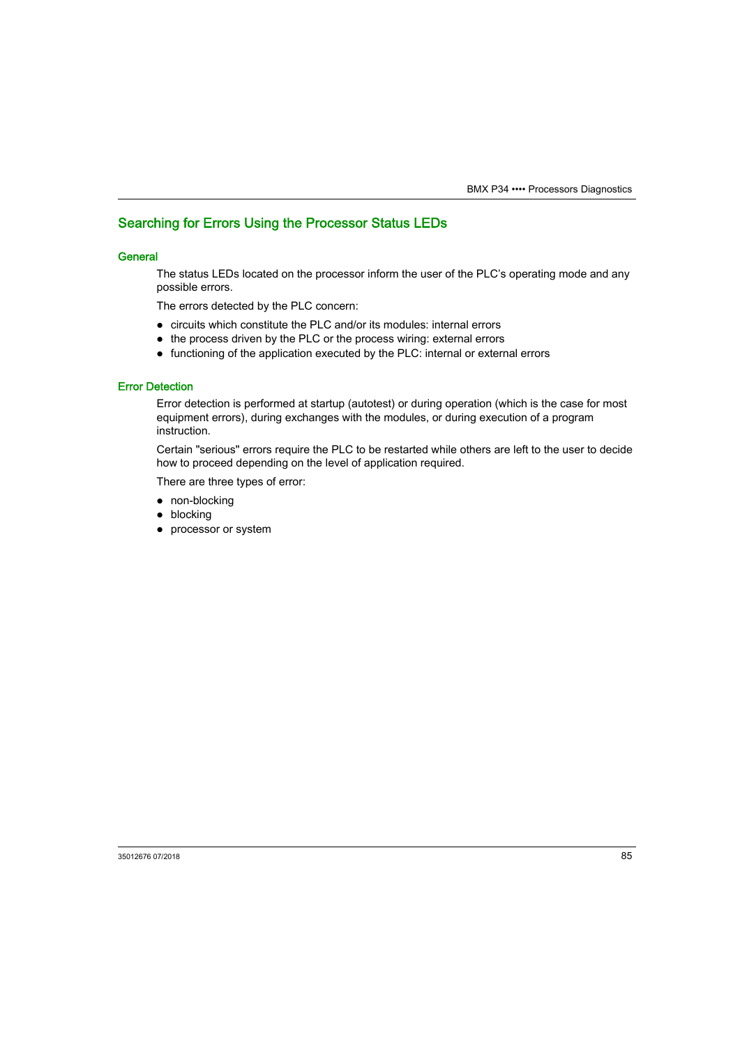## Searching for Errors Using the Processor Status LEDs

### General

The status LEDs located on the processor inform the user of the PLC's operating mode and any possible errors.

The errors detected by the PLC concern:

- circuits which constitute the PLC and/or its modules: internal errors
- the process driven by the PLC or the process wiring: external errors
- functioning of the application executed by the PLC: internal or external errors

### Error Detection

Error detection is performed at startup (autotest) or during operation (which is the case for most equipment errors), during exchanges with the modules, or during execution of a program instruction.

Certain "serious" errors require the PLC to be restarted while others are left to the user to decide how to proceed depending on the level of application required.

There are three types of error:

- non-blocking
- blocking
- processor or system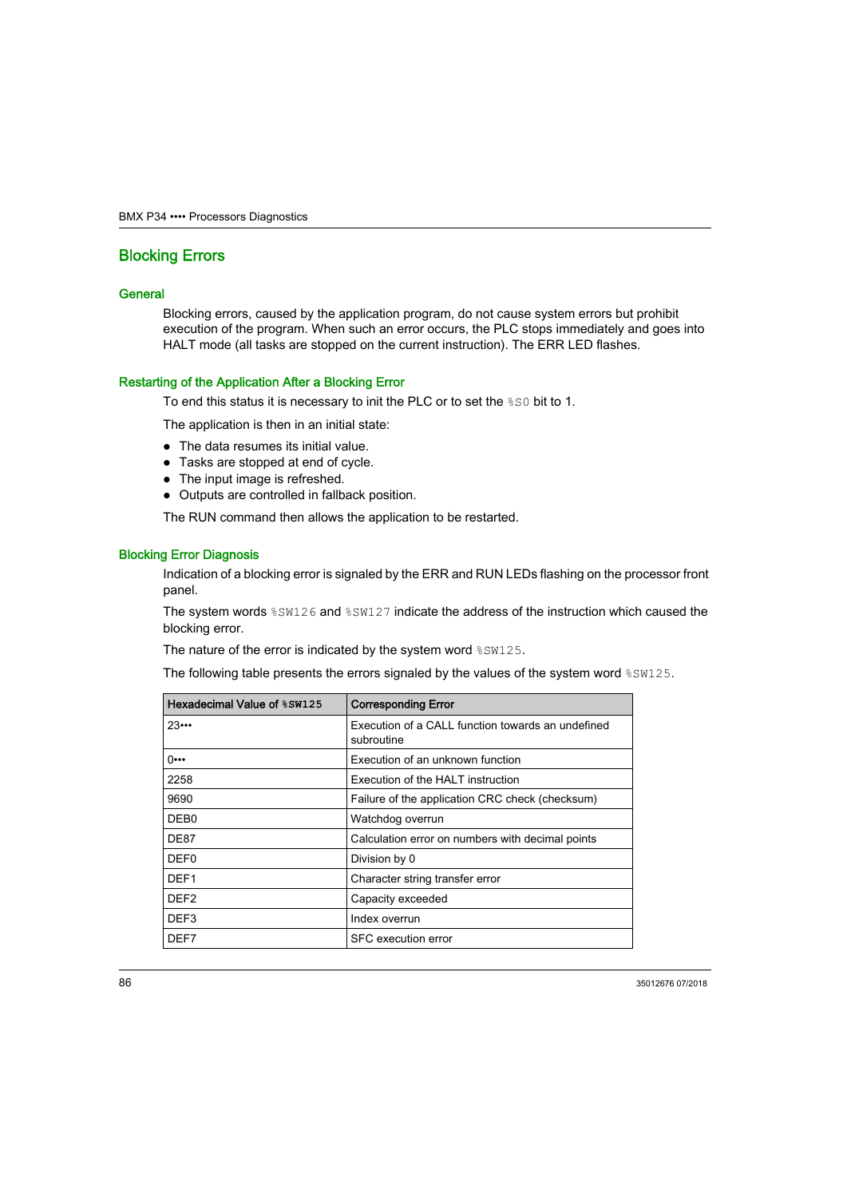# Blocking Errors

## General

Blocking errors, caused by the application program, do not cause system errors but prohibit execution of the program. When such an error occurs, the PLC stops immediately and goes into HALT mode (all tasks are stopped on the current instruction). The ERR LED flashes.

## Restarting of the Application After a Blocking Error

To end this status it is necessary to init the PLC or to set the `%S0` bit to 1.

The application is then in an initial state:

- The data resumes its initial value.
- Tasks are stopped at end of cycle.
- The input image is refreshed.
- Outputs are controlled in fallback position.

The RUN command then allows the application to be restarted.

## Blocking Error Diagnosis

Indication of a blocking error is signaled by the ERR and RUN LEDs flashing on the processor front panel.

The system words `%SW126` and `%SW127` indicate the address of the instruction which caused the blocking error.

The nature of the error is indicated by the system word `%SW125`.

The following table presents the errors signaled by the values of the system word `%SW125`.

| Hexadecimal Value of `%SW125` | Corresponding Error |
| --- | --- |
| 23••• | Execution of a CALL function towards an undefined subroutine |
| 0••• | Execution of an unknown function |
| 2258 | Execution of the HALT instruction |
| 9690 | Failure of the application CRC check (checksum) |
| DEB0 | Watchdog overrun |
| DE87 | Calculation error on numbers with decimal points |
| DEF0 | Division by 0 |
| DEF1 | Character string transfer error |
| DEF2 | Capacity exceeded |
| DEF3 | Index overrun |
| DEF7 | SFC execution error |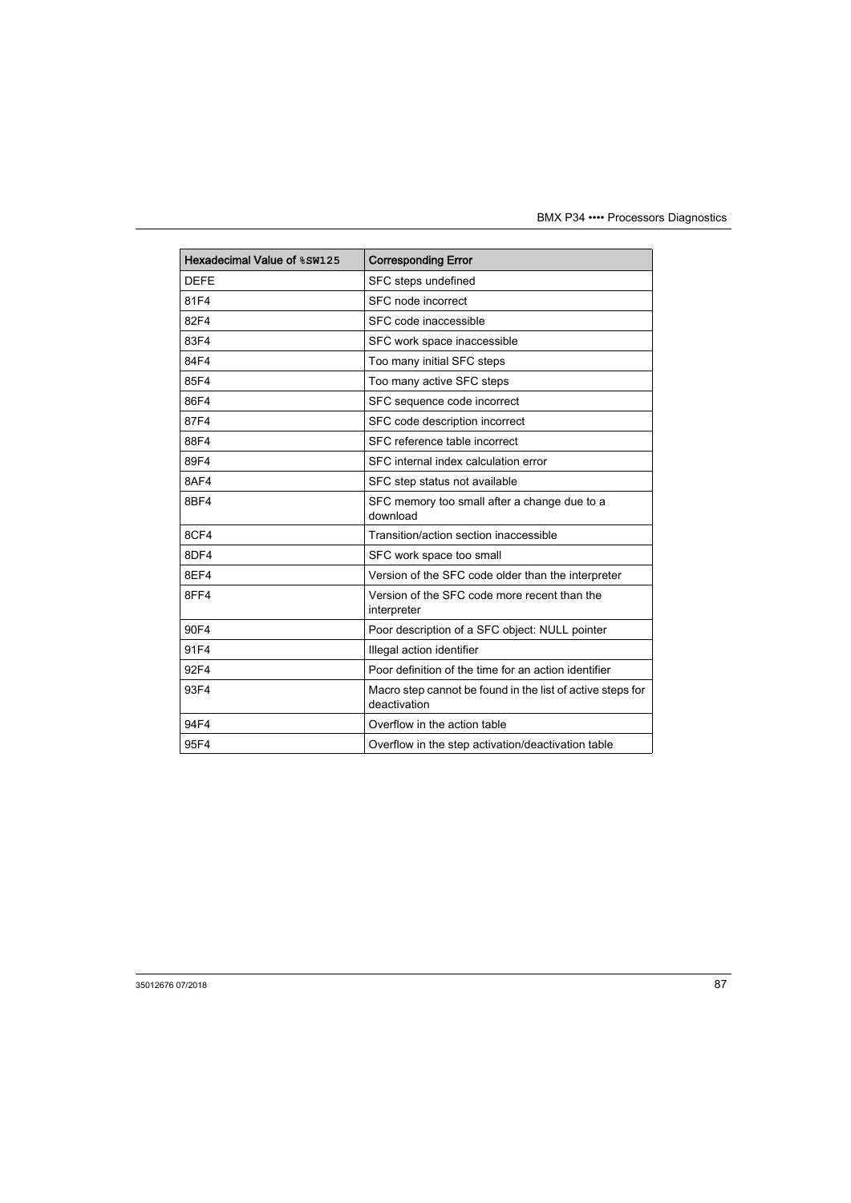| Hexadecimal Value of %SW125 | Corresponding Error |
|---|---|
| DEFE | SFC steps undefined |
| 81F4 | SFC node incorrect |
| 82F4 | SFC code inaccessible |
| 83F4 | SFC work space inaccessible |
| 84F4 | Too many initial SFC steps |
| 85F4 | Too many active SFC steps |
| 86F4 | SFC sequence code incorrect |
| 87F4 | SFC code description incorrect |
| 88F4 | SFC reference table incorrect |
| 89F4 | SFC internal index calculation error |
| 8AF4 | SFC step status not available |
| 8BF4 | SFC memory too small after a change due to a download |
| 8CF4 | Transition/action section inaccessible |
| 8DF4 | SFC work space too small |
| 8EF4 | Version of the SFC code older than the interpreter |
| 8FF4 | Version of the SFC code more recent than the interpreter |
| 90F4 | Poor description of a SFC object: NULL pointer |
| 91F4 | Illegal action identifier |
| 92F4 | Poor definition of the time for an action identifier |
| 93F4 | Macro step cannot be found in the list of active steps for deactivation |
| 94F4 | Overflow in the action table |
| 95F4 | Overflow in the step activation/deactivation table |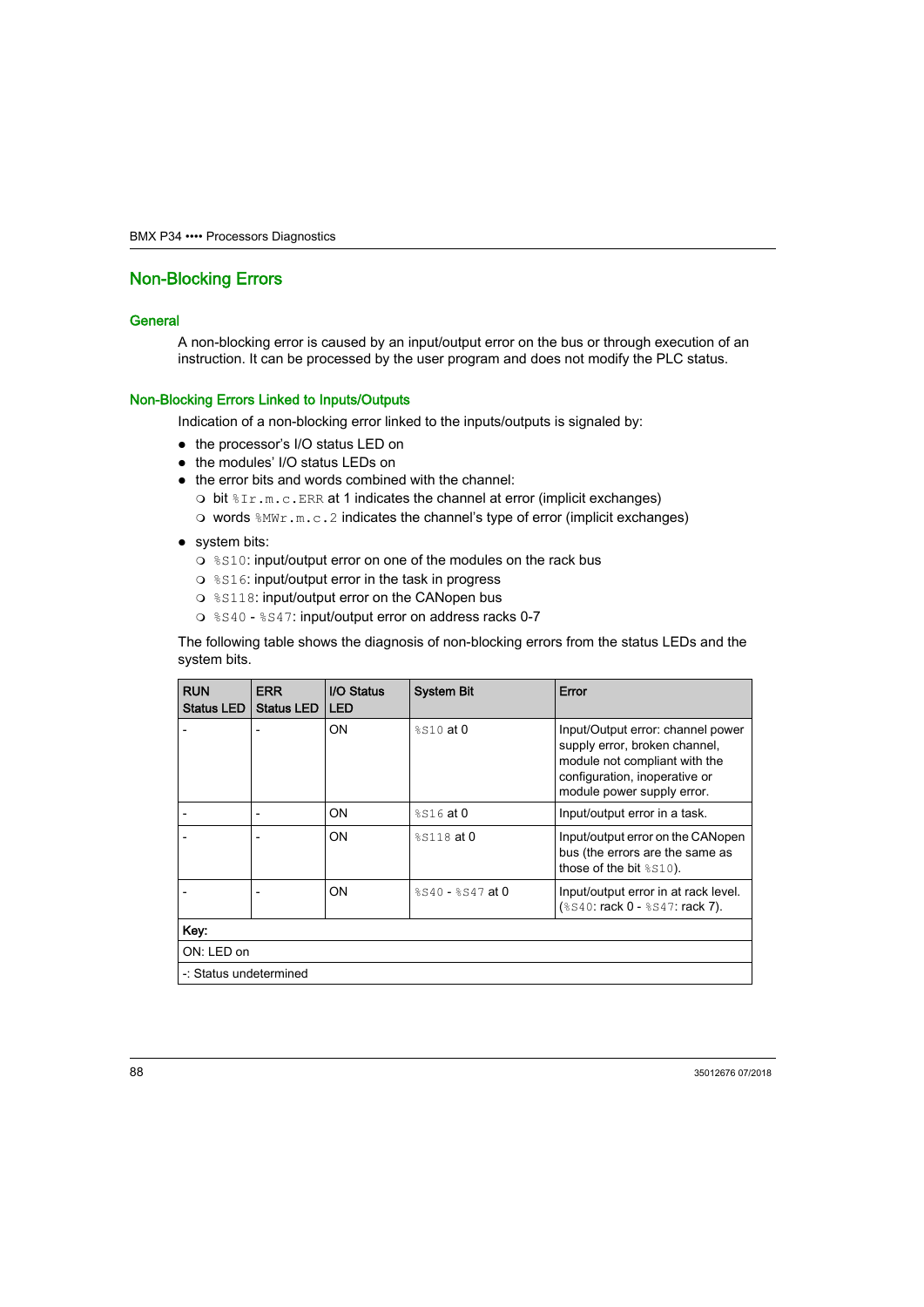## Non-Blocking Errors

### General

A non-blocking error is caused by an input/output error on the bus or through execution of an instruction. It can be processed by the user program and does not modify the PLC status.

### Non-Blocking Errors Linked to Inputs/Outputs

Indication of a non-blocking error linked to the inputs/outputs is signaled by:

- the processor's I/O status LED on
- the modules' I/O status LEDs on
- the error bits and words combined with the channel:
  - bit `%Ir.m.c.ERR` at 1 indicates the channel at error (implicit exchanges)
  - words `%MWr.m.c.2` indicates the channel's type of error (implicit exchanges)
- system bits:
  - `%S10`: input/output error on one of the modules on the rack bus
  - `%S16`: input/output error in the task in progress
  - `%S118`: input/output error on the CANopen bus
  - `%S40` - `%S47`: input/output error on address racks 0-7

The following table shows the diagnosis of non-blocking errors from the status LEDs and the system bits.

| RUN Status LED | ERR Status LED | I/O Status LED | System Bit | Error |
|---|---|---|---|---|
| - | - | ON | `%S10` at 0 | Input/Output error: channel power supply error, broken channel, module not compliant with the configuration, inoperative or module power supply error. |
| - | - | ON | `%S16` at 0 | Input/output error in a task. |
| - | - | ON | `%S118` at 0 | Input/output error on the CANopen bus (the errors are the same as those of the bit `%S10`). |
| - | - | ON | `%S40` - `%S47` at 0 | Input/output error in at rack level. (`%S40`: rack 0 - `%S47`: rack 7). |
| **Key:** | | | | |
| ON: LED on | | | | |
| -: Status undetermined | | | | |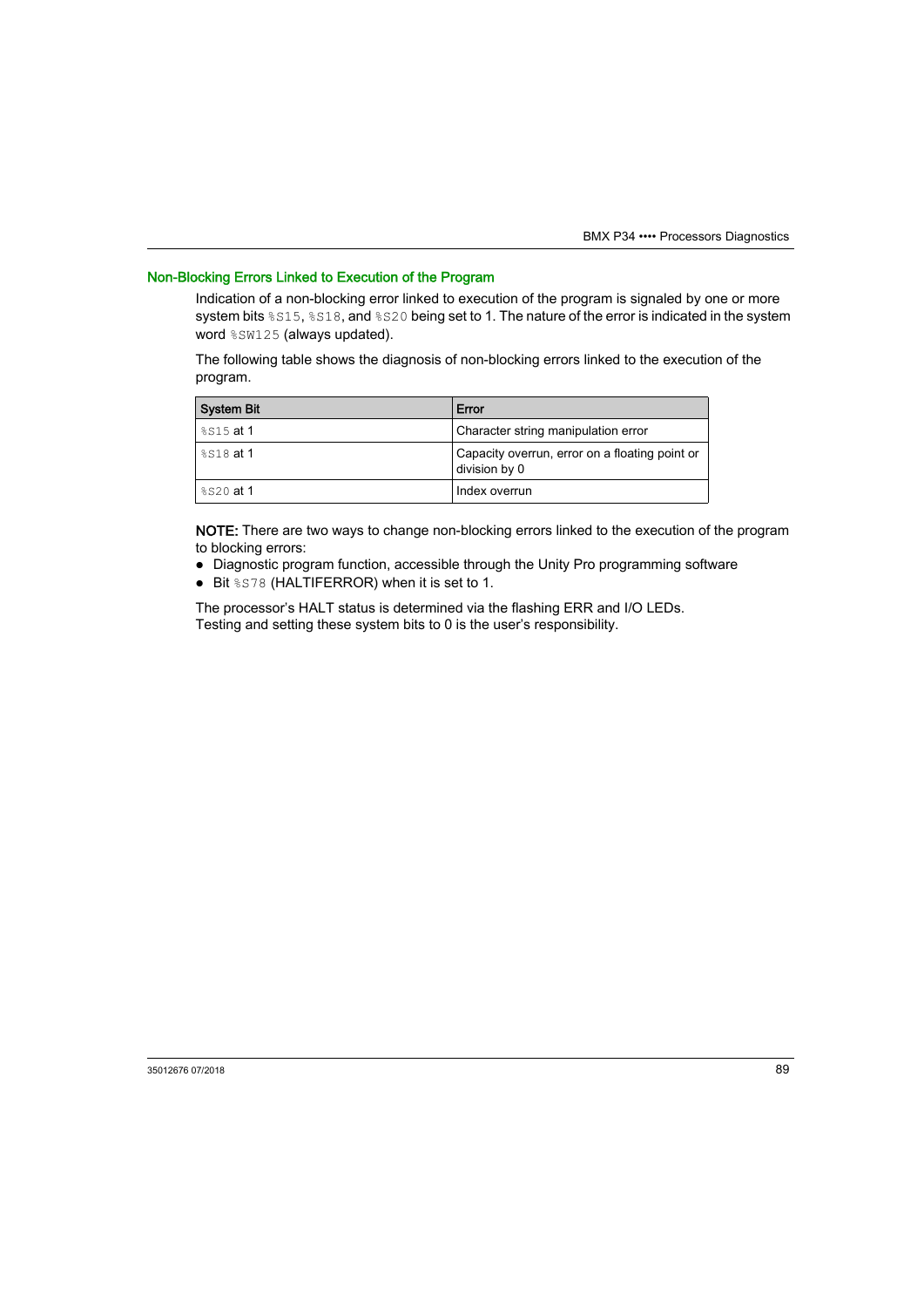### Non-Blocking Errors Linked to Execution of the Program

Indication of a non-blocking error linked to execution of the program is signaled by one or more system bits `%S15`, `%S18`, and `%S20` being set to 1. The nature of the error is indicated in the system word `%SW125` (always updated).

The following table shows the diagnosis of non-blocking errors linked to the execution of the program.

| System Bit | Error |
| --- | --- |
| `%S15` at 1 | Character string manipulation error |
| `%S18` at 1 | Capacity overrun, error on a floating point or division by 0 |
| `%S20` at 1 | Index overrun |

**NOTE:** There are two ways to change non-blocking errors linked to the execution of the program to blocking errors:

- Diagnostic program function, accessible through the Unity Pro programming software
- Bit `%S78` (HALTIFERROR) when it is set to 1.

The processor's HALT status is determined via the flashing ERR and I/O LEDs.
Testing and setting these system bits to 0 is the user's responsibility.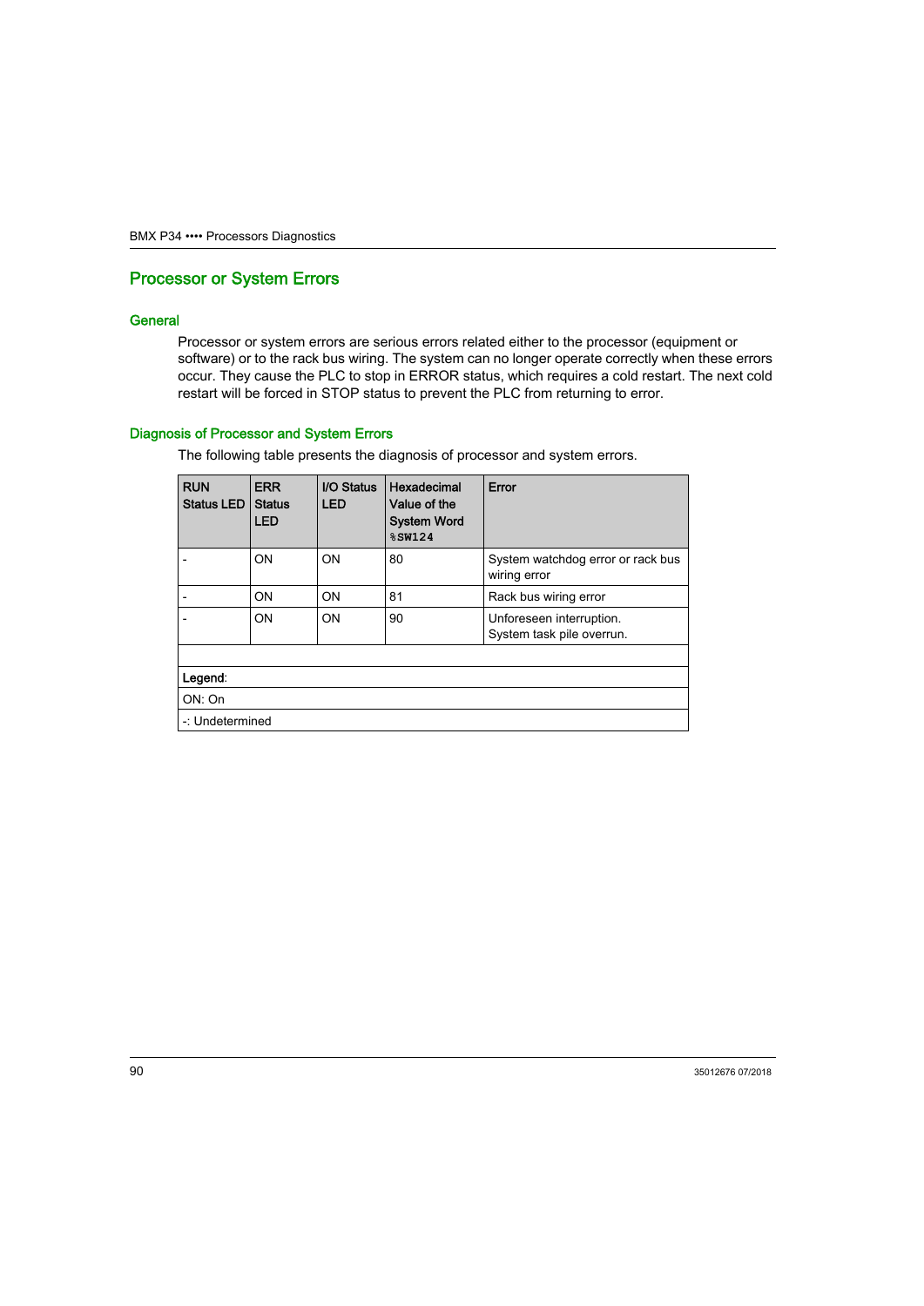## Processor or System Errors

### General

Processor or system errors are serious errors related either to the processor (equipment or software) or to the rack bus wiring. The system can no longer operate correctly when these errors occur. They cause the PLC to stop in ERROR status, which requires a cold restart. The next cold restart will be forced in STOP status to prevent the PLC from returning to error.

### Diagnosis of Processor and System Errors

The following table presents the diagnosis of processor and system errors.

| RUN Status LED | ERR Status LED | I/O Status LED | Hexadecimal Value of the System Word `%SW124` | Error |
|---|---|---|---|---|
| - | ON | ON | 80 | System watchdog error or rack bus wiring error |
| - | ON | ON | 81 | Rack bus wiring error |
| - | ON | ON | 90 | Unforeseen interruption.<br>System task pile overrun. |
| | | | | |
| **Legend**: | | | | |
| ON: On | | | | |
| -: Undetermined | | | | |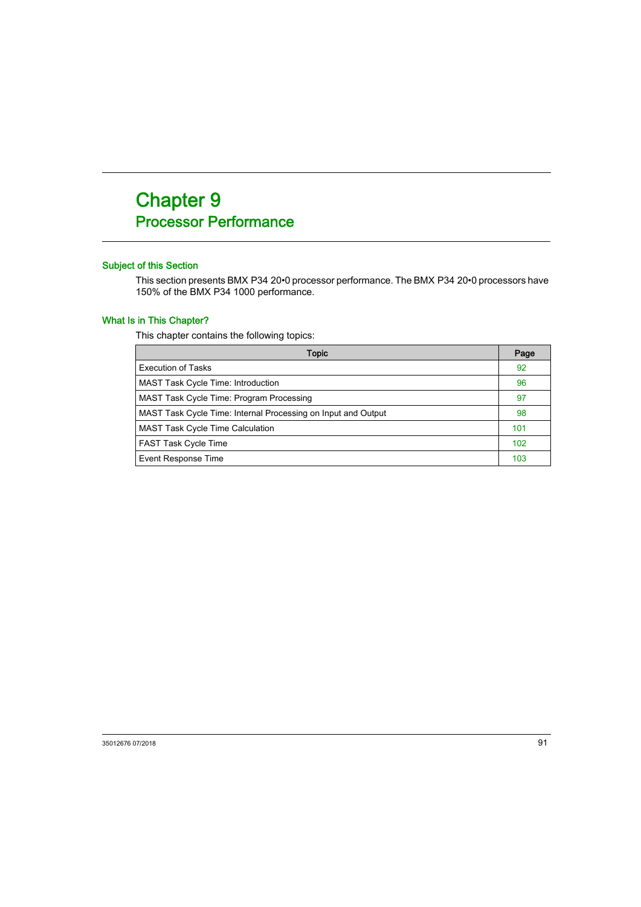# Chapter 9
## Processor Performance

### Subject of this Section

This section presents BMX P34 20•0 processor performance. The BMX P34 20•0 processors have 150% of the BMX P34 1000 performance.

### What Is in This Chapter?

This chapter contains the following topics:

| Topic | Page |
|---|---|
| Execution of Tasks | 92 |
| MAST Task Cycle Time: Introduction | 96 |
| MAST Task Cycle Time: Program Processing | 97 |
| MAST Task Cycle Time: Internal Processing on Input and Output | 98 |
| MAST Task Cycle Time Calculation | 101 |
| FAST Task Cycle Time | 102 |
| Event Response Time | 103 |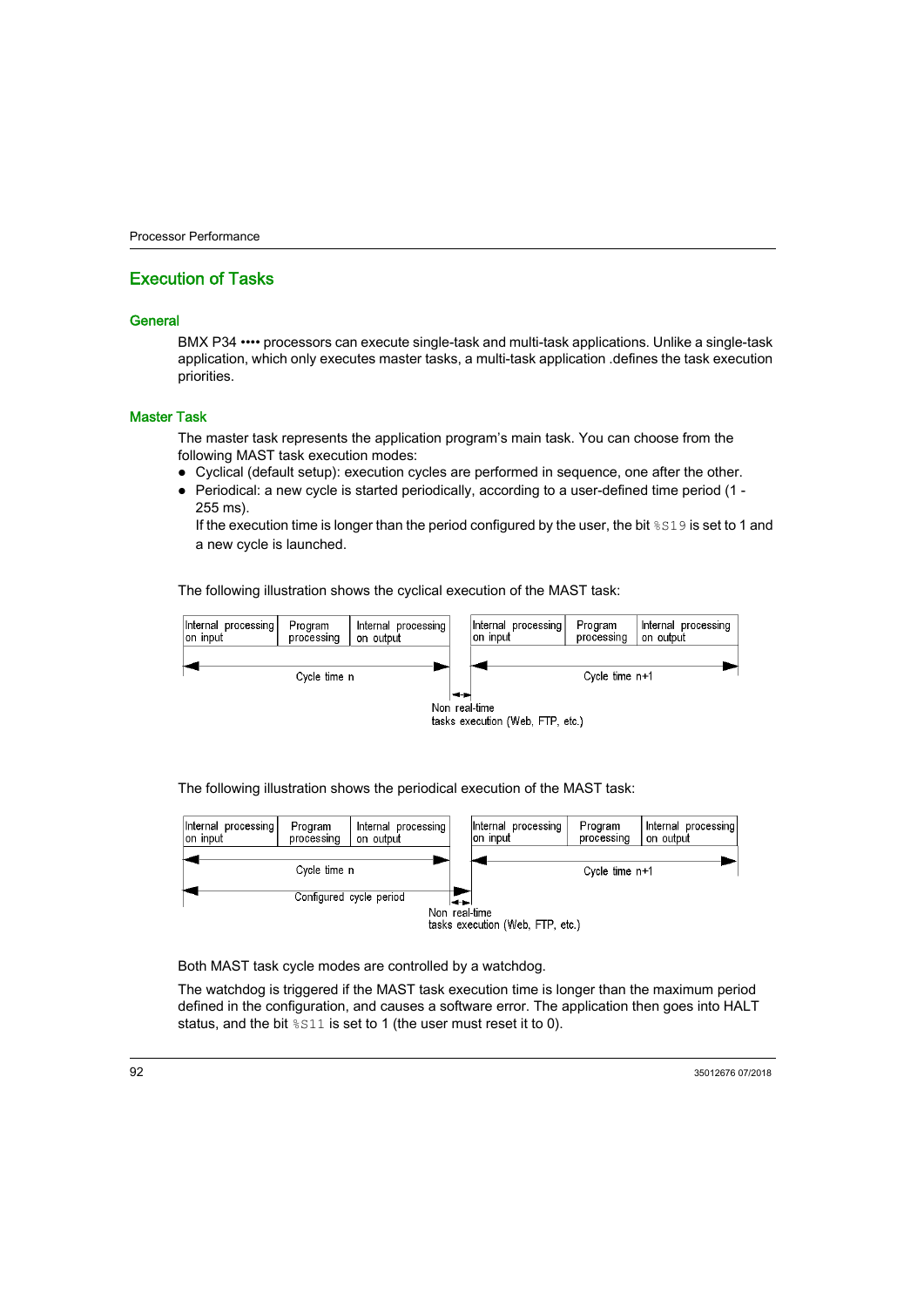## Execution of Tasks

### General

BMX P34 •••• processors can execute single-task and multi-task applications. Unlike a single-task application, which only executes master tasks, a multi-task application .defines the task execution priorities.

### Master Task

The master task represents the application program's main task. You can choose from the following MAST task execution modes:

- Cyclical (default setup): execution cycles are performed in sequence, one after the other.
- Periodical: a new cycle is started periodically, according to a user-defined time period (1 - 255 ms).
  If the execution time is longer than the period configured by the user, the bit `%S19` is set to 1 and a new cycle is launched.

The following illustration shows the cyclical execution of the MAST task:

| Internal processing on input | Program processing | Internal processing on output | | Internal processing on input | Program processing | Internal processing on output |
|---|---|---|---|---|---|---|
| Cycle time n | | | Non real-time tasks execution (Web, FTP, etc.) | Cycle time n+1 | | |

The following illustration shows the periodical execution of the MAST task:

| Internal processing on input | Program processing | Internal processing on output | | Internal processing on input | Program processing | Internal processing on output |
|---|---|---|---|---|---|---|
| Cycle time n | | | | Cycle time n+1 | | |
| Configured cycle period | | | Non real-time tasks execution (Web, FTP, etc.) | | | |

Both MAST task cycle modes are controlled by a watchdog.

The watchdog is triggered if the MAST task execution time is longer than the maximum period defined in the configuration, and causes a software error. The application then goes into HALT status, and the bit `%S11` is set to 1 (the user must reset it to 0).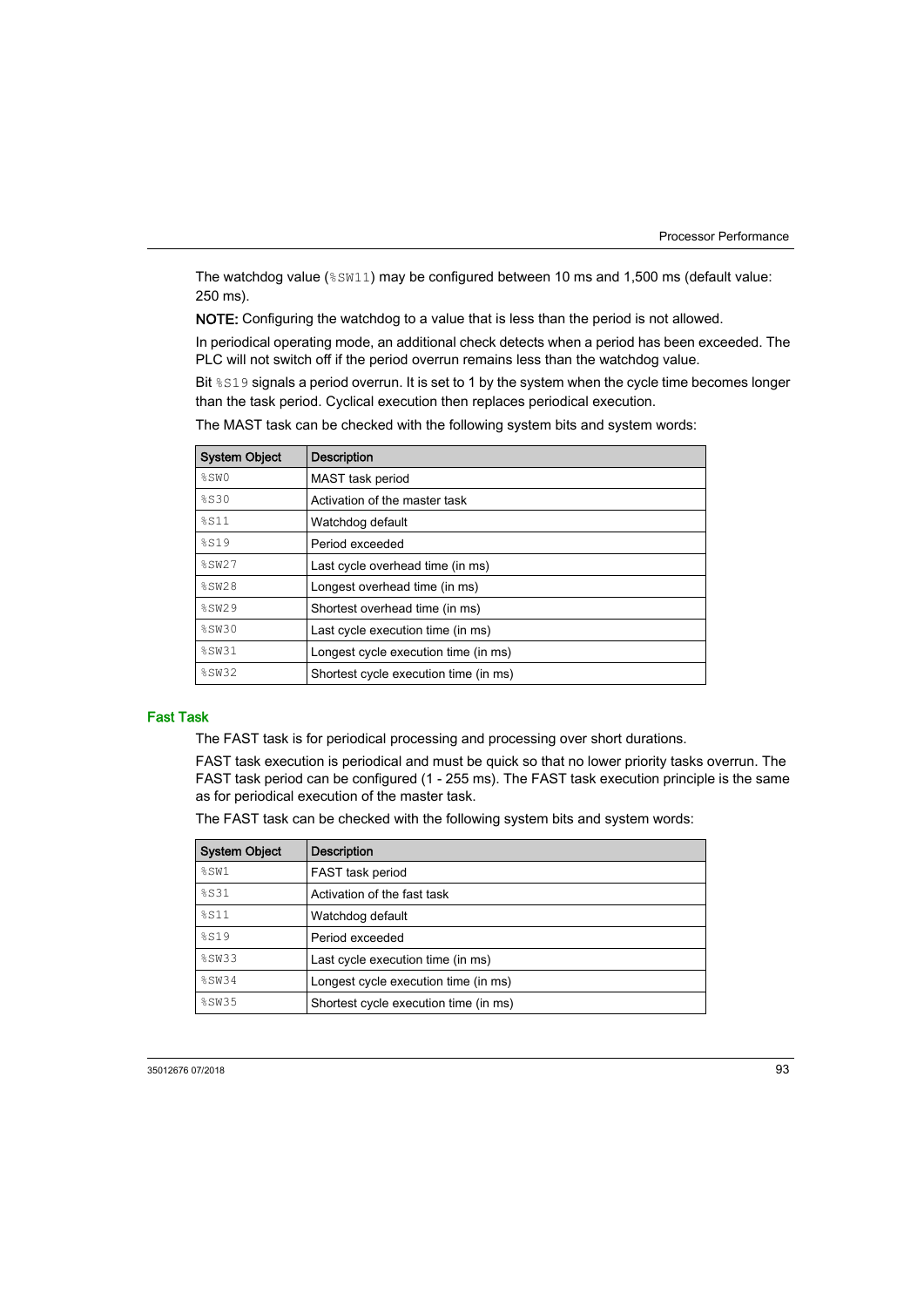The watchdog value (`%SW11`) may be configured between 10 ms and 1,500 ms (default value: 250 ms).

**NOTE:** Configuring the watchdog to a value that is less than the period is not allowed.

In periodical operating mode, an additional check detects when a period has been exceeded. The PLC will not switch off if the period overrun remains less than the watchdog value.

Bit `%S19` signals a period overrun. It is set to 1 by the system when the cycle time becomes longer than the task period. Cyclical execution then replaces periodical execution.

The MAST task can be checked with the following system bits and system words:

| System Object | Description |
|---|---|
| %SW0 | MAST task period |
| %S30 | Activation of the master task |
| %S11 | Watchdog default |
| %S19 | Period exceeded |
| %SW27 | Last cycle overhead time (in ms) |
| %SW28 | Longest overhead time (in ms) |
| %SW29 | Shortest overhead time (in ms) |
| %SW30 | Last cycle execution time (in ms) |
| %SW31 | Longest cycle execution time (in ms) |
| %SW32 | Shortest cycle execution time (in ms) |

## Fast Task

The FAST task is for periodical processing and processing over short durations.

FAST task execution is periodical and must be quick so that no lower priority tasks overrun. The FAST task period can be configured (1 - 255 ms). The FAST task execution principle is the same as for periodical execution of the master task.

The FAST task can be checked with the following system bits and system words:

| System Object | Description |
|---|---|
| %SW1 | FAST task period |
| %S31 | Activation of the fast task |
| %S11 | Watchdog default |
| %S19 | Period exceeded |
| %SW33 | Last cycle execution time (in ms) |
| %SW34 | Longest cycle execution time (in ms) |
| %SW35 | Shortest cycle execution time (in ms) |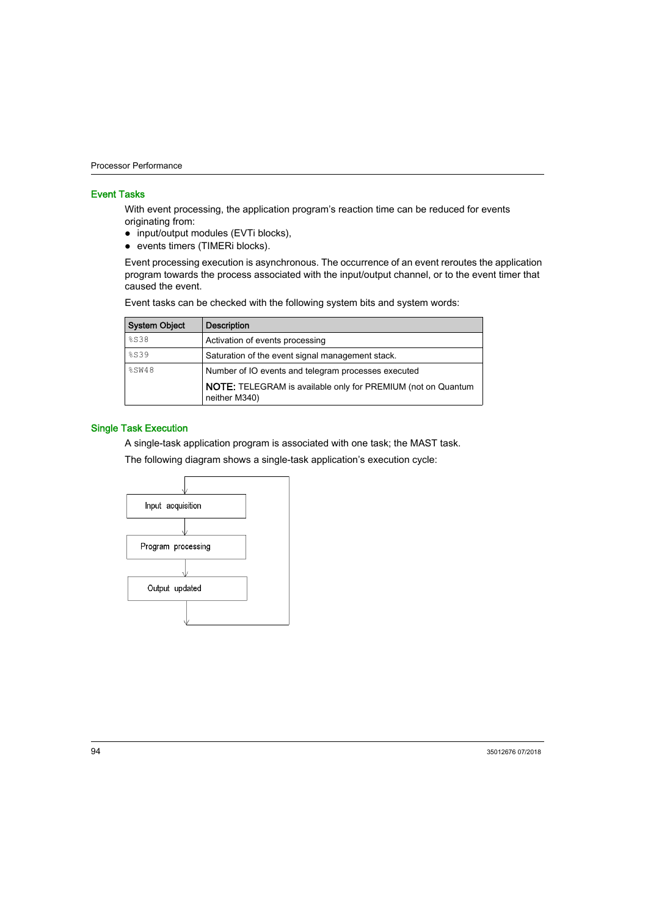## Event Tasks

With event processing, the application program's reaction time can be reduced for events originating from:

- input/output modules (EVTi blocks),
- events timers (TIMERi blocks).

Event processing execution is asynchronous. The occurrence of an event reroutes the application program towards the process associated with the input/output channel, or to the event timer that caused the event.

Event tasks can be checked with the following system bits and system words:

| System Object | Description |
| --- | --- |
| %S38 | Activation of events processing |
| %S39 | Saturation of the event signal management stack. |
| %SW48 | Number of IO events and telegram processes executed<br>**NOTE:** TELEGRAM is available only for PREMIUM (not on Quantum neither M340) |

## Single Task Execution

A single-task application program is associated with one task; the MAST task.

The following diagram shows a single-task application's execution cycle:

Input acquisition

Program processing

Output updated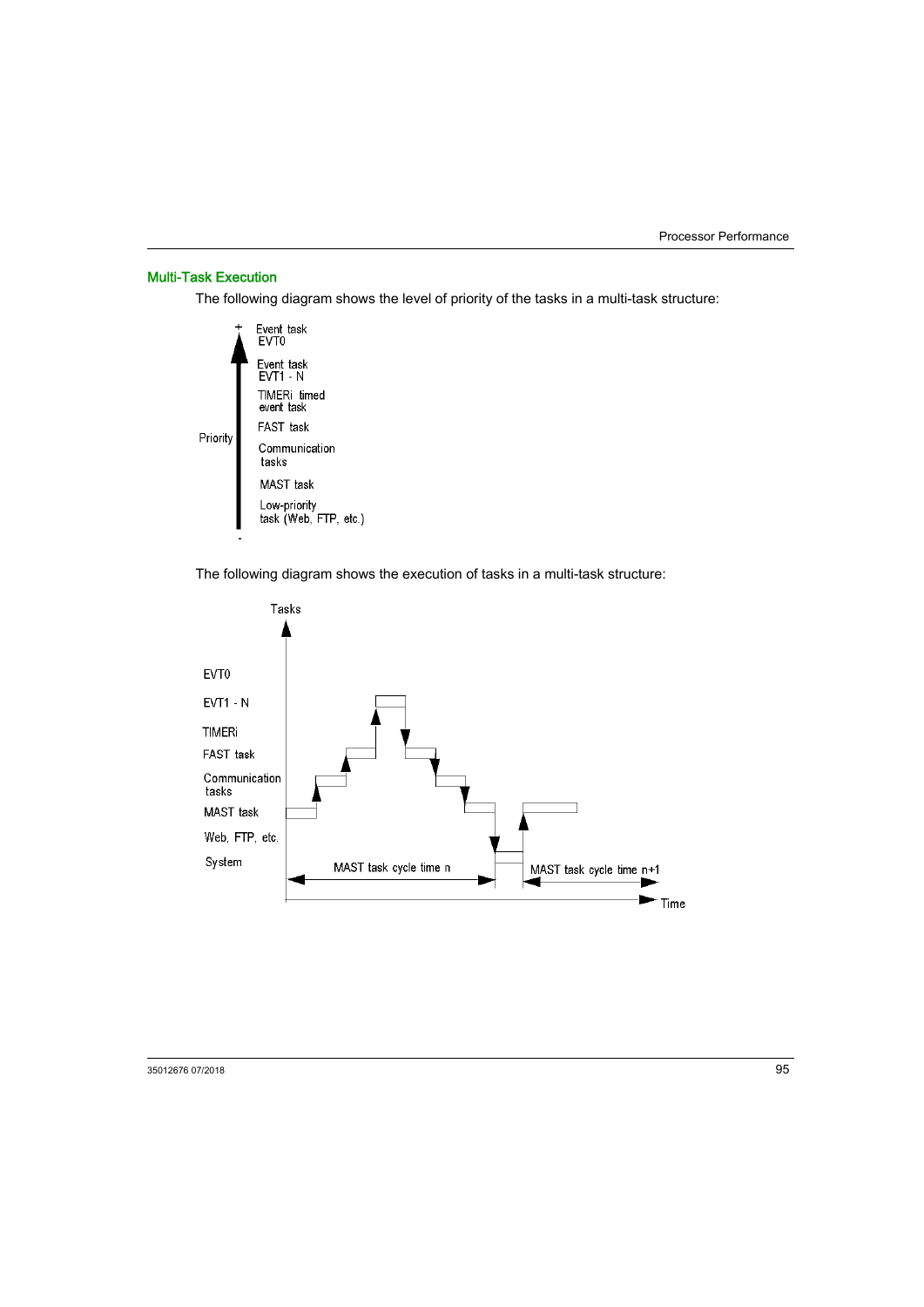### Multi-Task Execution

The following diagram shows the level of priority of the tasks in a multi-task structure:

The following diagram shows the execution of tasks in a multi-task structure: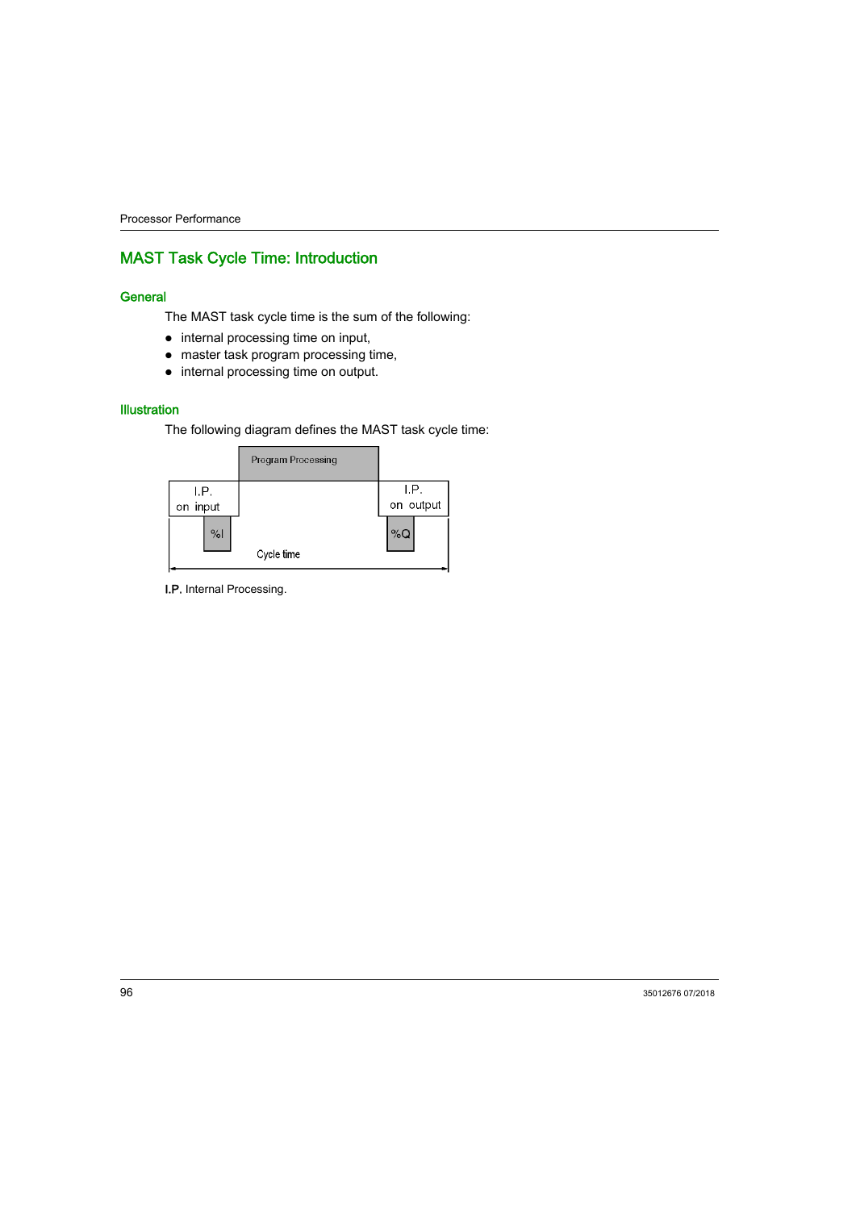## MAST Task Cycle Time: Introduction

### General

The MAST task cycle time is the sum of the following:

- internal processing time on input,
- master task program processing time,
- internal processing time on output.

### Illustration

The following diagram defines the MAST task cycle time:

Program Processing

I.P. on input

%I

Cycle time

I.P. on output

%Q

**I.P.** Internal Processing.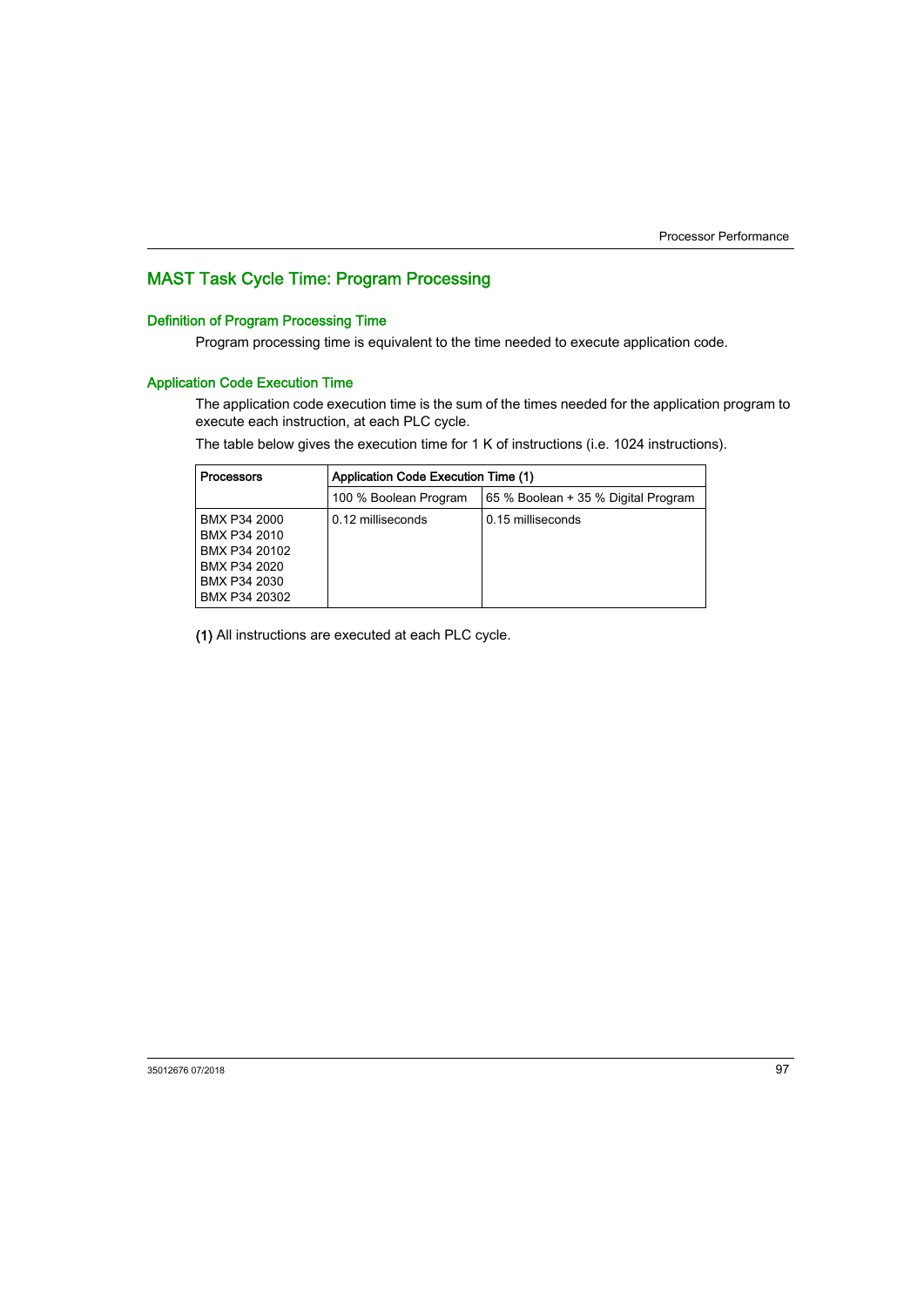## MAST Task Cycle Time: Program Processing

### Definition of Program Processing Time

Program processing time is equivalent to the time needed to execute application code.

### Application Code Execution Time

The application code execution time is the sum of the times needed for the application program to execute each instruction, at each PLC cycle.

The table below gives the execution time for 1 K of instructions (i.e. 1024 instructions).

| Processors | Application Code Execution Time (1) | |
|---|---|---|
| | 100 % Boolean Program | 65 % Boolean + 35 % Digital Program |
| BMX P34 2000<br>BMX P34 2010<br>BMX P34 20102<br>BMX P34 2020<br>BMX P34 2030<br>BMX P34 20302 | 0.12 milliseconds | 0.15 milliseconds |

**(1)** All instructions are executed at each PLC cycle.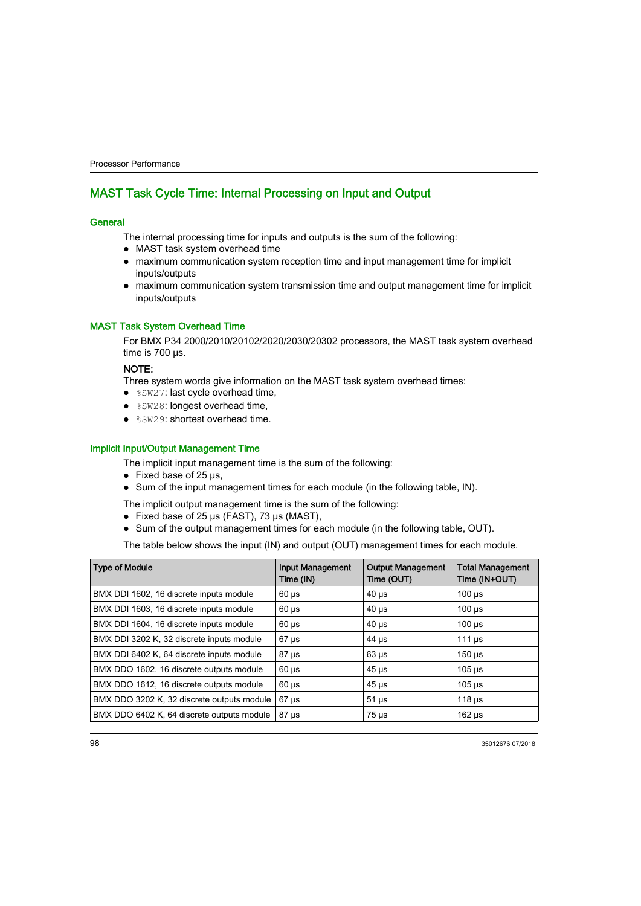## MAST Task Cycle Time: Internal Processing on Input and Output

### General

The internal processing time for inputs and outputs is the sum of the following:

- MAST task system overhead time
- maximum communication system reception time and input management time for implicit inputs/outputs
- maximum communication system transmission time and output management time for implicit inputs/outputs

### MAST Task System Overhead Time

For BMX P34 2000/2010/20102/2020/2030/20302 processors, the MAST task system overhead time is 700 µs.

**NOTE:**

Three system words give information on the MAST task system overhead times:

- `%SW27`: last cycle overhead time,
- `%SW28`: longest overhead time,
- `%SW29`: shortest overhead time.

### Implicit Input/Output Management Time

The implicit input management time is the sum of the following:

- Fixed base of 25 µs,
- Sum of the input management times for each module (in the following table, IN).

The implicit output management time is the sum of the following:

- Fixed base of 25 µs (FAST), 73 µs (MAST),
- Sum of the output management times for each module (in the following table, OUT).

The table below shows the input (IN) and output (OUT) management times for each module.

| Type of Module | Input Management Time (IN) | Output Management Time (OUT) | Total Management Time (IN+OUT) |
|---|---|---|---|
| BMX DDI 1602, 16 discrete inputs module | 60 µs | 40 µs | 100 µs |
| BMX DDI 1603, 16 discrete inputs module | 60 µs | 40 µs | 100 µs |
| BMX DDI 1604, 16 discrete inputs module | 60 µs | 40 µs | 100 µs |
| BMX DDI 3202 K, 32 discrete inputs module | 67 µs | 44 µs | 111 µs |
| BMX DDI 6402 K, 64 discrete inputs module | 87 µs | 63 µs | 150 µs |
| BMX DDO 1602, 16 discrete outputs module | 60 µs | 45 µs | 105 µs |
| BMX DDO 1612, 16 discrete outputs module | 60 µs | 45 µs | 105 µs |
| BMX DDO 3202 K, 32 discrete outputs module | 67 µs | 51 µs | 118 µs |
| BMX DDO 6402 K, 64 discrete outputs module | 87 µs | 75 µs | 162 µs |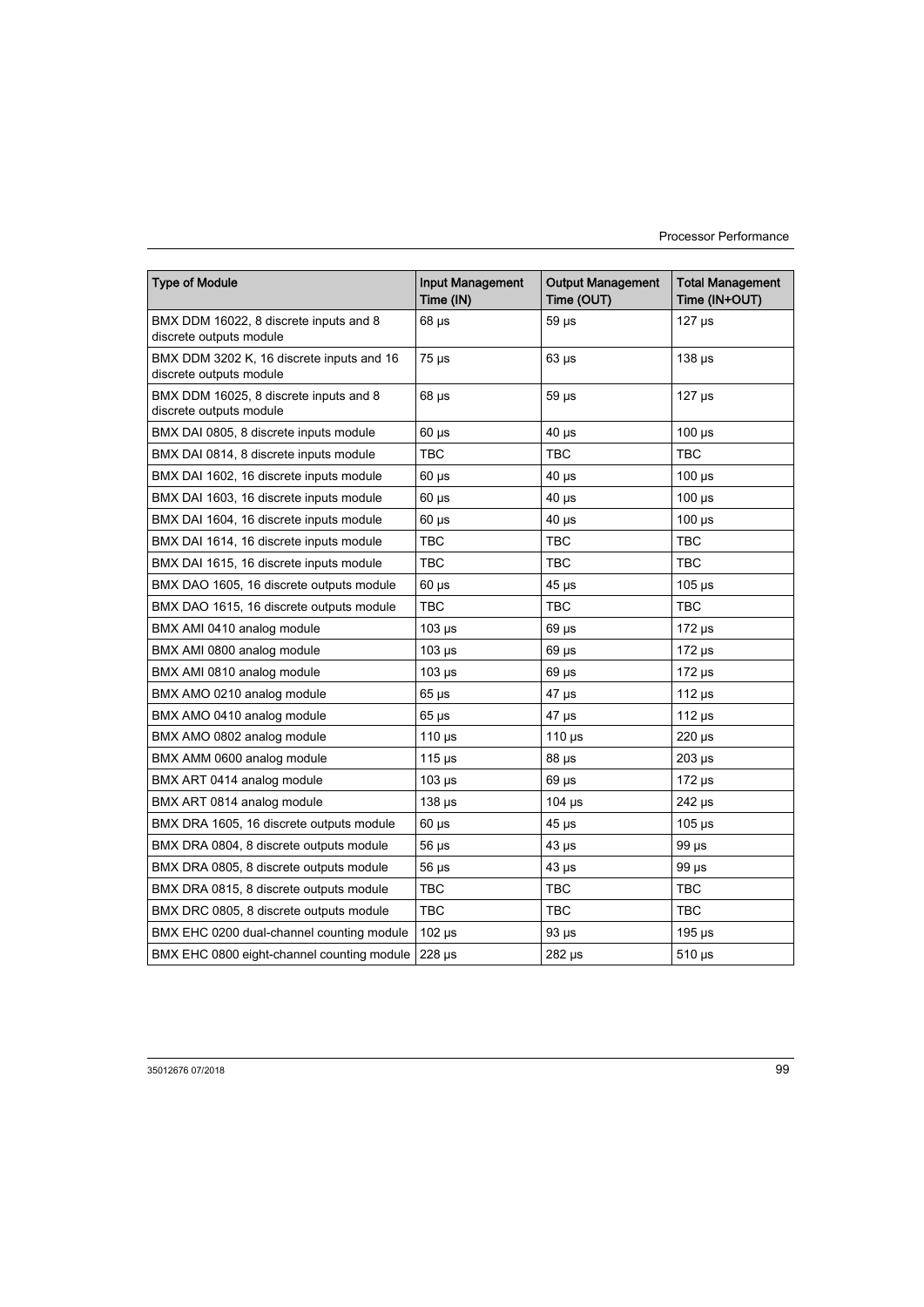| Type of Module | Input Management Time (IN) | Output Management Time (OUT) | Total Management Time (IN+OUT) |
|---|---|---|---|
| BMX DDM 16022, 8 discrete inputs and 8 discrete outputs module | 68 µs | 59 µs | 127 µs |
| BMX DDM 3202 K, 16 discrete inputs and 16 discrete outputs module | 75 µs | 63 µs | 138 µs |
| BMX DDM 16025, 8 discrete inputs and 8 discrete outputs module | 68 µs | 59 µs | 127 µs |
| BMX DAI 0805, 8 discrete inputs module | 60 µs | 40 µs | 100 µs |
| BMX DAI 0814, 8 discrete inputs module | TBC | TBC | TBC |
| BMX DAI 1602, 16 discrete inputs module | 60 µs | 40 µs | 100 µs |
| BMX DAI 1603, 16 discrete inputs module | 60 µs | 40 µs | 100 µs |
| BMX DAI 1604, 16 discrete inputs module | 60 µs | 40 µs | 100 µs |
| BMX DAI 1614, 16 discrete inputs module | TBC | TBC | TBC |
| BMX DAI 1615, 16 discrete inputs module | TBC | TBC | TBC |
| BMX DAO 1605, 16 discrete outputs module | 60 µs | 45 µs | 105 µs |
| BMX DAO 1615, 16 discrete outputs module | TBC | TBC | TBC |
| BMX AMI 0410 analog module | 103 µs | 69 µs | 172 µs |
| BMX AMI 0800 analog module | 103 µs | 69 µs | 172 µs |
| BMX AMI 0810 analog module | 103 µs | 69 µs | 172 µs |
| BMX AMO 0210 analog module | 65 µs | 47 µs | 112 µs |
| BMX AMO 0410 analog module | 65 µs | 47 µs | 112 µs |
| BMX AMO 0802 analog module | 110 µs | 110 µs | 220 µs |
| BMX AMM 0600 analog module | 115 µs | 88 µs | 203 µs |
| BMX ART 0414 analog module | 103 µs | 69 µs | 172 µs |
| BMX ART 0814 analog module | 138 µs | 104 µs | 242 µs |
| BMX DRA 1605, 16 discrete outputs module | 60 µs | 45 µs | 105 µs |
| BMX DRA 0804, 8 discrete outputs module | 56 µs | 43 µs | 99 µs |
| BMX DRA 0805, 8 discrete outputs module | 56 µs | 43 µs | 99 µs |
| BMX DRA 0815, 8 discrete outputs module | TBC | TBC | TBC |
| BMX DRC 0805, 8 discrete outputs module | TBC | TBC | TBC |
| BMX EHC 0200 dual-channel counting module | 102 µs | 93 µs | 195 µs |
| BMX EHC 0800 eight-channel counting module | 228 µs | 282 µs | 510 µs |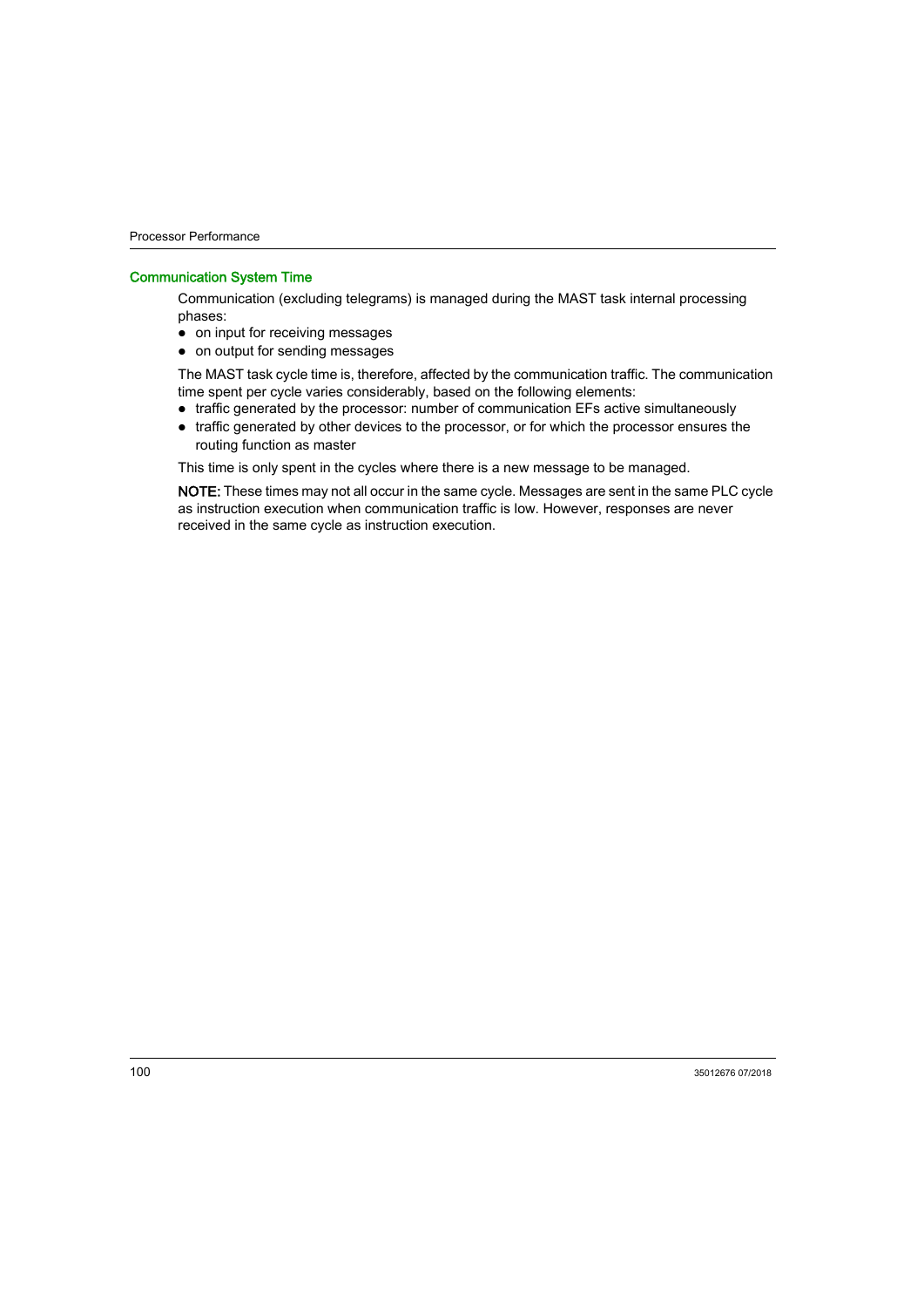### Communication System Time

Communication (excluding telegrams) is managed during the MAST task internal processing phases:

- on input for receiving messages
- on output for sending messages

The MAST task cycle time is, therefore, affected by the communication traffic. The communication time spent per cycle varies considerably, based on the following elements:

- traffic generated by the processor: number of communication EFs active simultaneously
- traffic generated by other devices to the processor, or for which the processor ensures the routing function as master

This time is only spent in the cycles where there is a new message to be managed.

**NOTE:** These times may not all occur in the same cycle. Messages are sent in the same PLC cycle as instruction execution when communication traffic is low. However, responses are never received in the same cycle as instruction execution.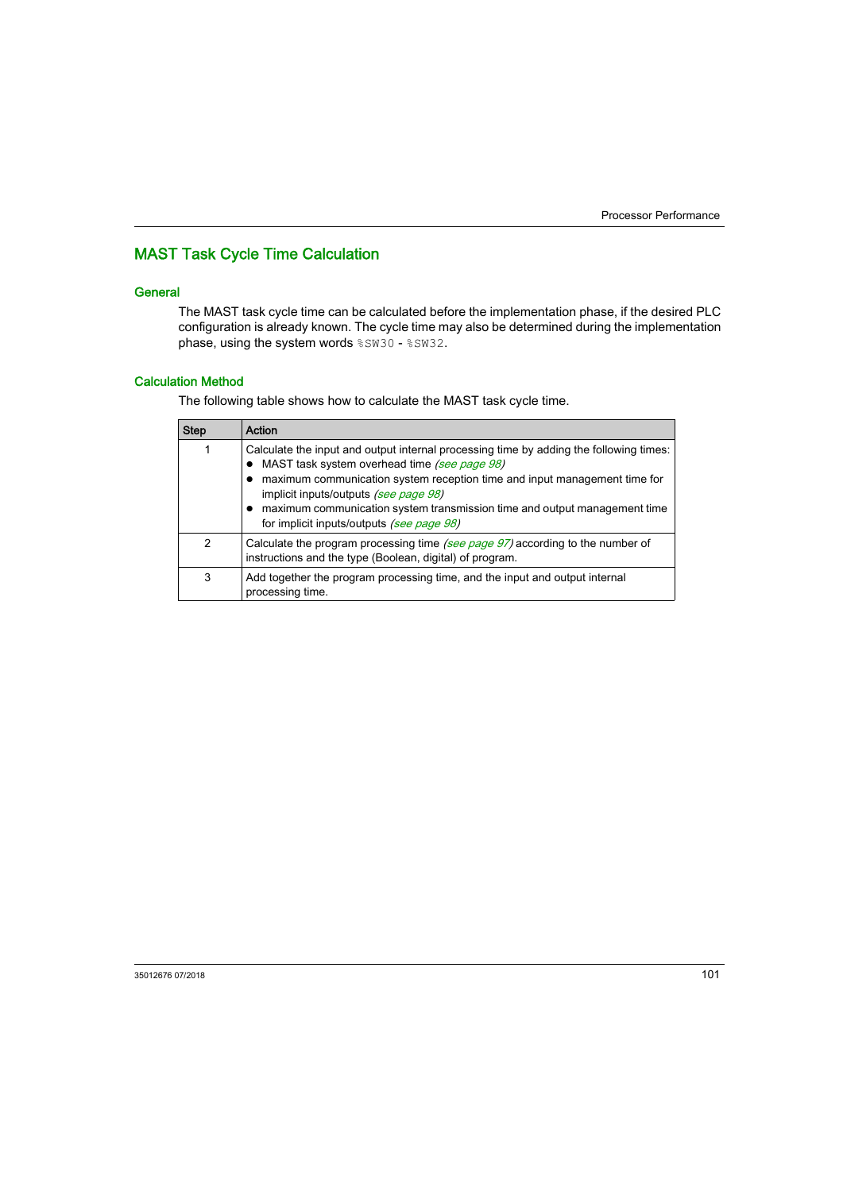## MAST Task Cycle Time Calculation

### General

The MAST task cycle time can be calculated before the implementation phase, if the desired PLC configuration is already known. The cycle time may also be determined during the implementation phase, using the system words `%SW30` - `%SW32`.

### Calculation Method

The following table shows how to calculate the MAST task cycle time.

| Step | Action |
| --- | --- |
| 1 | Calculate the input and output internal processing time by adding the following times:<br>● MAST task system overhead time *(see page 98)*<br>● maximum communication system reception time and input management time for implicit inputs/outputs *(see page 98)*<br>● maximum communication system transmission time and output management time for implicit inputs/outputs *(see page 98)* |
| 2 | Calculate the program processing time *(see page 97)* according to the number of instructions and the type (Boolean, digital) of program. |
| 3 | Add together the program processing time, and the input and output internal processing time. |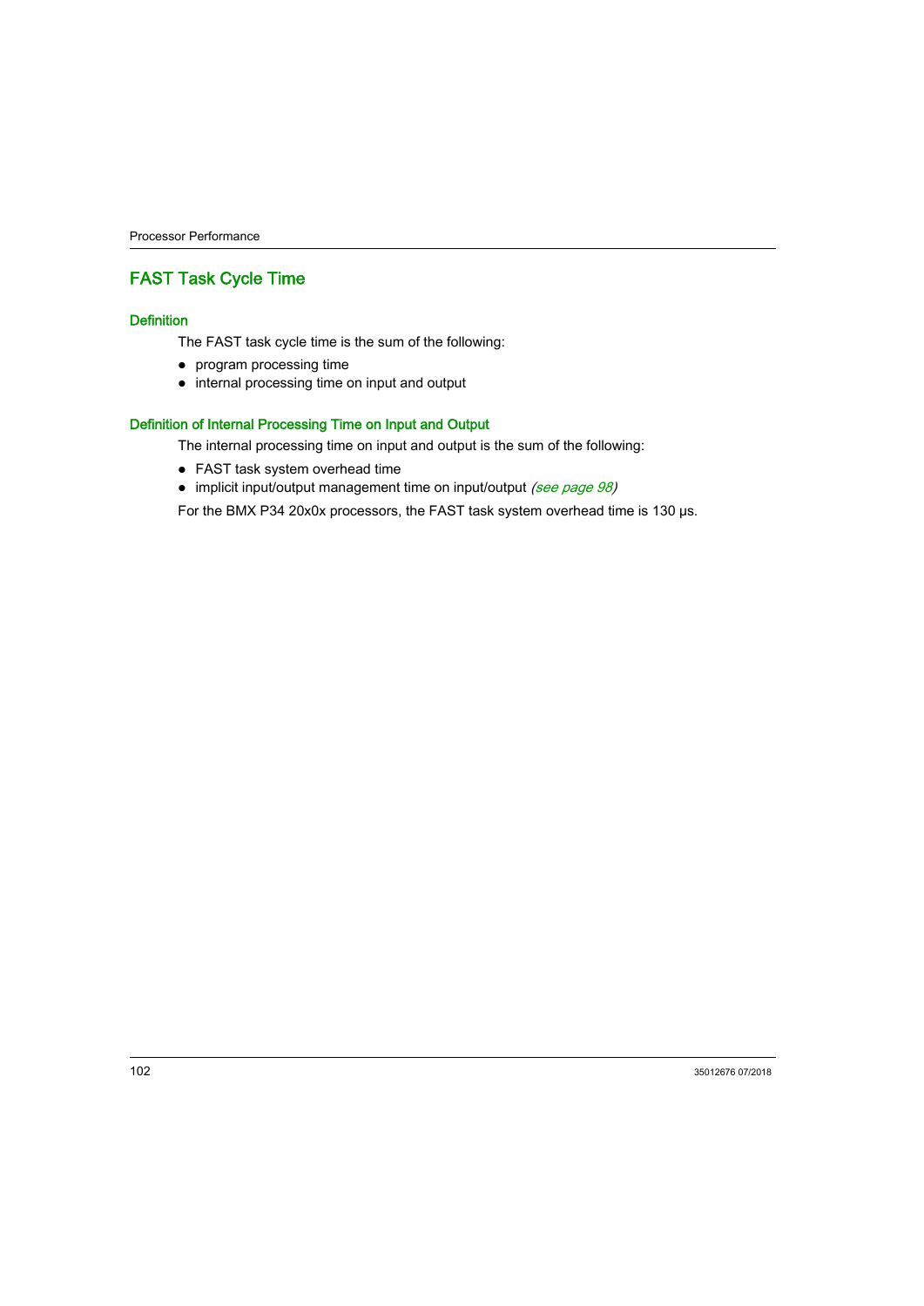## FAST Task Cycle Time

### Definition

The FAST task cycle time is the sum of the following:

- program processing time
- internal processing time on input and output

### Definition of Internal Processing Time on Input and Output

The internal processing time on input and output is the sum of the following:

- FAST task system overhead time
- implicit input/output management time on input/output *(see page 98)*

For the BMX P34 20x0x processors, the FAST task system overhead time is 130 µs.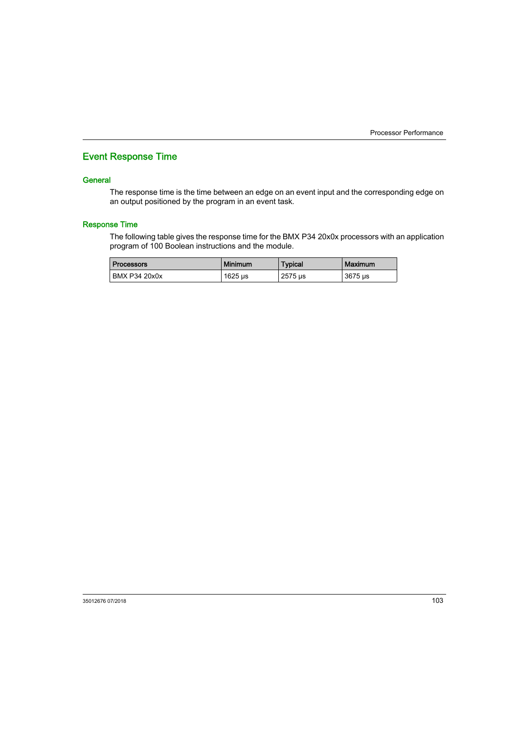## Event Response Time

### General

The response time is the time between an edge on an event input and the corresponding edge on an output positioned by the program in an event task.

### Response Time

The following table gives the response time for the BMX P34 20x0x processors with an application program of 100 Boolean instructions and the module.

| Processors | Minimum | Typical | Maximum |
|---|---|---|---|
| BMX P34 20x0x | 1625 µs | 2575 µs | 3675 µs |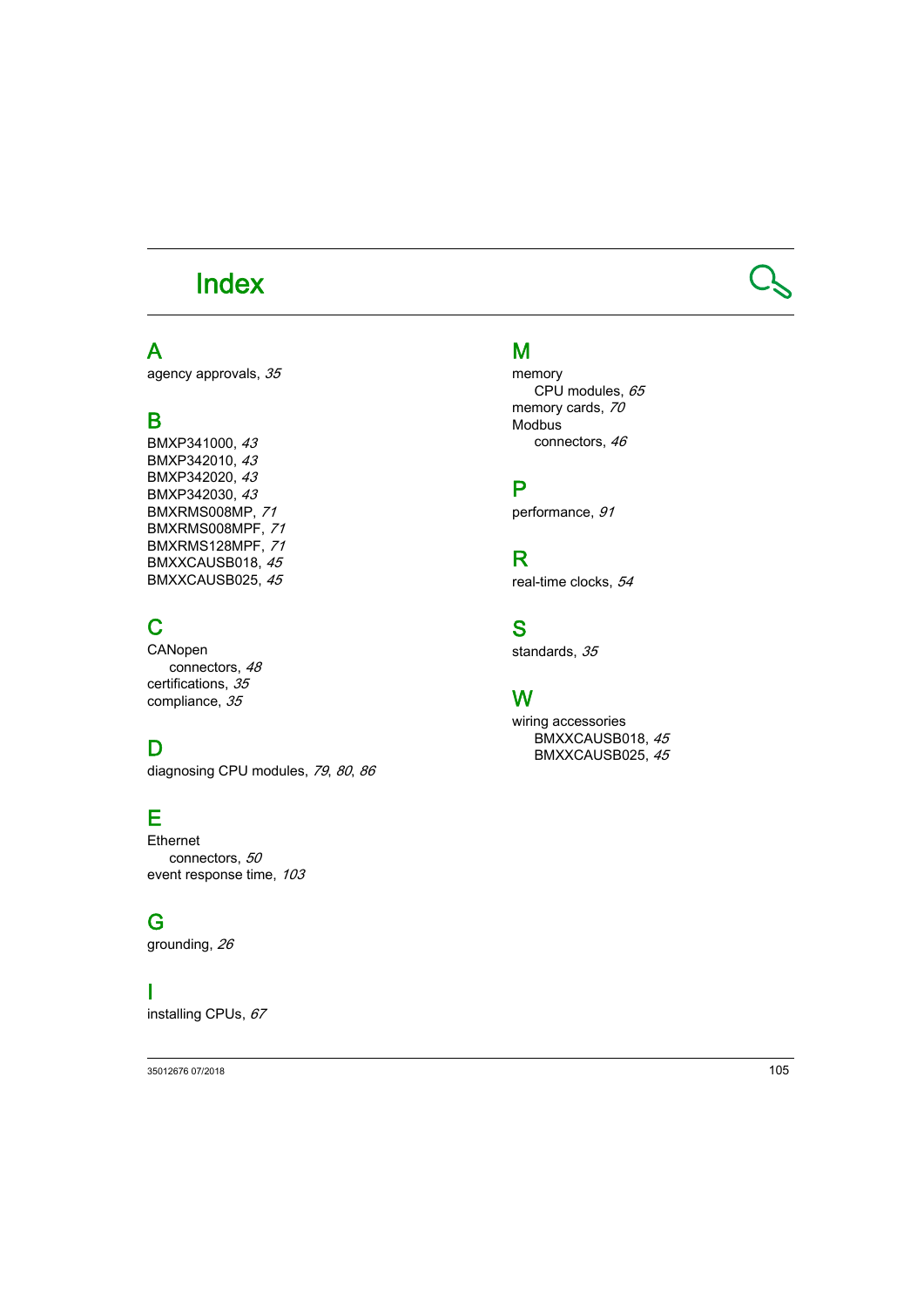# Index

## A

agency approvals, *35*

## B

BMXP341000, *43*
BMXP342010, *43*
BMXP342020, *43*
BMXP342030, *43*
BMXRMS008MP, *71*
BMXRMS008MPF, *71*
BMXRMS128MPF, *71*
BMXXCAUSB018, *45*
BMXXCAUSB025, *45*

## C

CANopen
  connectors, *48*
certifications, *35*
compliance, *35*

## D

diagnosing CPU modules, *79*, *80*, *86*

## E

Ethernet
  connectors, *50*
event response time, *103*

## G

grounding, *26*

## I

installing CPUs, *67*

## M

memory
  CPU modules, *65*
memory cards, *70*
Modbus
  connectors, *46*

## P

performance, *91*

## R

real-time clocks, *54*

## S

standards, *35*

## W

wiring accessories
  BMXXCAUSB018, *45*
  BMXXCAUSB025, *45*